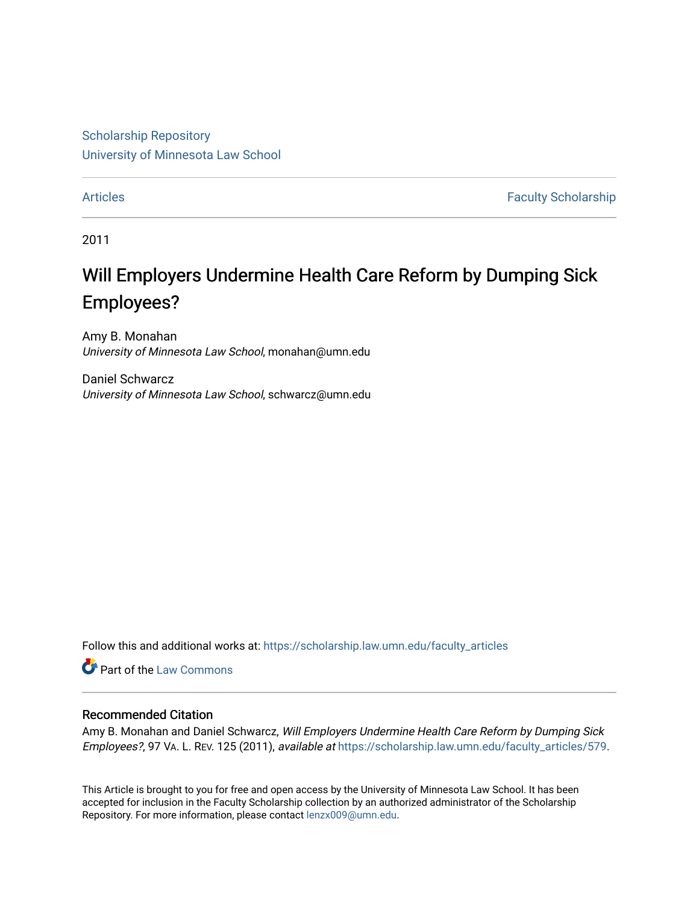Scholarship Repository
University of Minnesota Law School

Articles | Faculty Scholarship

2011

# Will Employers Undermine Health Care Reform by Dumping Sick Employees?

Amy B. Monahan
*University of Minnesota Law School*, monahan@umn.edu

Daniel Schwarcz
*University of Minnesota Law School*, schwarcz@umn.edu

Follow this and additional works at: https://scholarship.law.umn.edu/faculty_articles

Part of the Law Commons

## Recommended Citation

Amy B. Monahan and Daniel Schwarcz, *Will Employers Undermine Health Care Reform by Dumping Sick Employees?*, 97 VA. L. REV. 125 (2011), *available at* https://scholarship.law.umn.edu/faculty_articles/579.

This Article is brought to you for free and open access by the University of Minnesota Law School. It has been accepted for inclusion in the Faculty Scholarship collection by an authorized administrator of the Scholarship Repository. For more information, please contact lenzx009@umn.edu.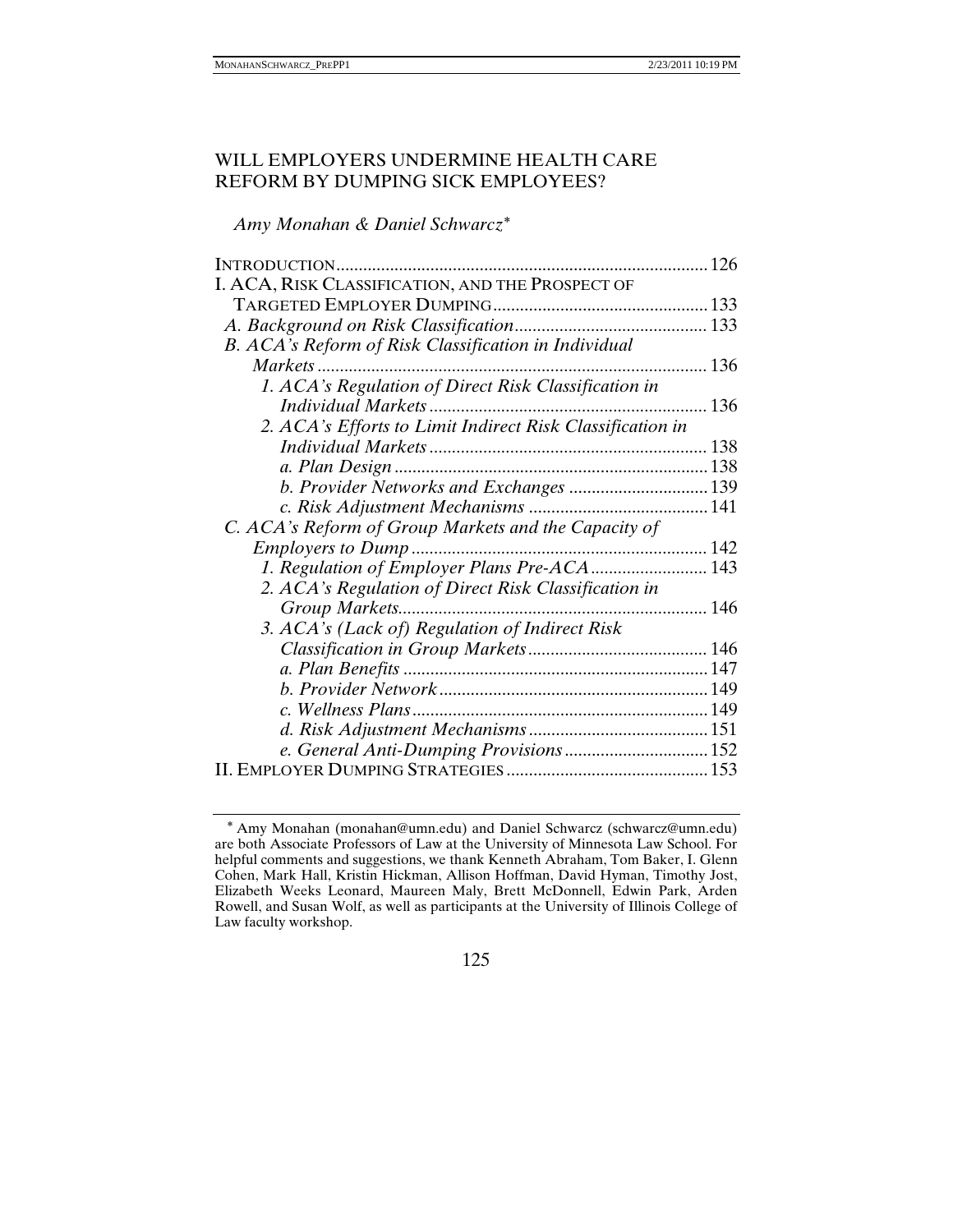# WILL EMPLOYERS UNDERMINE HEALTH CARE REFORM BY DUMPING SICK EMPLOYEES?

*Amy Monahan & Daniel Schwarcz*[*]

INTRODUCTION .................................................................................. 126
I. ACA, RISK CLASSIFICATION, AND THE PROSPECT OF TARGETED EMPLOYER DUMPING ................................................ 133
- *A. Background on Risk Classification* ........................................... 133
- *B. ACA's Reform of Risk Classification in Individual Markets* ...................................................................................... 136
  - *1. ACA's Regulation of Direct Risk Classification in Individual Markets* ............................................................. 136
  - *2. ACA's Efforts to Limit Indirect Risk Classification in Individual Markets* ............................................................. 138
    - *a. Plan Design* ...................................................................... 138
    - *b. Provider Networks and Exchanges* ............................... 139
    - *c. Risk Adjustment Mechanisms* ........................................ 141
- *C. ACA's Reform of Group Markets and the Capacity of Employers to Dump* ................................................................. 142
  - *1. Regulation of Employer Plans Pre-ACA* ......................... 143
  - *2. ACA's Regulation of Direct Risk Classification in Group Markets* .................................................................... 146
  - *3. ACA's (Lack of) Regulation of Indirect Risk Classification in Group Markets* ....................................... 146
    - *a. Plan Benefits* ................................................................... 147
    - *b. Provider Network* ........................................................... 149
    - *c. Wellness Plans* ................................................................ 149
    - *d. Risk Adjustment Mechanisms* ........................................ 151
    - *e. General Anti-Dumping Provisions* ................................ 152

II. EMPLOYER DUMPING STRATEGIES ............................................ 153

---

[*] Amy Monahan (monahan@umn.edu) and Daniel Schwarcz (schwarcz@umn.edu) are both Associate Professors of Law at the University of Minnesota Law School. For helpful comments and suggestions, we thank Kenneth Abraham, Tom Baker, I. Glenn Cohen, Mark Hall, Kristin Hickman, Allison Hoffman, David Hyman, Timothy Jost, Elizabeth Weeks Leonard, Maureen Maly, Brett McDonnell, Edwin Park, Arden Rowell, and Susan Wolf, as well as participants at the University of Illinois College of Law faculty workshop.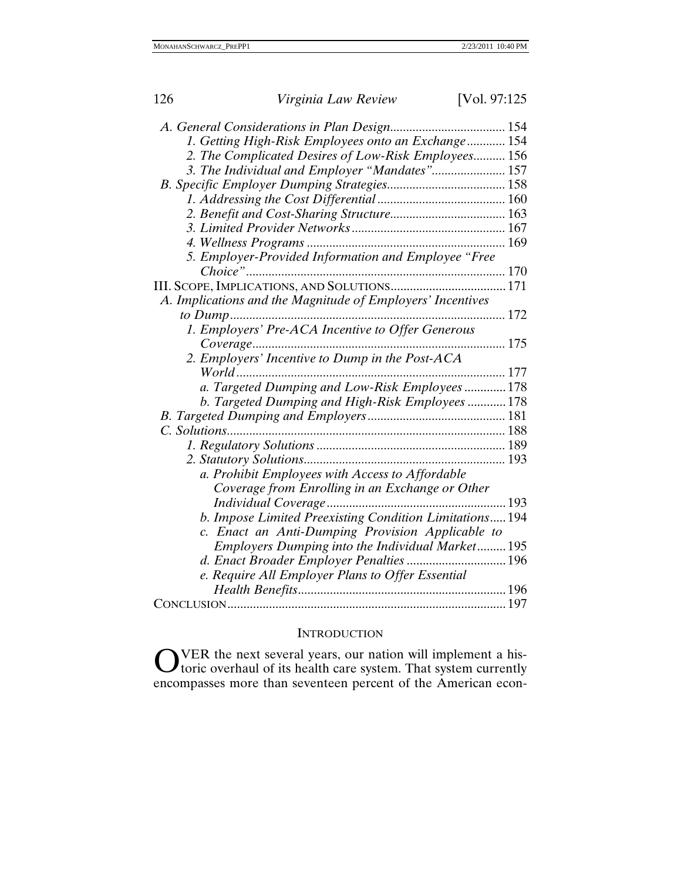*A. General Considerations in Plan Design* .................................... 154

*1. Getting High-Risk Employees onto an Exchange* ............ 154

*2. The Complicated Desires of Low-Risk Employees* .......... 156

*3. The Individual and Employer "Mandates"* ...................... 157

*B. Specific Employer Dumping Strategies* ..................................... 158

*1. Addressing the Cost Differential* ........................................ 160

*2. Benefit and Cost-Sharing Structure* .................................... 163

*3. Limited Provider Networks* ................................................ 167

*4. Wellness Programs* ............................................................. 169

*5. Employer-Provided Information and Employee "Free Choice"* ................................................................................. 170

III. SCOPE, IMPLICATIONS, AND SOLUTIONS .................................... 171

*A. Implications and the Magnitude of Employers' Incentives to Dump* ...................................................................................... 172

*1. Employers' Pre-ACA Incentive to Offer Generous Coverage* ............................................................................... 175

*2. Employers' Incentive to Dump in the Post-ACA World* .................................................................................... 177

*a. Targeted Dumping and Low-Risk Employees* ............. 178

*b. Targeted Dumping and High-Risk Employees* ............ 178

*B. Targeted Dumping and Employers* ........................................... 181

*C. Solutions* ........................................................................................ 188

*1. Regulatory Solutions* ........................................................... 189

*2. Statutory Solutions* ............................................................... 193

*a. Prohibit Employees with Access to Affordable Coverage from Enrolling in an Exchange or Other Individual Coverage* ........................................................ 193

*b. Impose Limited Preexisting Condition Limitations* ..... 194

*c. Enact an Anti-Dumping Provision Applicable to Employers Dumping into the Individual Market* ......... 195

*d. Enact Broader Employer Penalties* ............................... 196

*e. Require All Employer Plans to Offer Essential Health Benefits* ................................................................. 196

CONCLUSION ...................................................................................... 197

## INTRODUCTION

OVER the next several years, our nation will implement a historic overhaul of its health care system. That system currently encompasses more than seventeen percent of the American econ-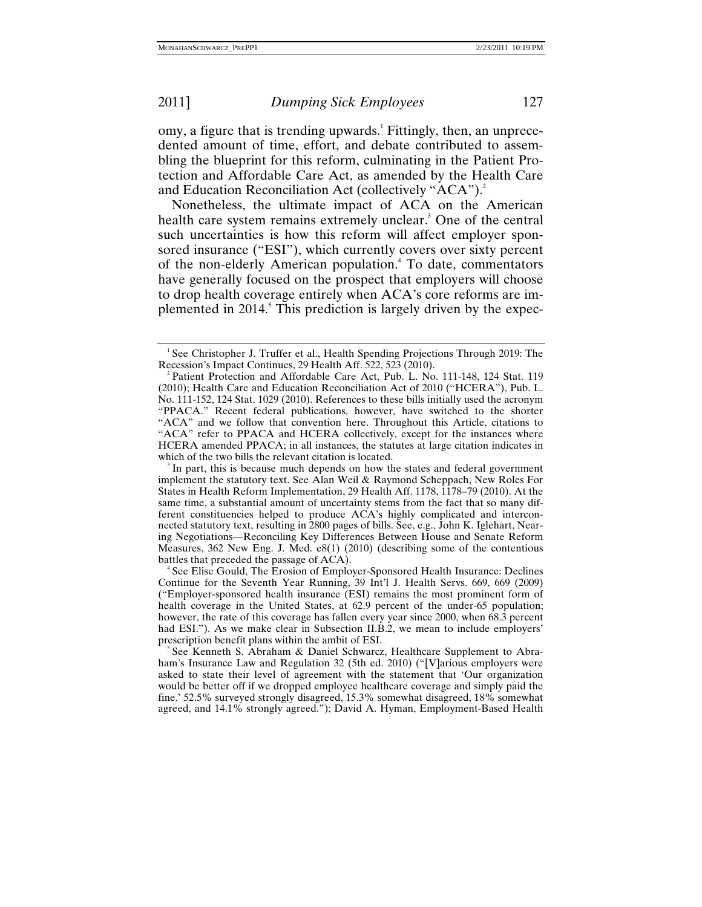omy, a figure that is trending upwards.[1] Fittingly, then, an unprecedented amount of time, effort, and debate contributed to assembling the blueprint for this reform, culminating in the Patient Protection and Affordable Care Act, as amended by the Health Care and Education Reconciliation Act (collectively "ACA").[2]

Nonetheless, the ultimate impact of ACA on the American health care system remains extremely unclear.[3] One of the central such uncertainties is how this reform will affect employer sponsored insurance ("ESI"), which currently covers over sixty percent of the non-elderly American population.[4] To date, commentators have generally focused on the prospect that employers will choose to drop health coverage entirely when ACA's core reforms are implemented in 2014.[5] This prediction is largely driven by the expec-

---

[1] See Christopher J. Truffer et al., Health Spending Projections Through 2019: The Recession's Impact Continues, 29 Health Aff. 522, 523 (2010).

[2] Patient Protection and Affordable Care Act, Pub. L. No. 111-148, 124 Stat. 119 (2010); Health Care and Education Reconciliation Act of 2010 ("HCERA"), Pub. L. No. 111-152, 124 Stat. 1029 (2010). References to these bills initially used the acronym "PPACA." Recent federal publications, however, have switched to the shorter "ACA" and we follow that convention here. Throughout this Article, citations to "ACA" refer to PPACA and HCERA collectively, except for the instances where HCERA amended PPACA; in all instances, the statutes at large citation indicates in which of the two bills the relevant citation is located.

[3] In part, this is because much depends on how the states and federal government implement the statutory text. See Alan Weil & Raymond Scheppach, New Roles For States in Health Reform Implementation, 29 Health Aff. 1178, 1178–79 (2010). At the same time, a substantial amount of uncertainty stems from the fact that so many different constituencies helped to produce ACA's highly complicated and interconnected statutory text, resulting in 2800 pages of bills. See, e.g., John K. Iglehart, Nearing Negotiations—Reconciling Key Differences Between House and Senate Reform Measures, 362 New Eng. J. Med. e8(1) (2010) (describing some of the contentious battles that preceded the passage of ACA).

[4] See Elise Gould, The Erosion of Employer-Sponsored Health Insurance: Declines Continue for the Seventh Year Running, 39 Int'l J. Health Servs. 669, 669 (2009) ("Employer-sponsored health insurance (ESI) remains the most prominent form of health coverage in the United States, at 62.9 percent of the under-65 population; however, the rate of this coverage has fallen every year since 2000, when 68.3 percent had ESI."). As we make clear in Subsection II.B.2, we mean to include employers' prescription benefit plans within the ambit of ESI.

[5] See Kenneth S. Abraham & Daniel Schwarcz, Healthcare Supplement to Abraham's Insurance Law and Regulation 32 (5th ed. 2010) ("[V]arious employers were asked to state their level of agreement with the statement that 'Our organization would be better off if we dropped employee healthcare coverage and simply paid the fine.' 52.5% surveyed strongly disagreed, 15.3% somewhat disagreed, 18% somewhat agreed, and 14.1% strongly agreed."); David A. Hyman, Employment-Based Health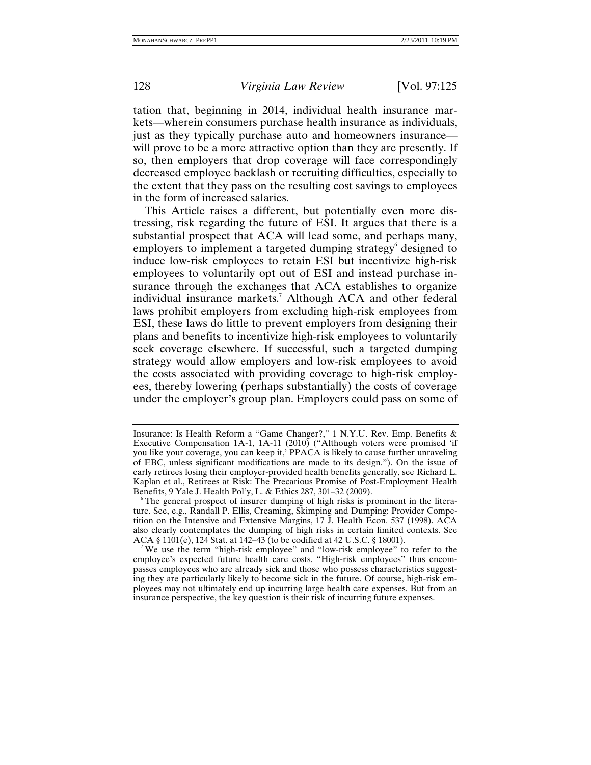tation that, beginning in 2014, individual health insurance markets—wherein consumers purchase health insurance as individuals, just as they typically purchase auto and homeowners insurance—will prove to be a more attractive option than they are presently. If so, then employers that drop coverage will face correspondingly decreased employee backlash or recruiting difficulties, especially to the extent that they pass on the resulting cost savings to employees in the form of increased salaries.

This Article raises a different, but potentially even more distressing, risk regarding the future of ESI. It argues that there is a substantial prospect that ACA will lead some, and perhaps many, employers to implement a targeted dumping strategy[6] designed to induce low-risk employees to retain ESI but incentivize high-risk employees to voluntarily opt out of ESI and instead purchase insurance through the exchanges that ACA establishes to organize individual insurance markets.[7] Although ACA and other federal laws prohibit employers from excluding high-risk employees from ESI, these laws do little to prevent employers from designing their plans and benefits to incentivize high-risk employees to voluntarily seek coverage elsewhere. If successful, such a targeted dumping strategy would allow employers and low-risk employees to avoid the costs associated with providing coverage to high-risk employees, thereby lowering (perhaps substantially) the costs of coverage under the employer's group plan. Employers could pass on some of

---

Insurance: Is Health Reform a "Game Changer?," 1 N.Y.U. Rev. Emp. Benefits & Executive Compensation 1A-1, 1A-11 (2010) ("Although voters were promised 'if you like your coverage, you can keep it,' PPACA is likely to cause further unraveling of EBC, unless significant modifications are made to its design."). On the issue of early retirees losing their employer-provided health benefits generally, see Richard L. Kaplan et al., Retirees at Risk: The Precarious Promise of Post-Employment Health Benefits, 9 Yale J. Health Pol'y, L. & Ethics 287, 301–32 (2009).

[6] The general prospect of insurer dumping of high risks is prominent in the literature. See, e.g., Randall P. Ellis, Creaming, Skimping and Dumping: Provider Competition on the Intensive and Extensive Margins, 17 J. Health Econ. 537 (1998). ACA also clearly contemplates the dumping of high risks in certain limited contexts. See ACA § 1101(e), 124 Stat. at 142–43 (to be codified at 42 U.S.C. § 18001).

[7] We use the term "high-risk employee" and "low-risk employee" to refer to the employee's expected future health care costs. "High-risk employees" thus encompasses employees who are already sick and those who possess characteristics suggesting they are particularly likely to become sick in the future. Of course, high-risk employees may not ultimately end up incurring large health care expenses. But from an insurance perspective, the key question is their risk of incurring future expenses.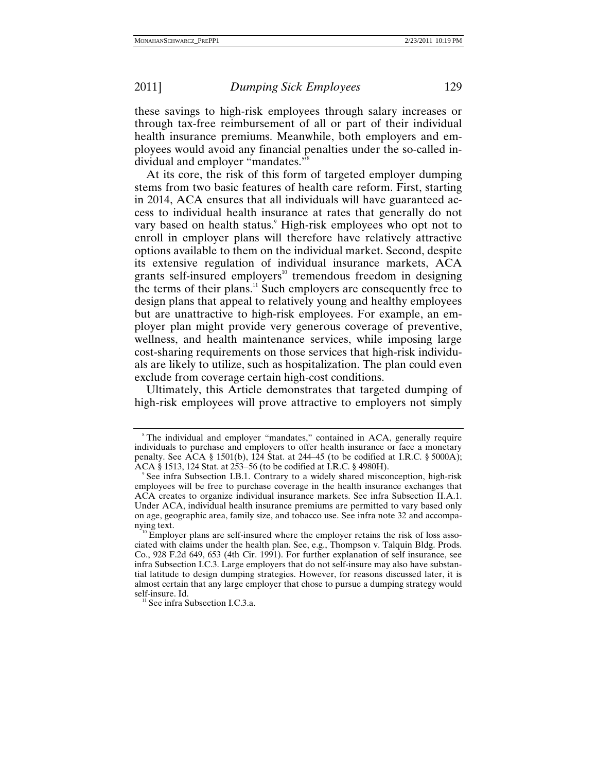these savings to high-risk employees through salary increases or through tax-free reimbursement of all or part of their individual health insurance premiums. Meanwhile, both employers and employees would avoid any financial penalties under the so-called individual and employer "mandates."[8]

At its core, the risk of this form of targeted employer dumping stems from two basic features of health care reform. First, starting in 2014, ACA ensures that all individuals will have guaranteed access to individual health insurance at rates that generally do not vary based on health status.[9] High-risk employees who opt not to enroll in employer plans will therefore have relatively attractive options available to them on the individual market. Second, despite its extensive regulation of individual insurance markets, ACA grants self-insured employers[10] tremendous freedom in designing the terms of their plans.[11] Such employers are consequently free to design plans that appeal to relatively young and healthy employees but are unattractive to high-risk employees. For example, an employer plan might provide very generous coverage of preventive, wellness, and health maintenance services, while imposing large cost-sharing requirements on those services that high-risk individuals are likely to utilize, such as hospitalization. The plan could even exclude from coverage certain high-cost conditions.

Ultimately, this Article demonstrates that targeted dumping of high-risk employees will prove attractive to employers not simply

---

[8] The individual and employer "mandates," contained in ACA, generally require individuals to purchase and employers to offer health insurance or face a monetary penalty. See ACA § 1501(b), 124 Stat. at 244–45 (to be codified at I.R.C. § 5000A); ACA § 1513, 124 Stat. at 253–56 (to be codified at I.R.C. § 4980H).

[9] See infra Subsection I.B.1. Contrary to a widely shared misconception, high-risk employees will be free to purchase coverage in the health insurance exchanges that ACA creates to organize individual insurance markets. See infra Subsection II.A.1. Under ACA, individual health insurance premiums are permitted to vary based only on age, geographic area, family size, and tobacco use. See infra note 32 and accompanying text.

[10] Employer plans are self-insured where the employer retains the risk of loss associated with claims under the health plan. See, e.g., Thompson v. Talquin Bldg. Prods. Co., 928 F.2d 649, 653 (4th Cir. 1991). For further explanation of self insurance, see infra Subsection I.C.3. Large employers that do not self-insure may also have substantial latitude to design dumping strategies. However, for reasons discussed later, it is almost certain that any large employer that chose to pursue a dumping strategy would self-insure. Id.

[11] See infra Subsection I.C.3.a.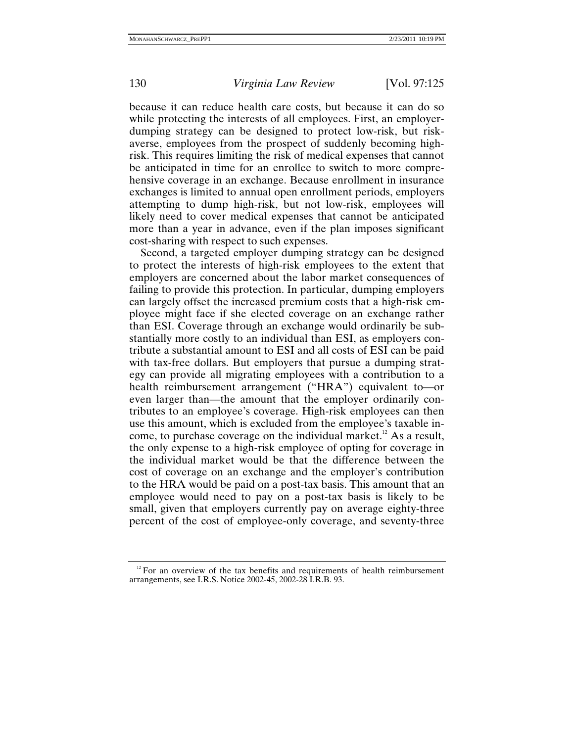because it can reduce health care costs, but because it can do so while protecting the interests of all employees. First, an employer-dumping strategy can be designed to protect low-risk, but risk-averse, employees from the prospect of suddenly becoming high-risk. This requires limiting the risk of medical expenses that cannot be anticipated in time for an enrollee to switch to more comprehensive coverage in an exchange. Because enrollment in insurance exchanges is limited to annual open enrollment periods, employers attempting to dump high-risk, but not low-risk, employees will likely need to cover medical expenses that cannot be anticipated more than a year in advance, even if the plan imposes significant cost-sharing with respect to such expenses.

Second, a targeted employer dumping strategy can be designed to protect the interests of high-risk employees to the extent that employers are concerned about the labor market consequences of failing to provide this protection. In particular, dumping employers can largely offset the increased premium costs that a high-risk employee might face if she elected coverage on an exchange rather than ESI. Coverage through an exchange would ordinarily be substantially more costly to an individual than ESI, as employers contribute a substantial amount to ESI and all costs of ESI can be paid with tax-free dollars. But employers that pursue a dumping strategy can provide all migrating employees with a contribution to a health reimbursement arrangement ("HRA") equivalent to—or even larger than—the amount that the employer ordinarily contributes to an employee's coverage. High-risk employees can then use this amount, which is excluded from the employee's taxable income, to purchase coverage on the individual market.[12] As a result, the only expense to a high-risk employee of opting for coverage in the individual market would be that the difference between the cost of coverage on an exchange and the employer's contribution to the HRA would be paid on a post-tax basis. This amount that an employee would need to pay on a post-tax basis is likely to be small, given that employers currently pay on average eighty-three percent of the cost of employee-only coverage, and seventy-three

[12] For an overview of the tax benefits and requirements of health reimbursement arrangements, see I.R.S. Notice 2002-45, 2002-28 I.R.B. 93.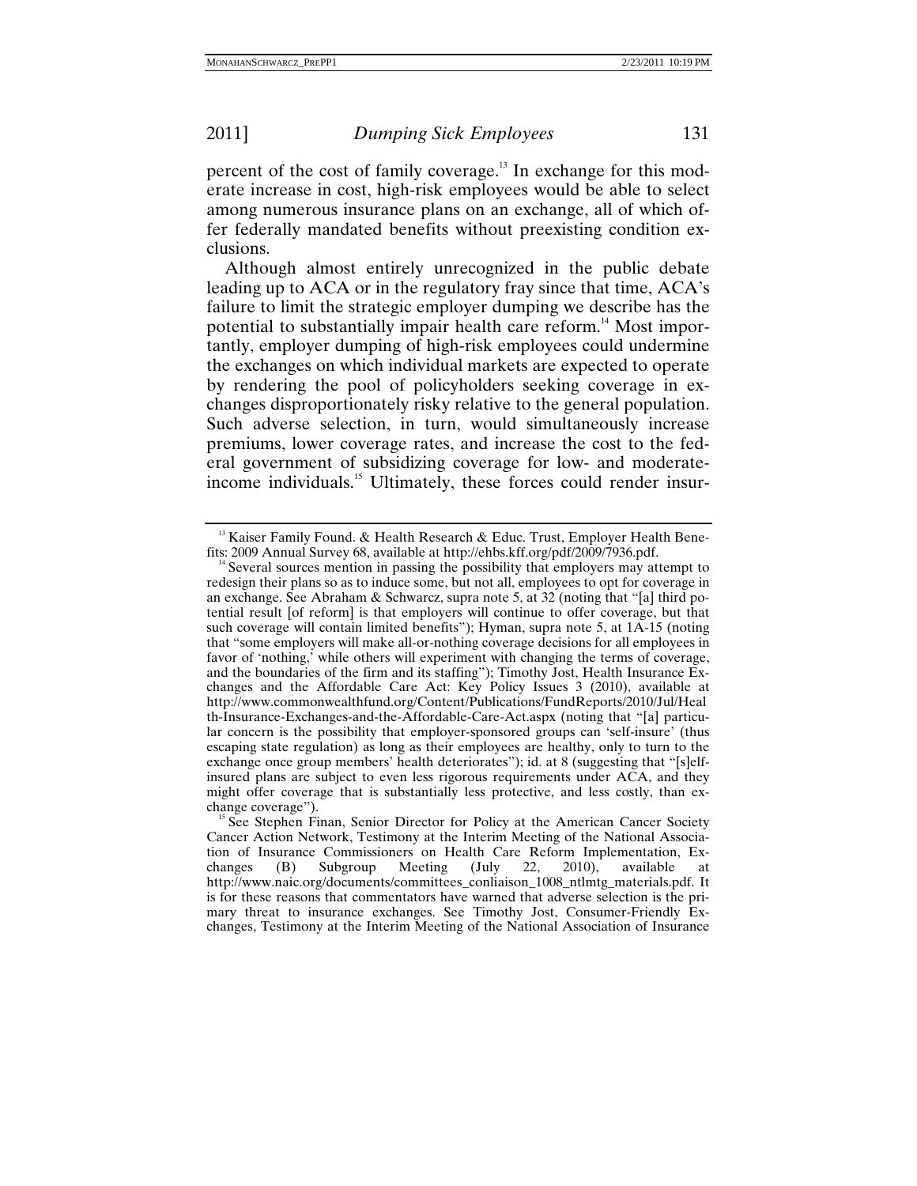percent of the cost of family coverage.[13] In exchange for this moderate increase in cost, high-risk employees would be able to select among numerous insurance plans on an exchange, all of which offer federally mandated benefits without preexisting condition exclusions.

Although almost entirely unrecognized in the public debate leading up to ACA or in the regulatory fray since that time, ACA's failure to limit the strategic employer dumping we describe has the potential to substantially impair health care reform.[14] Most importantly, employer dumping of high-risk employees could undermine the exchanges on which individual markets are expected to operate by rendering the pool of policyholders seeking coverage in exchanges disproportionately risky relative to the general population. Such adverse selection, in turn, would simultaneously increase premiums, lower coverage rates, and increase the cost to the federal government of subsidizing coverage for low- and moderate-income individuals.[15] Ultimately, these forces could render insur-

---

[13] Kaiser Family Found. & Health Research & Educ. Trust, Employer Health Benefits: 2009 Annual Survey 68, available at http://ehbs.kff.org/pdf/2009/7936.pdf.

[14] Several sources mention in passing the possibility that employers may attempt to redesign their plans so as to induce some, but not all, employees to opt for coverage in an exchange. See Abraham & Schwarcz, supra note 5, at 32 (noting that "[a] third potential result [of reform] is that employers will continue to offer coverage, but that such coverage will contain limited benefits"); Hyman, supra note 5, at 1A-15 (noting that "some employers will make all-or-nothing coverage decisions for all employees in favor of 'nothing,' while others will experiment with changing the terms of coverage, and the boundaries of the firm and its staffing"); Timothy Jost, Health Insurance Exchanges and the Affordable Care Act: Key Policy Issues 3 (2010), available at http://www.commonwealthfund.org/Content/Publications/FundReports/2010/Jul/Health-Insurance-Exchanges-and-the-Affordable-Care-Act.aspx (noting that "[a] particular concern is the possibility that employer-sponsored groups can 'self-insure' (thus escaping state regulation) as long as their employees are healthy, only to turn to the exchange once group members' health deteriorates"); id. at 8 (suggesting that "[s]elf-insured plans are subject to even less rigorous requirements under ACA, and they might offer coverage that is substantially less protective, and less costly, than exchange coverage").

[15] See Stephen Finan, Senior Director for Policy at the American Cancer Society Cancer Action Network, Testimony at the Interim Meeting of the National Association of Insurance Commissioners on Health Care Reform Implementation, Exchanges (B) Subgroup Meeting (July 22, 2010), available at http://www.naic.org/documents/committees_conliaison_1008_ntlmtg_materials.pdf. It is for these reasons that commentators have warned that adverse selection is the primary threat to insurance exchanges. See Timothy Jost, Consumer-Friendly Exchanges, Testimony at the Interim Meeting of the National Association of Insurance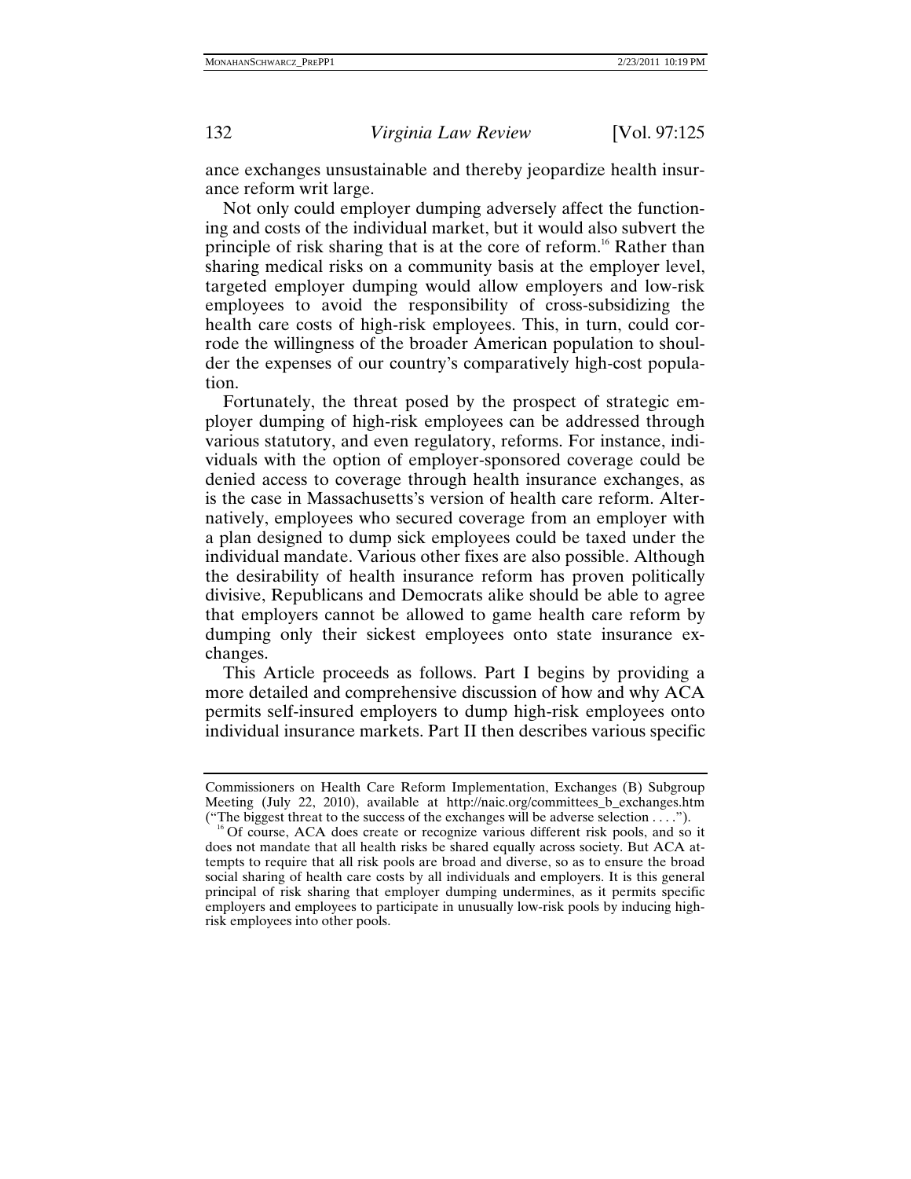ance exchanges unsustainable and thereby jeopardize health insurance reform writ large.

Not only could employer dumping adversely affect the functioning and costs of the individual market, but it would also subvert the principle of risk sharing that is at the core of reform.[16] Rather than sharing medical risks on a community basis at the employer level, targeted employer dumping would allow employers and low-risk employees to avoid the responsibility of cross-subsidizing the health care costs of high-risk employees. This, in turn, could corrode the willingness of the broader American population to shoulder the expenses of our country's comparatively high-cost population.

Fortunately, the threat posed by the prospect of strategic employer dumping of high-risk employees can be addressed through various statutory, and even regulatory, reforms. For instance, individuals with the option of employer-sponsored coverage could be denied access to coverage through health insurance exchanges, as is the case in Massachusetts's version of health care reform. Alternatively, employees who secured coverage from an employer with a plan designed to dump sick employees could be taxed under the individual mandate. Various other fixes are also possible. Although the desirability of health insurance reform has proven politically divisive, Republicans and Democrats alike should be able to agree that employers cannot be allowed to game health care reform by dumping only their sickest employees onto state insurance exchanges.

This Article proceeds as follows. Part I begins by providing a more detailed and comprehensive discussion of how and why ACA permits self-insured employers to dump high-risk employees onto individual insurance markets. Part II then describes various specific

---

Commissioners on Health Care Reform Implementation, Exchanges (B) Subgroup Meeting (July 22, 2010), available at http://naic.org/committees_b_exchanges.htm ("The biggest threat to the success of the exchanges will be adverse selection . . . .").

[16] Of course, ACA does create or recognize various different risk pools, and so it does not mandate that all health risks be shared equally across society. But ACA attempts to require that all risk pools are broad and diverse, so as to ensure the broad social sharing of health care costs by all individuals and employers. It is this general principal of risk sharing that employer dumping undermines, as it permits specific employers and employees to participate in unusually low-risk pools by inducing high-risk employees into other pools.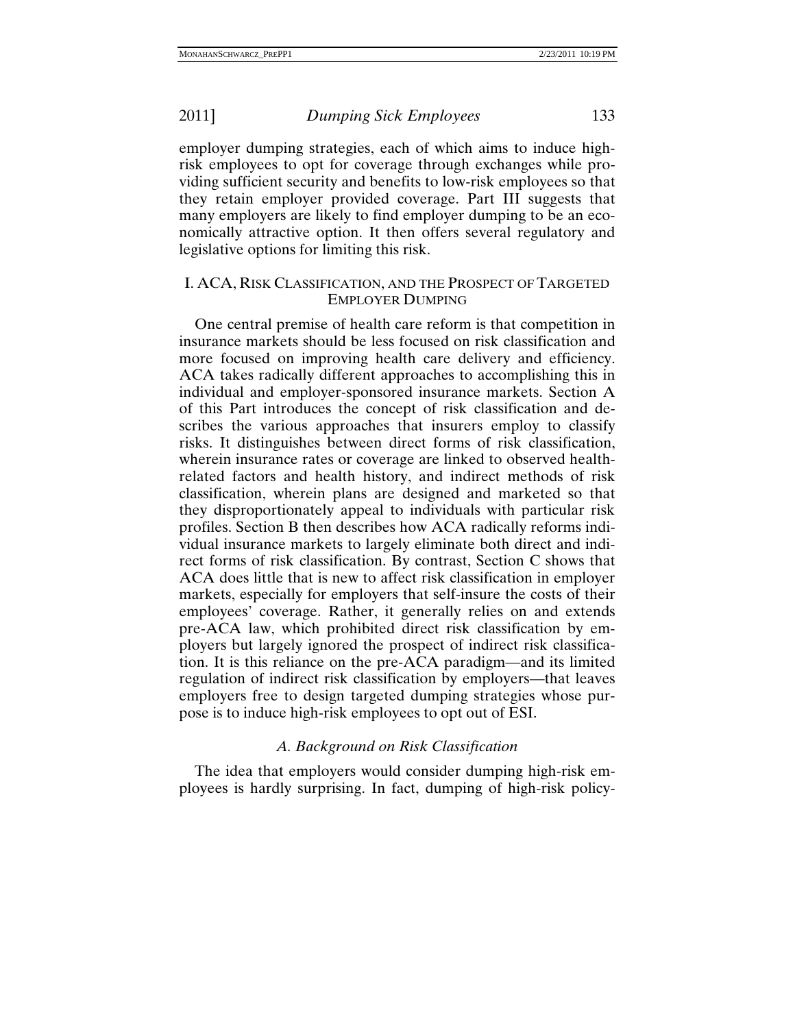employer dumping strategies, each of which aims to induce high-risk employees to opt for coverage through exchanges while providing sufficient security and benefits to low-risk employees so that they retain employer provided coverage. Part III suggests that many employers are likely to find employer dumping to be an economically attractive option. It then offers several regulatory and legislative options for limiting this risk.

## I. ACA, Risk Classification, and the Prospect of Targeted Employer Dumping

One central premise of health care reform is that competition in insurance markets should be less focused on risk classification and more focused on improving health care delivery and efficiency. ACA takes radically different approaches to accomplishing this in individual and employer-sponsored insurance markets. Section A of this Part introduces the concept of risk classification and describes the various approaches that insurers employ to classify risks. It distinguishes between direct forms of risk classification, wherein insurance rates or coverage are linked to observed health-related factors and health history, and indirect methods of risk classification, wherein plans are designed and marketed so that they disproportionately appeal to individuals with particular risk profiles. Section B then describes how ACA radically reforms individual insurance markets to largely eliminate both direct and indirect forms of risk classification. By contrast, Section C shows that ACA does little that is new to affect risk classification in employer markets, especially for employers that self-insure the costs of their employees' coverage. Rather, it generally relies on and extends pre-ACA law, which prohibited direct risk classification by employers but largely ignored the prospect of indirect risk classification. It is this reliance on the pre-ACA paradigm—and its limited regulation of indirect risk classification by employers—that leaves employers free to design targeted dumping strategies whose purpose is to induce high-risk employees to opt out of ESI.

### *A. Background on Risk Classification*

The idea that employers would consider dumping high-risk employees is hardly surprising. In fact, dumping of high-risk policy-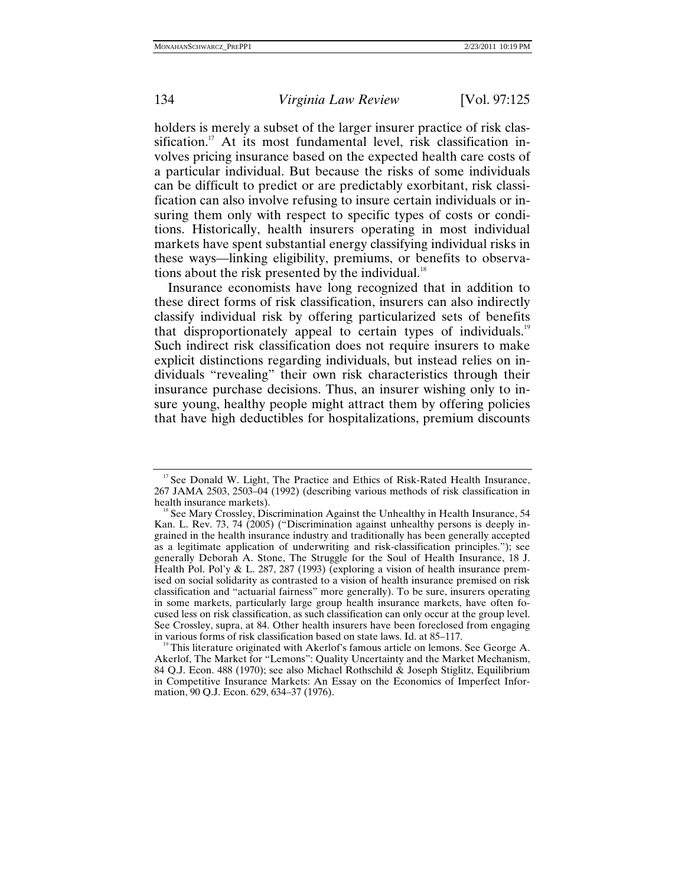holders is merely a subset of the larger insurer practice of risk classification.[17] At its most fundamental level, risk classification involves pricing insurance based on the expected health care costs of a particular individual. But because the risks of some individuals can be difficult to predict or are predictably exorbitant, risk classification can also involve refusing to insure certain individuals or insuring them only with respect to specific types of costs or conditions. Historically, health insurers operating in most individual markets have spent substantial energy classifying individual risks in these ways—linking eligibility, premiums, or benefits to observations about the risk presented by the individual.[18]

Insurance economists have long recognized that in addition to these direct forms of risk classification, insurers can also indirectly classify individual risk by offering particularized sets of benefits that disproportionately appeal to certain types of individuals.[19] Such indirect risk classification does not require insurers to make explicit distinctions regarding individuals, but instead relies on individuals "revealing" their own risk characteristics through their insurance purchase decisions. Thus, an insurer wishing only to insure young, healthy people might attract them by offering policies that have high deductibles for hospitalizations, premium discounts

---

[17] See Donald W. Light, The Practice and Ethics of Risk-Rated Health Insurance, 267 JAMA 2503, 2503–04 (1992) (describing various methods of risk classification in health insurance markets).

[18] See Mary Crossley, Discrimination Against the Unhealthy in Health Insurance, 54 Kan. L. Rev. 73, 74 (2005) ("Discrimination against unhealthy persons is deeply ingrained in the health insurance industry and traditionally has been generally accepted as a legitimate application of underwriting and risk-classification principles."); see generally Deborah A. Stone, The Struggle for the Soul of Health Insurance, 18 J. Health Pol. Pol'y & L. 287, 287 (1993) (exploring a vision of health insurance premised on social solidarity as contrasted to a vision of health insurance premised on risk classification and "actuarial fairness" more generally). To be sure, insurers operating in some markets, particularly large group health insurance markets, have often focused less on risk classification, as such classification can only occur at the group level. See Crossley, supra, at 84. Other health insurers have been foreclosed from engaging in various forms of risk classification based on state laws. Id. at 85–117.

[19] This literature originated with Akerlof's famous article on lemons. See George A. Akerlof, The Market for "Lemons": Quality Uncertainty and the Market Mechanism, 84 Q.J. Econ. 488 (1970); see also Michael Rothschild & Joseph Stiglitz, Equilibrium in Competitive Insurance Markets: An Essay on the Economics of Imperfect Information, 90 Q.J. Econ. 629, 634–37 (1976).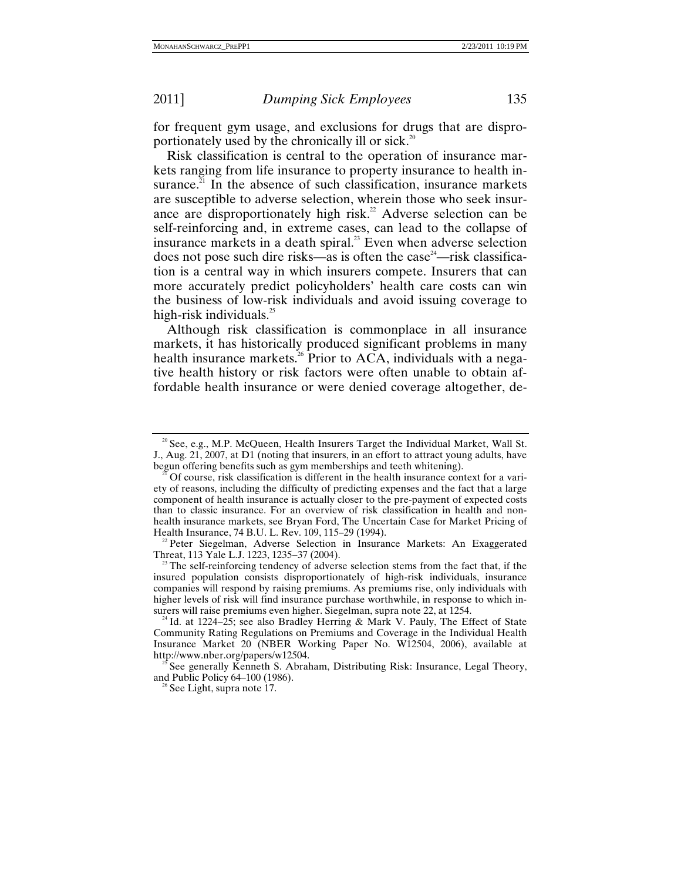for frequent gym usage, and exclusions for drugs that are disproportionately used by the chronically ill or sick.[20]

Risk classification is central to the operation of insurance markets ranging from life insurance to property insurance to health insurance.[21] In the absence of such classification, insurance markets are susceptible to adverse selection, wherein those who seek insurance are disproportionately high risk.[22] Adverse selection can be self-reinforcing and, in extreme cases, can lead to the collapse of insurance markets in a death spiral.[23] Even when adverse selection does not pose such dire risks—as is often the case[24]—risk classification is a central way in which insurers compete. Insurers that can more accurately predict policyholders' health care costs can win the business of low-risk individuals and avoid issuing coverage to high-risk individuals.[25]

Although risk classification is commonplace in all insurance markets, it has historically produced significant problems in many health insurance markets.[26] Prior to ACA, individuals with a negative health history or risk factors were often unable to obtain affordable health insurance or were denied coverage altogether, de-

---

[20] See, e.g., M.P. McQueen, Health Insurers Target the Individual Market, Wall St. J., Aug. 21, 2007, at D1 (noting that insurers, in an effort to attract young adults, have begun offering benefits such as gym memberships and teeth whitening).

[21] Of course, risk classification is different in the health insurance context for a variety of reasons, including the difficulty of predicting expenses and the fact that a large component of health insurance is actually closer to the pre-payment of expected costs than to classic insurance. For an overview of risk classification in health and non-health insurance markets, see Bryan Ford, The Uncertain Case for Market Pricing of Health Insurance, 74 B.U. L. Rev. 109, 115–29 (1994).

[22] Peter Siegelman, Adverse Selection in Insurance Markets: An Exaggerated Threat, 113 Yale L.J. 1223, 1235–37 (2004).

[23] The self-reinforcing tendency of adverse selection stems from the fact that, if the insured population consists disproportionately of high-risk individuals, insurance companies will respond by raising premiums. As premiums rise, only individuals with higher levels of risk will find insurance purchase worthwhile, in response to which insurers will raise premiums even higher. Siegelman, supra note 22, at 1254.

[24] Id. at 1224–25; see also Bradley Herring & Mark V. Pauly, The Effect of State Community Rating Regulations on Premiums and Coverage in the Individual Health Insurance Market 20 (NBER Working Paper No. W12504, 2006), available at http://www.nber.org/papers/w12504.

[25] See generally Kenneth S. Abraham, Distributing Risk: Insurance, Legal Theory, and Public Policy 64–100 (1986).

[26] See Light, supra note 17.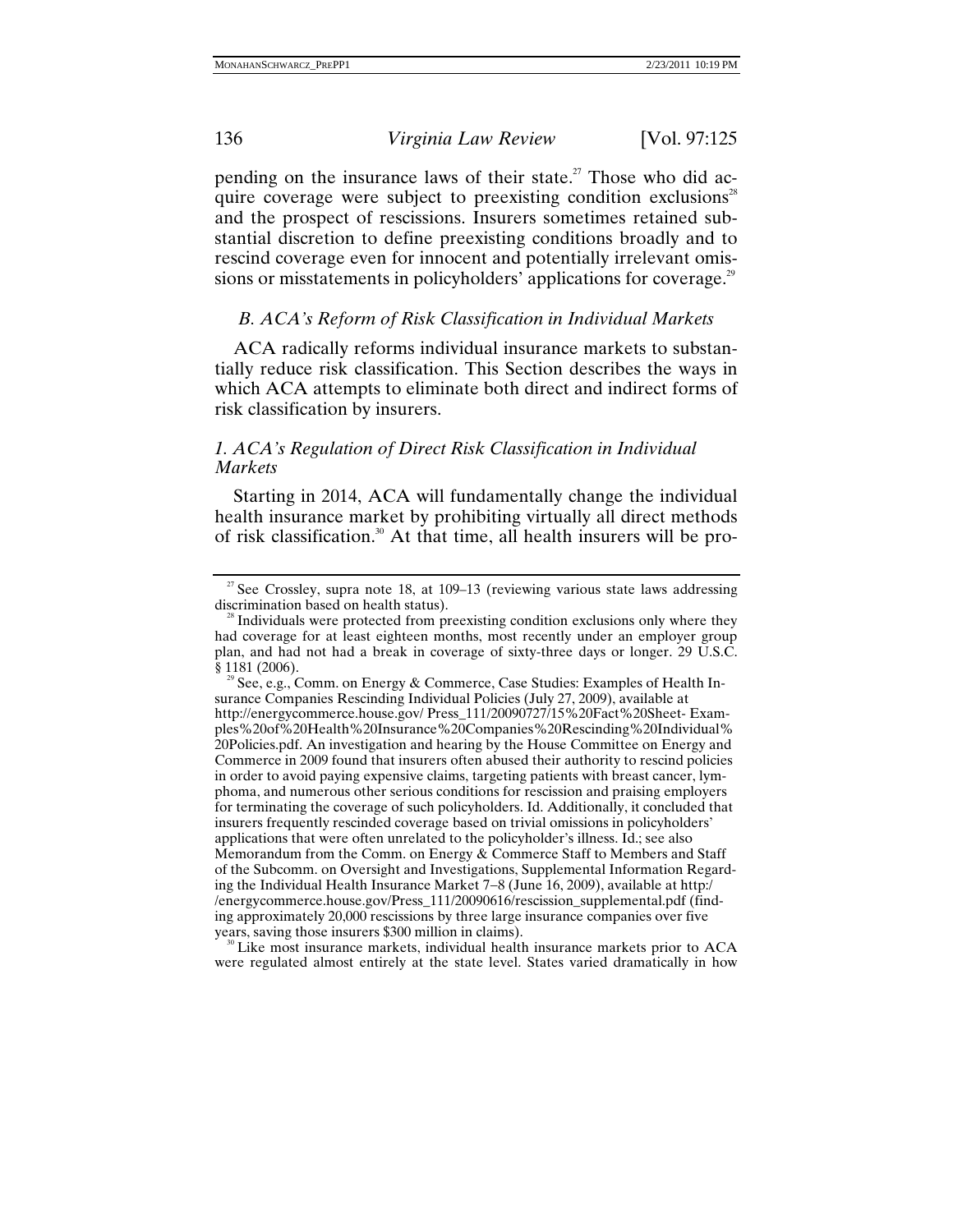pending on the insurance laws of their state.[27] Those who did acquire coverage were subject to preexisting condition exclusions[28] and the prospect of rescissions. Insurers sometimes retained substantial discretion to define preexisting conditions broadly and to rescind coverage even for innocent and potentially irrelevant omissions or misstatements in policyholders' applications for coverage.[29]

### *B. ACA's Reform of Risk Classification in Individual Markets*

ACA radically reforms individual insurance markets to substantially reduce risk classification. This Section describes the ways in which ACA attempts to eliminate both direct and indirect forms of risk classification by insurers.

#### *1. ACA's Regulation of Direct Risk Classification in Individual Markets*

Starting in 2014, ACA will fundamentally change the individual health insurance market by prohibiting virtually all direct methods of risk classification.[30] At that time, all health insurers will be pro-

---

[27] See Crossley, supra note 18, at 109–13 (reviewing various state laws addressing discrimination based on health status).

[28] Individuals were protected from preexisting condition exclusions only where they had coverage for at least eighteen months, most recently under an employer group plan, and had not had a break in coverage of sixty-three days or longer. 29 U.S.C. § 1181 (2006).

[29] See, e.g., Comm. on Energy & Commerce, Case Studies: Examples of Health Insurance Companies Rescinding Individual Policies (July 27, 2009), available at http://energycommerce.house.gov/ Press_111/20090727/15%20Fact%20Sheet- Examples%20of%20Health%20Insurance%20Companies%20Rescinding%20Individual%20Policies.pdf. An investigation and hearing by the House Committee on Energy and Commerce in 2009 found that insurers often abused their authority to rescind policies in order to avoid paying expensive claims, targeting patients with breast cancer, lymphoma, and numerous other serious conditions for rescission and praising employers for terminating the coverage of such policyholders. Id. Additionally, it concluded that insurers frequently rescinded coverage based on trivial omissions in policyholders' applications that were often unrelated to the policyholder's illness. Id.; see also Memorandum from the Comm. on Energy & Commerce Staff to Members and Staff of the Subcomm. on Oversight and Investigations, Supplemental Information Regarding the Individual Health Insurance Market 7–8 (June 16, 2009), available at http:/ /energycommerce.house.gov/Press_111/20090616/rescission_supplemental.pdf (finding approximately 20,000 rescissions by three large insurance companies over five years, saving those insurers $300 million in claims).

[30] Like most insurance markets, individual health insurance markets prior to ACA were regulated almost entirely at the state level. States varied dramatically in how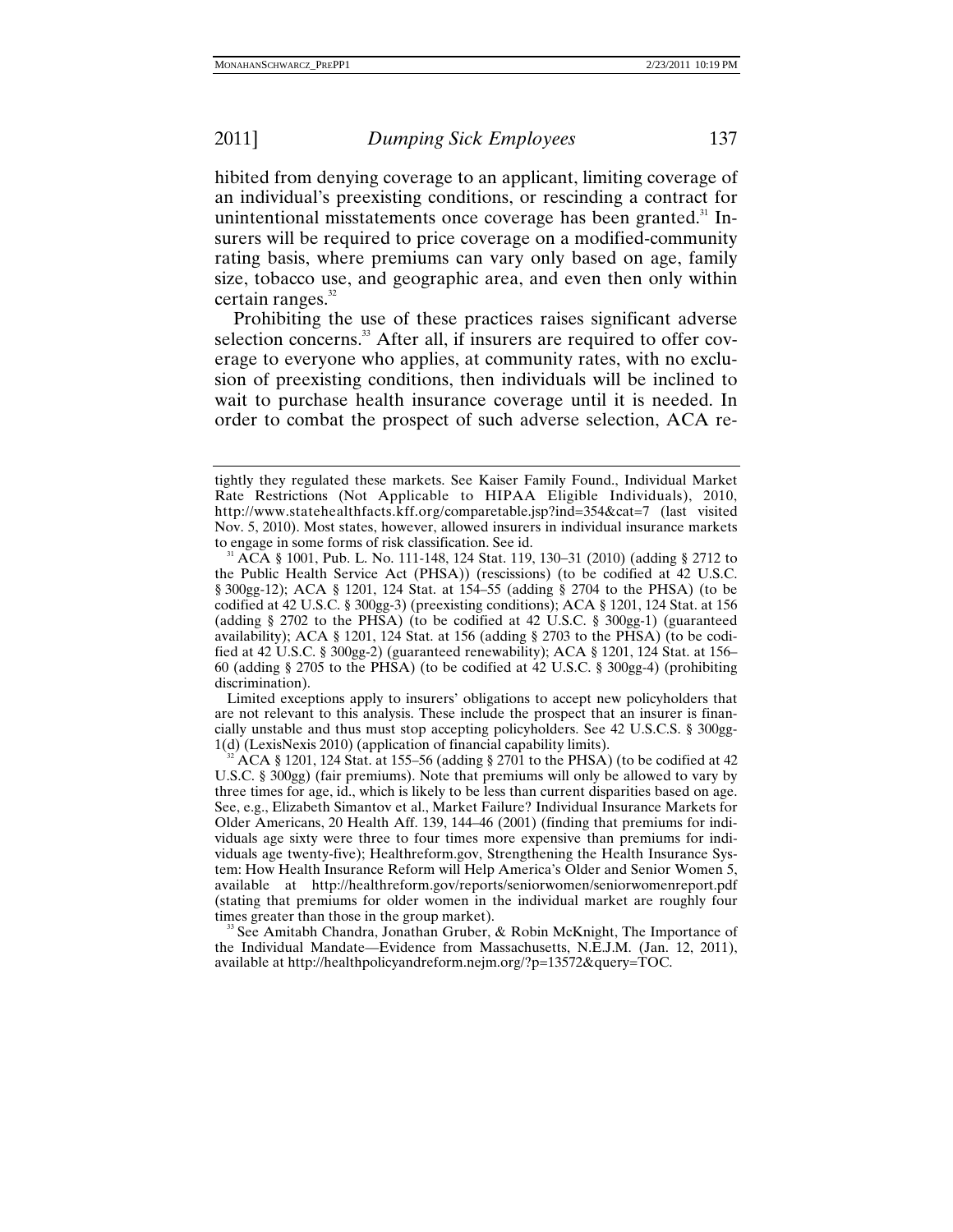hibited from denying coverage to an applicant, limiting coverage of an individual's preexisting conditions, or rescinding a contract for unintentional misstatements once coverage has been granted.[31] Insurers will be required to price coverage on a modified-community rating basis, where premiums can vary only based on age, family size, tobacco use, and geographic area, and even then only within certain ranges.[32]

Prohibiting the use of these practices raises significant adverse selection concerns.[33] After all, if insurers are required to offer coverage to everyone who applies, at community rates, with no exclusion of preexisting conditions, then individuals will be inclined to wait to purchase health insurance coverage until it is needed. In order to combat the prospect of such adverse selection, ACA re-

---

tightly they regulated these markets. See Kaiser Family Found., Individual Market Rate Restrictions (Not Applicable to HIPAA Eligible Individuals), 2010, http://www.statehealthfacts.kff.org/comparetable.jsp?ind=354&cat=7 (last visited Nov. 5, 2010). Most states, however, allowed insurers in individual insurance markets to engage in some forms of risk classification. See id.

[31] ACA § 1001, Pub. L. No. 111-148, 124 Stat. 119, 130–31 (2010) (adding § 2712 to the Public Health Service Act (PHSA)) (rescissions) (to be codified at 42 U.S.C. § 300gg-12); ACA § 1201, 124 Stat. at 154–55 (adding § 2704 to the PHSA) (to be codified at 42 U.S.C. § 300gg-3) (preexisting conditions); ACA § 1201, 124 Stat. at 156 (adding § 2702 to the PHSA) (to be codified at 42 U.S.C. § 300gg-1) (guaranteed availability); ACA § 1201, 124 Stat. at 156 (adding § 2703 to the PHSA) (to be codified at 42 U.S.C. § 300gg-2) (guaranteed renewability); ACA § 1201, 124 Stat. at 156–60 (adding § 2705 to the PHSA) (to be codified at 42 U.S.C. § 300gg-4) (prohibiting discrimination).

Limited exceptions apply to insurers' obligations to accept new policyholders that are not relevant to this analysis. These include the prospect that an insurer is financially unstable and thus must stop accepting policyholders. See 42 U.S.C.S. § 300gg-1(d) (LexisNexis 2010) (application of financial capability limits).

[32] ACA § 1201, 124 Stat. at 155–56 (adding § 2701 to the PHSA) (to be codified at 42 U.S.C. § 300gg) (fair premiums). Note that premiums will only be allowed to vary by three times for age, id., which is likely to be less than current disparities based on age. See, e.g., Elizabeth Simantov et al., Market Failure? Individual Insurance Markets for Older Americans, 20 Health Aff. 139, 144–46 (2001) (finding that premiums for individuals age sixty were three to four times more expensive than premiums for individuals age twenty-five); Healthreform.gov, Strengthening the Health Insurance System: How Health Insurance Reform will Help America's Older and Senior Women 5, available at http://healthreform.gov/reports/seniorwomen/seniorwomenreport.pdf (stating that premiums for older women in the individual market are roughly four times greater than those in the group market).

[33] See Amitabh Chandra, Jonathan Gruber, & Robin McKnight, The Importance of the Individual Mandate—Evidence from Massachusetts, N.E.J.M. (Jan. 12, 2011), available at http://healthpolicyandreform.nejm.org/?p=13572&query=TOC.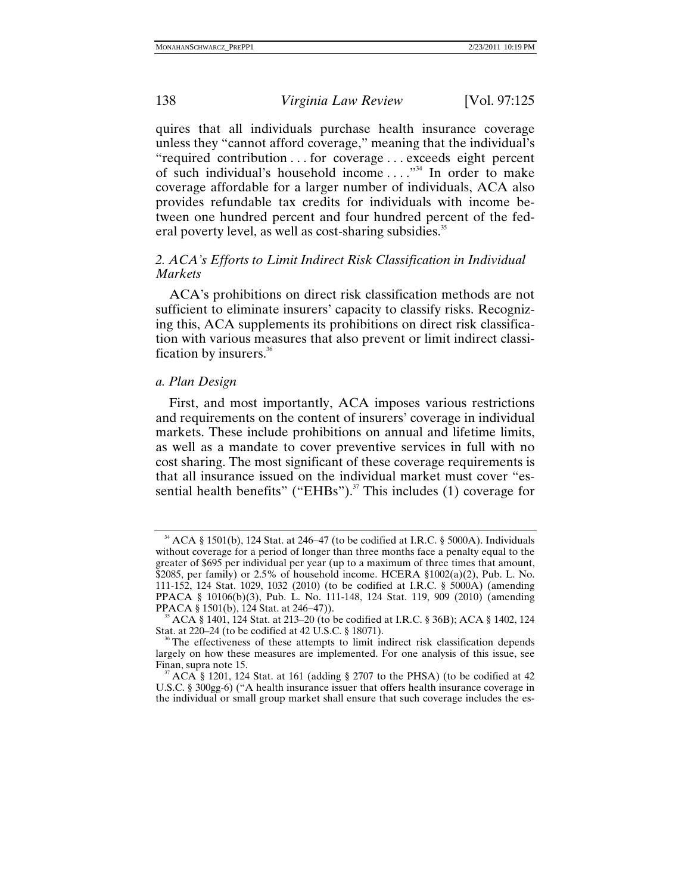quires that all individuals purchase health insurance coverage unless they "cannot afford coverage," meaning that the individual's "required contribution . . . for coverage . . . exceeds eight percent of such individual's household income . . . ."[34] In order to make coverage affordable for a larger number of individuals, ACA also provides refundable tax credits for individuals with income between one hundred percent and four hundred percent of the federal poverty level, as well as cost-sharing subsidies.[35]

### *2. ACA's Efforts to Limit Indirect Risk Classification in Individual Markets*

ACA's prohibitions on direct risk classification methods are not sufficient to eliminate insurers' capacity to classify risks. Recognizing this, ACA supplements its prohibitions on direct risk classification with various measures that also prevent or limit indirect classification by insurers.[36]

#### *a. Plan Design*

First, and most importantly, ACA imposes various restrictions and requirements on the content of insurers' coverage in individual markets. These include prohibitions on annual and lifetime limits, as well as a mandate to cover preventive services in full with no cost sharing. The most significant of these coverage requirements is that all insurance issued on the individual market must cover "essential health benefits" ("EHBs").[37] This includes (1) coverage for

---

[34] ACA § 1501(b), 124 Stat. at 246–47 (to be codified at I.R.C. § 5000A). Individuals without coverage for a period of longer than three months face a penalty equal to the greater of $695 per individual per year (up to a maximum of three times that amount, $2085, per family) or 2.5% of household income. HCERA §1002(a)(2), Pub. L. No. 111-152, 124 Stat. 1029, 1032 (2010) (to be codified at I.R.C. § 5000A) (amending PPACA § 10106(b)(3), Pub. L. No. 111-148, 124 Stat. 119, 909 (2010) (amending PPACA § 1501(b), 124 Stat. at 246–47)).

[35] ACA § 1401, 124 Stat. at 213–20 (to be codified at I.R.C. § 36B); ACA § 1402, 124 Stat. at 220–24 (to be codified at 42 U.S.C. § 18071).

[36] The effectiveness of these attempts to limit indirect risk classification depends largely on how these measures are implemented. For one analysis of this issue, see Finan, supra note 15.

[37] ACA § 1201, 124 Stat. at 161 (adding § 2707 to the PHSA) (to be codified at 42 U.S.C. § 300gg-6) ("A health insurance issuer that offers health insurance coverage in the individual or small group market shall ensure that such coverage includes the es-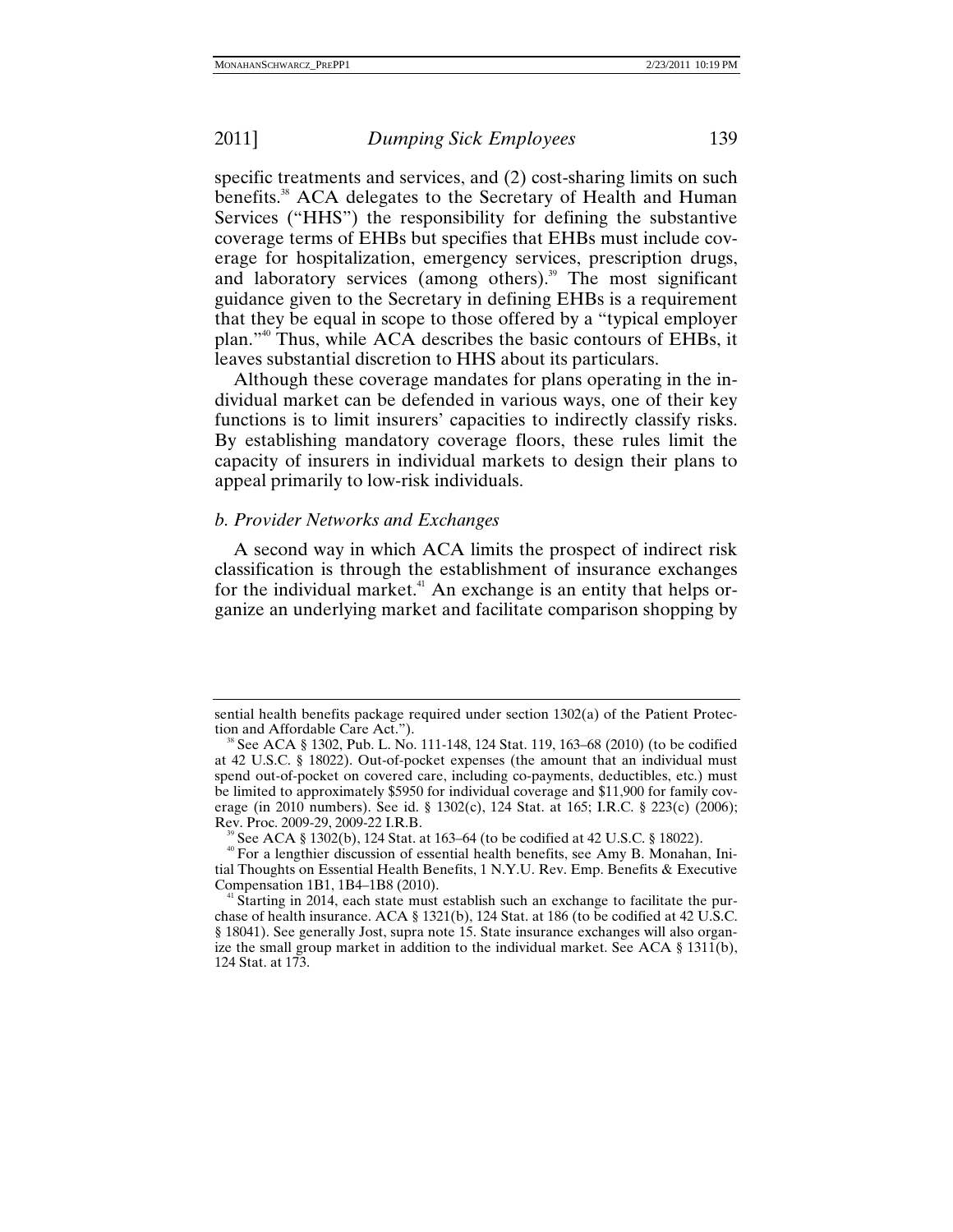specific treatments and services, and (2) cost-sharing limits on such benefits.[38] ACA delegates to the Secretary of Health and Human Services ("HHS") the responsibility for defining the substantive coverage terms of EHBs but specifies that EHBs must include coverage for hospitalization, emergency services, prescription drugs, and laboratory services (among others).[39] The most significant guidance given to the Secretary in defining EHBs is a requirement that they be equal in scope to those offered by a "typical employer plan."[40] Thus, while ACA describes the basic contours of EHBs, it leaves substantial discretion to HHS about its particulars.

Although these coverage mandates for plans operating in the individual market can be defended in various ways, one of their key functions is to limit insurers' capacities to indirectly classify risks. By establishing mandatory coverage floors, these rules limit the capacity of insurers in individual markets to design their plans to appeal primarily to low-risk individuals.

*b. Provider Networks and Exchanges*

A second way in which ACA limits the prospect of indirect risk classification is through the establishment of insurance exchanges for the individual market.[41] An exchange is an entity that helps organize an underlying market and facilitate comparison shopping by

---

sential health benefits package required under section 1302(a) of the Patient Protection and Affordable Care Act.").

[38] See ACA § 1302, Pub. L. No. 111-148, 124 Stat. 119, 163–68 (2010) (to be codified at 42 U.S.C. § 18022). Out-of-pocket expenses (the amount that an individual must spend out-of-pocket on covered care, including co-payments, deductibles, etc.) must be limited to approximately $5950 for individual coverage and $11,900 for family coverage (in 2010 numbers). See id. § 1302(c), 124 Stat. at 165; I.R.C. § 223(c) (2006); Rev. Proc. 2009-29, 2009-22 I.R.B.

[39] See ACA § 1302(b), 124 Stat. at 163–64 (to be codified at 42 U.S.C. § 18022).

[40] For a lengthier discussion of essential health benefits, see Amy B. Monahan, Initial Thoughts on Essential Health Benefits, 1 N.Y.U. Rev. Emp. Benefits & Executive Compensation 1B1, 1B4–1B8 (2010).

[41] Starting in 2014, each state must establish such an exchange to facilitate the purchase of health insurance. ACA § 1321(b), 124 Stat. at 186 (to be codified at 42 U.S.C. § 18041). See generally Jost, supra note 15. State insurance exchanges will also organize the small group market in addition to the individual market. See ACA § 1311(b), 124 Stat. at 173.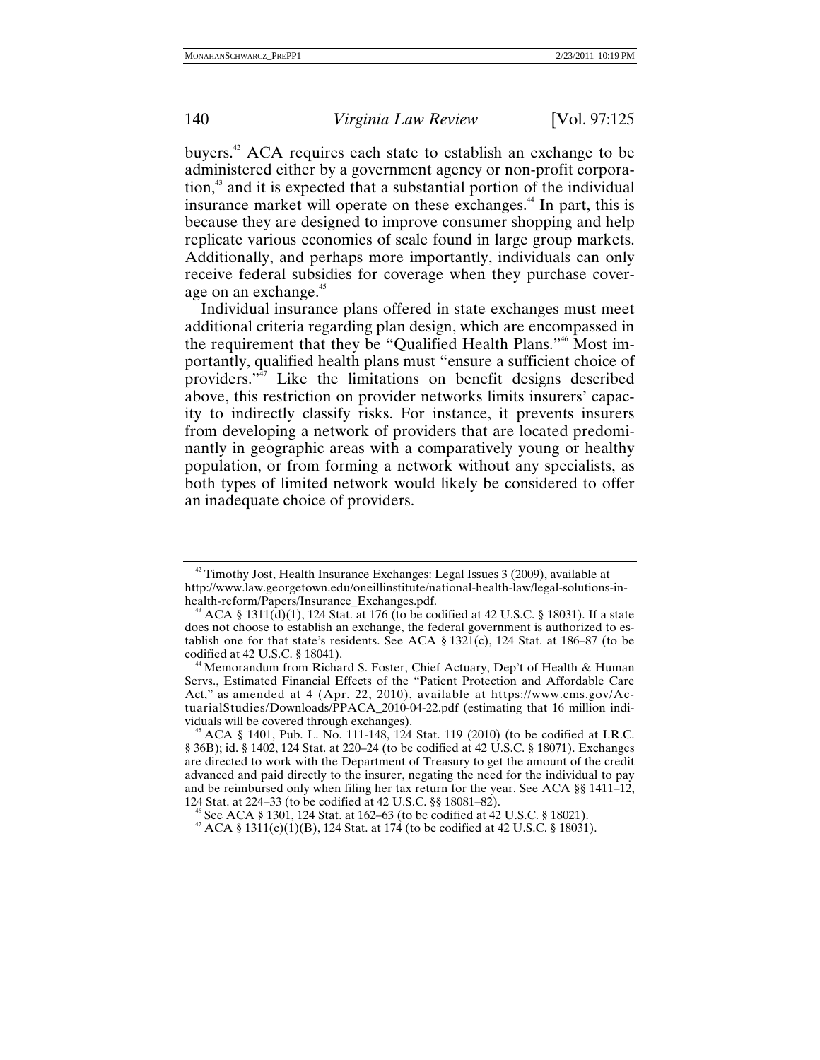buyers.[42] ACA requires each state to establish an exchange to be administered either by a government agency or non-profit corporation,[43] and it is expected that a substantial portion of the individual insurance market will operate on these exchanges.[44] In part, this is because they are designed to improve consumer shopping and help replicate various economies of scale found in large group markets. Additionally, and perhaps more importantly, individuals can only receive federal subsidies for coverage when they purchase coverage on an exchange.[45]

Individual insurance plans offered in state exchanges must meet additional criteria regarding plan design, which are encompassed in the requirement that they be "Qualified Health Plans."[46] Most importantly, qualified health plans must "ensure a sufficient choice of providers."[47] Like the limitations on benefit designs described above, this restriction on provider networks limits insurers' capacity to indirectly classify risks. For instance, it prevents insurers from developing a network of providers that are located predominantly in geographic areas with a comparatively young or healthy population, or from forming a network without any specialists, as both types of limited network would likely be considered to offer an inadequate choice of providers.

---

[42] Timothy Jost, Health Insurance Exchanges: Legal Issues 3 (2009), available at http://www.law.georgetown.edu/oneillinstitute/national-health-law/legal-solutions-in-health-reform/Papers/Insurance_Exchanges.pdf.

[43] ACA § 1311(d)(1), 124 Stat. at 176 (to be codified at 42 U.S.C. § 18031). If a state does not choose to establish an exchange, the federal government is authorized to establish one for that state's residents. See ACA § 1321(c), 124 Stat. at 186–87 (to be codified at 42 U.S.C. § 18041).

[44] Memorandum from Richard S. Foster, Chief Actuary, Dep't of Health & Human Servs., Estimated Financial Effects of the "Patient Protection and Affordable Care Act," as amended at 4 (Apr. 22, 2010), available at https://www.cms.gov/ActuarialStudies/Downloads/PPACA_2010-04-22.pdf (estimating that 16 million individuals will be covered through exchanges).

[45] ACA § 1401, Pub. L. No. 111-148, 124 Stat. 119 (2010) (to be codified at I.R.C. § 36B); id. § 1402, 124 Stat. at 220–24 (to be codified at 42 U.S.C. § 18071). Exchanges are directed to work with the Department of Treasury to get the amount of the credit advanced and paid directly to the insurer, negating the need for the individual to pay and be reimbursed only when filing her tax return for the year. See ACA §§ 1411–12, 124 Stat. at 224–33 (to be codified at 42 U.S.C. §§ 18081–82).

[46] See ACA § 1301, 124 Stat. at 162–63 (to be codified at 42 U.S.C. § 18021).

[47] ACA § 1311(c)(1)(B), 124 Stat. at 174 (to be codified at 42 U.S.C. § 18031).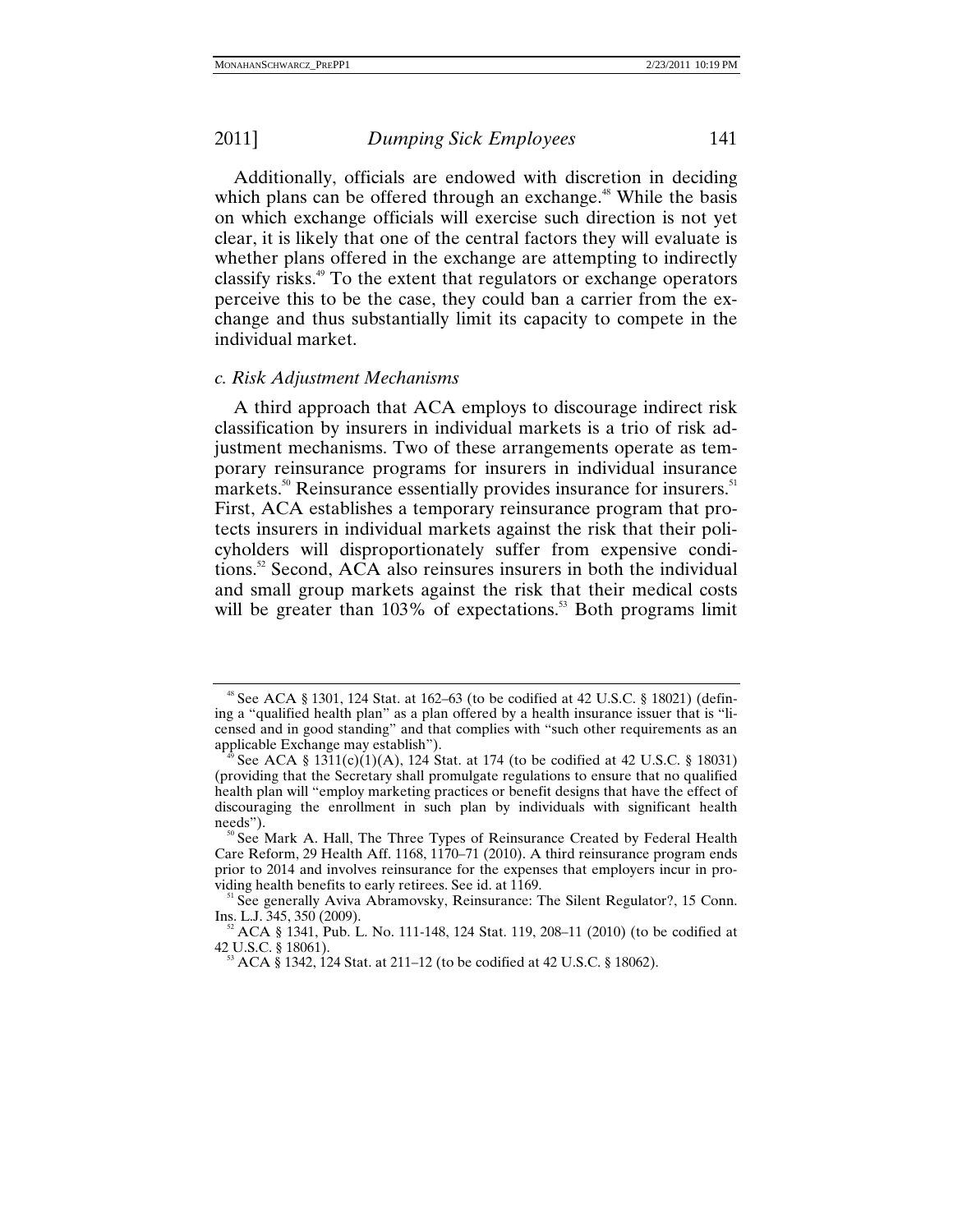Additionally, officials are endowed with discretion in deciding which plans can be offered through an exchange.[48] While the basis on which exchange officials will exercise such direction is not yet clear, it is likely that one of the central factors they will evaluate is whether plans offered in the exchange are attempting to indirectly classify risks.[49] To the extent that regulators or exchange operators perceive this to be the case, they could ban a carrier from the exchange and thus substantially limit its capacity to compete in the individual market.

*c. Risk Adjustment Mechanisms*

A third approach that ACA employs to discourage indirect risk classification by insurers in individual markets is a trio of risk adjustment mechanisms. Two of these arrangements operate as temporary reinsurance programs for insurers in individual insurance markets.[50] Reinsurance essentially provides insurance for insurers.[51] First, ACA establishes a temporary reinsurance program that protects insurers in individual markets against the risk that their policyholders will disproportionately suffer from expensive conditions.[52] Second, ACA also reinsures insurers in both the individual and small group markets against the risk that their medical costs will be greater than 103% of expectations.[53] Both programs limit

---

[48] See ACA § 1301, 124 Stat. at 162–63 (to be codified at 42 U.S.C. § 18021) (defining a "qualified health plan" as a plan offered by a health insurance issuer that is "licensed and in good standing" and that complies with "such other requirements as an applicable Exchange may establish").

[49] See ACA § 1311(c)(1)(A), 124 Stat. at 174 (to be codified at 42 U.S.C. § 18031) (providing that the Secretary shall promulgate regulations to ensure that no qualified health plan will "employ marketing practices or benefit designs that have the effect of discouraging the enrollment in such plan by individuals with significant health needs").

[50] See Mark A. Hall, The Three Types of Reinsurance Created by Federal Health Care Reform, 29 Health Aff. 1168, 1170–71 (2010). A third reinsurance program ends prior to 2014 and involves reinsurance for the expenses that employers incur in providing health benefits to early retirees. See id. at 1169.

[51] See generally Aviva Abramovsky, Reinsurance: The Silent Regulator?, 15 Conn. Ins. L.J. 345, 350 (2009).

[52] ACA § 1341, Pub. L. No. 111-148, 124 Stat. 119, 208–11 (2010) (to be codified at 42 U.S.C. § 18061).

[53] ACA § 1342, 124 Stat. at 211–12 (to be codified at 42 U.S.C. § 18062).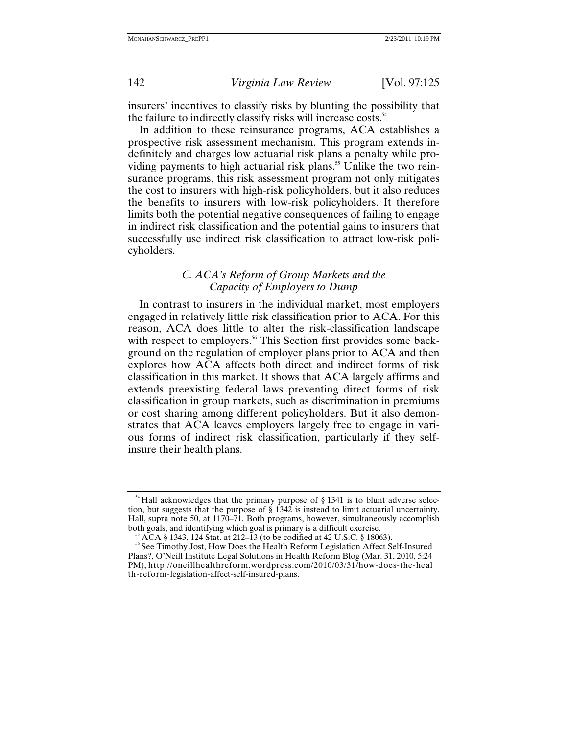insurers' incentives to classify risks by blunting the possibility that the failure to indirectly classify risks will increase costs.[54]

In addition to these reinsurance programs, ACA establishes a prospective risk assessment mechanism. This program extends indefinitely and charges low actuarial risk plans a penalty while providing payments to high actuarial risk plans.[55] Unlike the two reinsurance programs, this risk assessment program not only mitigates the cost to insurers with high-risk policyholders, but it also reduces the benefits to insurers with low-risk policyholders. It therefore limits both the potential negative consequences of failing to engage in indirect risk classification and the potential gains to insurers that successfully use indirect risk classification to attract low-risk policyholders.

### *C. ACA's Reform of Group Markets and the Capacity of Employers to Dump*

In contrast to insurers in the individual market, most employers engaged in relatively little risk classification prior to ACA. For this reason, ACA does little to alter the risk-classification landscape with respect to employers.[56] This Section first provides some background on the regulation of employer plans prior to ACA and then explores how ACA affects both direct and indirect forms of risk classification in this market. It shows that ACA largely affirms and extends preexisting federal laws preventing direct forms of risk classification in group markets, such as discrimination in premiums or cost sharing among different policyholders. But it also demonstrates that ACA leaves employers largely free to engage in various forms of indirect risk classification, particularly if they self-insure their health plans.

---

[54] Hall acknowledges that the primary purpose of § 1341 is to blunt adverse selection, but suggests that the purpose of § 1342 is instead to limit actuarial uncertainty. Hall, supra note 50, at 1170–71. Both programs, however, simultaneously accomplish both goals, and identifying which goal is primary is a difficult exercise.

[55] ACA § 1343, 124 Stat. at 212–13 (to be codified at 42 U.S.C. § 18063).

[56] See Timothy Jost, How Does the Health Reform Legislation Affect Self-Insured Plans?, O'Neill Institute Legal Solutions in Health Reform Blog (Mar. 31, 2010, 5:24 PM), http://oneillhealthreform.wordpress.com/2010/03/31/how-does-the-health-reform-legislation-affect-self-insured-plans.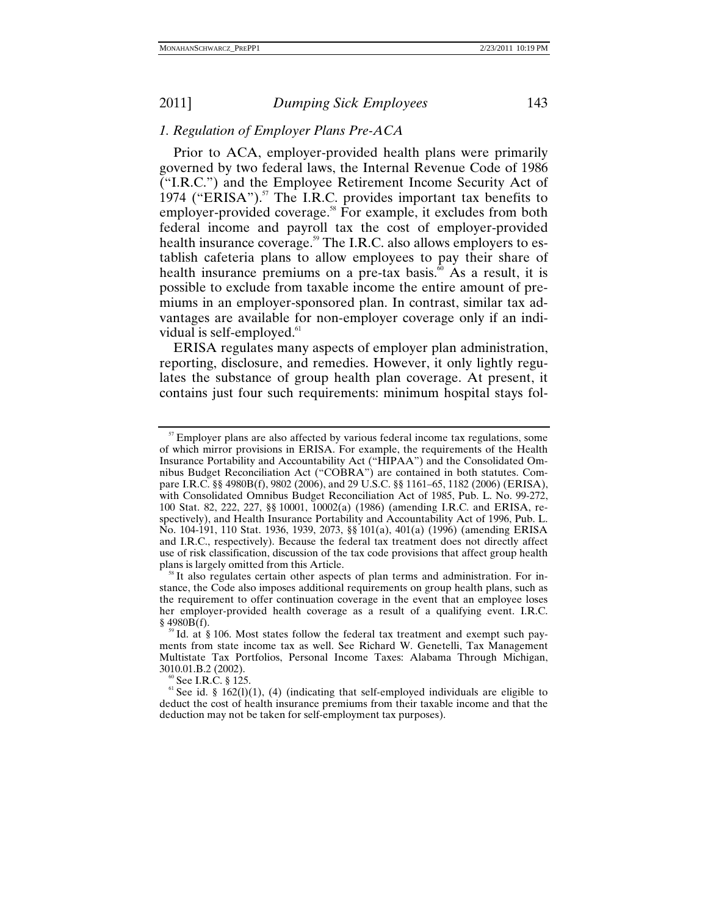### *1. Regulation of Employer Plans Pre-ACA*

Prior to ACA, employer-provided health plans were primarily governed by two federal laws, the Internal Revenue Code of 1986 ("I.R.C.") and the Employee Retirement Income Security Act of 1974 ("ERISA").[57] The I.R.C. provides important tax benefits to employer-provided coverage.[58] For example, it excludes from both federal income and payroll tax the cost of employer-provided health insurance coverage.[59] The I.R.C. also allows employers to establish cafeteria plans to allow employees to pay their share of health insurance premiums on a pre-tax basis.[60] As a result, it is possible to exclude from taxable income the entire amount of premiums in an employer-sponsored plan. In contrast, similar tax advantages are available for non-employer coverage only if an individual is self-employed.[61]

ERISA regulates many aspects of employer plan administration, reporting, disclosure, and remedies. However, it only lightly regulates the substance of group health plan coverage. At present, it contains just four such requirements: minimum hospital stays fol-

---

[57] Employer plans are also affected by various federal income tax regulations, some of which mirror provisions in ERISA. For example, the requirements of the Health Insurance Portability and Accountability Act ("HIPAA") and the Consolidated Omnibus Budget Reconciliation Act ("COBRA") are contained in both statutes. Compare I.R.C. §§ 4980B(f), 9802 (2006), and 29 U.S.C. §§ 1161–65, 1182 (2006) (ERISA), with Consolidated Omnibus Budget Reconciliation Act of 1985, Pub. L. No. 99-272, 100 Stat. 82, 222, 227, §§ 10001, 10002(a) (1986) (amending I.R.C. and ERISA, respectively), and Health Insurance Portability and Accountability Act of 1996, Pub. L. No. 104-191, 110 Stat. 1936, 1939, 2073, §§ 101(a), 401(a) (1996) (amending ERISA and I.R.C., respectively). Because the federal tax treatment does not directly affect use of risk classification, discussion of the tax code provisions that affect group health plans is largely omitted from this Article.

[58] It also regulates certain other aspects of plan terms and administration. For instance, the Code also imposes additional requirements on group health plans, such as the requirement to offer continuation coverage in the event that an employee loses her employer-provided health coverage as a result of a qualifying event. I.R.C. § 4980B(f).

[59] Id. at § 106. Most states follow the federal tax treatment and exempt such payments from state income tax as well. See Richard W. Genetelli, Tax Management Multistate Tax Portfolios, Personal Income Taxes: Alabama Through Michigan, 3010.01.B.2 (2002).

[60] See I.R.C. § 125.

[61] See id. § 162(l)(1), (4) (indicating that self-employed individuals are eligible to deduct the cost of health insurance premiums from their taxable income and that the deduction may not be taken for self-employment tax purposes).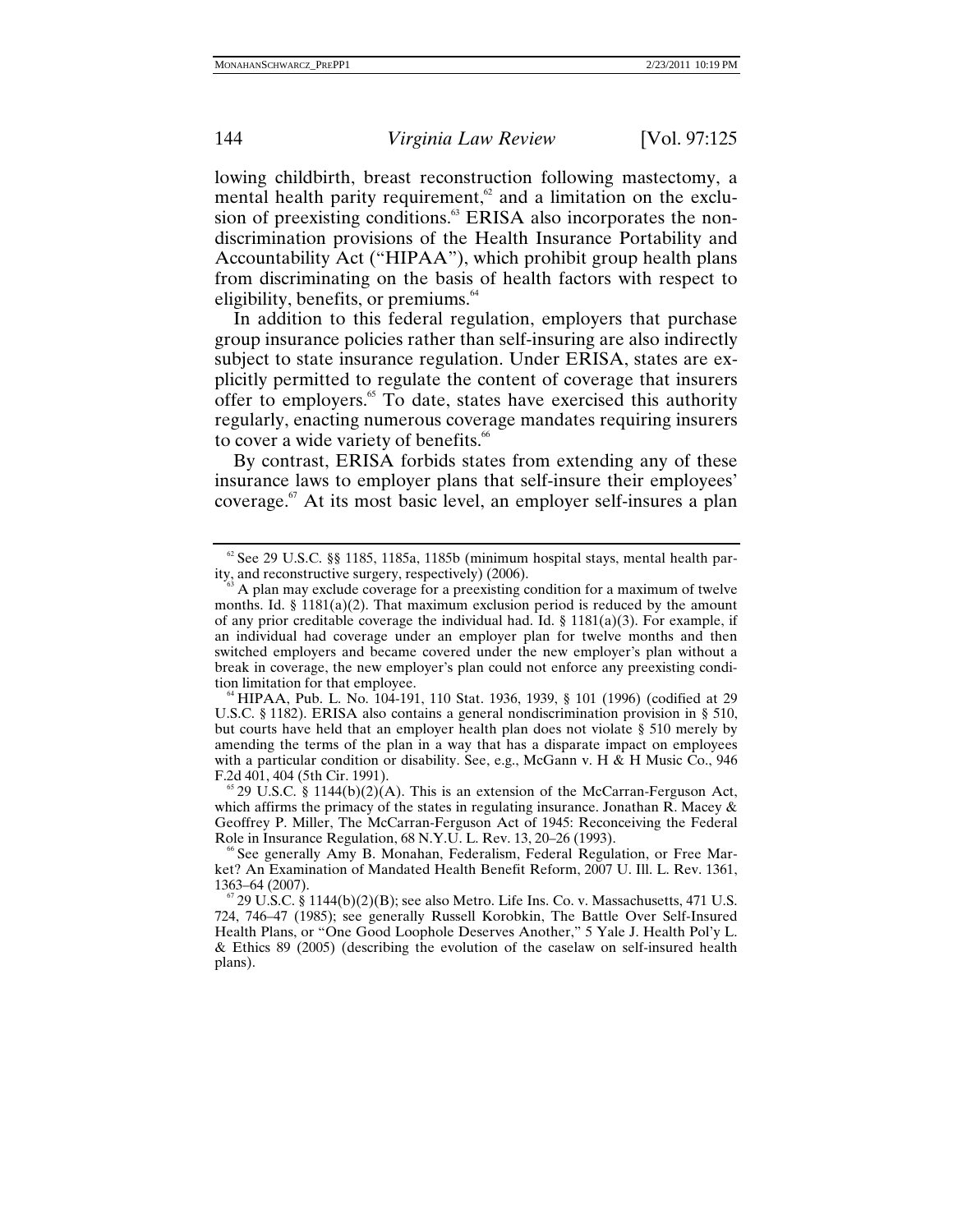lowing childbirth, breast reconstruction following mastectomy, a mental health parity requirement,[62] and a limitation on the exclusion of preexisting conditions.[63] ERISA also incorporates the nondiscrimination provisions of the Health Insurance Portability and Accountability Act ("HIPAA"), which prohibit group health plans from discriminating on the basis of health factors with respect to eligibility, benefits, or premiums.[64]

In addition to this federal regulation, employers that purchase group insurance policies rather than self-insuring are also indirectly subject to state insurance regulation. Under ERISA, states are explicitly permitted to regulate the content of coverage that insurers offer to employers.[65] To date, states have exercised this authority regularly, enacting numerous coverage mandates requiring insurers to cover a wide variety of benefits.[66]

By contrast, ERISA forbids states from extending any of these insurance laws to employer plans that self-insure their employees' coverage.[67] At its most basic level, an employer self-insures a plan

---

[62] See 29 U.S.C. §§ 1185, 1185a, 1185b (minimum hospital stays, mental health parity, and reconstructive surgery, respectively) (2006).

[63] A plan may exclude coverage for a preexisting condition for a maximum of twelve months. Id. § 1181(a)(2). That maximum exclusion period is reduced by the amount of any prior creditable coverage the individual had. Id. § 1181(a)(3). For example, if an individual had coverage under an employer plan for twelve months and then switched employers and became covered under the new employer's plan without a break in coverage, the new employer's plan could not enforce any preexisting condition limitation for that employee.

[64] HIPAA, Pub. L. No. 104-191, 110 Stat. 1936, 1939, § 101 (1996) (codified at 29 U.S.C. § 1182). ERISA also contains a general nondiscrimination provision in § 510, but courts have held that an employer health plan does not violate § 510 merely by amending the terms of the plan in a way that has a disparate impact on employees with a particular condition or disability. See, e.g., McGann v. H & H Music Co., 946 F.2d 401, 404 (5th Cir. 1991).

[65] 29 U.S.C. § 1144(b)(2)(A). This is an extension of the McCarran-Ferguson Act, which affirms the primacy of the states in regulating insurance. Jonathan R. Macey & Geoffrey P. Miller, The McCarran-Ferguson Act of 1945: Reconceiving the Federal Role in Insurance Regulation, 68 N.Y.U. L. Rev. 13, 20–26 (1993).

[66] See generally Amy B. Monahan, Federalism, Federal Regulation, or Free Market? An Examination of Mandated Health Benefit Reform, 2007 U. Ill. L. Rev. 1361, 1363–64 (2007).

[67] 29 U.S.C. § 1144(b)(2)(B); see also Metro. Life Ins. Co. v. Massachusetts, 471 U.S. 724, 746–47 (1985); see generally Russell Korobkin, The Battle Over Self-Insured Health Plans, or "One Good Loophole Deserves Another," 5 Yale J. Health Pol'y L. & Ethics 89 (2005) (describing the evolution of the caselaw on self-insured health plans).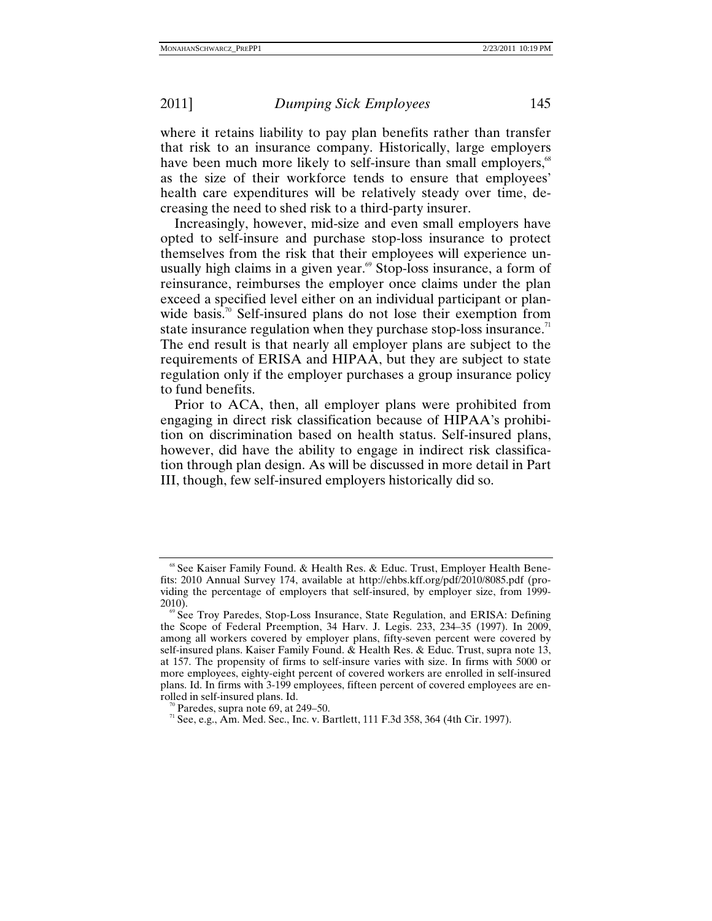where it retains liability to pay plan benefits rather than transfer that risk to an insurance company. Historically, large employers have been much more likely to self-insure than small employers,[68] as the size of their workforce tends to ensure that employees' health care expenditures will be relatively steady over time, decreasing the need to shed risk to a third-party insurer.

Increasingly, however, mid-size and even small employers have opted to self-insure and purchase stop-loss insurance to protect themselves from the risk that their employees will experience unusually high claims in a given year.[69] Stop-loss insurance, a form of reinsurance, reimburses the employer once claims under the plan exceed a specified level either on an individual participant or plan-wide basis.[70] Self-insured plans do not lose their exemption from state insurance regulation when they purchase stop-loss insurance.[71] The end result is that nearly all employer plans are subject to the requirements of ERISA and HIPAA, but they are subject to state regulation only if the employer purchases a group insurance policy to fund benefits.

Prior to ACA, then, all employer plans were prohibited from engaging in direct risk classification because of HIPAA's prohibition on discrimination based on health status. Self-insured plans, however, did have the ability to engage in indirect risk classification through plan design. As will be discussed in more detail in Part III, though, few self-insured employers historically did so.

---

[68] See Kaiser Family Found. & Health Res. & Educ. Trust, Employer Health Benefits: 2010 Annual Survey 174, available at http://ehbs.kff.org/pdf/2010/8085.pdf (providing the percentage of employers that self-insured, by employer size, from 1999-2010).

[69] See Troy Paredes, Stop-Loss Insurance, State Regulation, and ERISA: Defining the Scope of Federal Preemption, 34 Harv. J. Legis. 233, 234–35 (1997). In 2009, among all workers covered by employer plans, fifty-seven percent were covered by self-insured plans. Kaiser Family Found. & Health Res. & Educ. Trust, supra note 13, at 157. The propensity of firms to self-insure varies with size. In firms with 5000 or more employees, eighty-eight percent of covered workers are enrolled in self-insured plans. Id. In firms with 3-199 employees, fifteen percent of covered employees are enrolled in self-insured plans. Id.

[70] Paredes, supra note 69, at 249–50.

[71] See, e.g., Am. Med. Sec., Inc. v. Bartlett, 111 F.3d 358, 364 (4th Cir. 1997).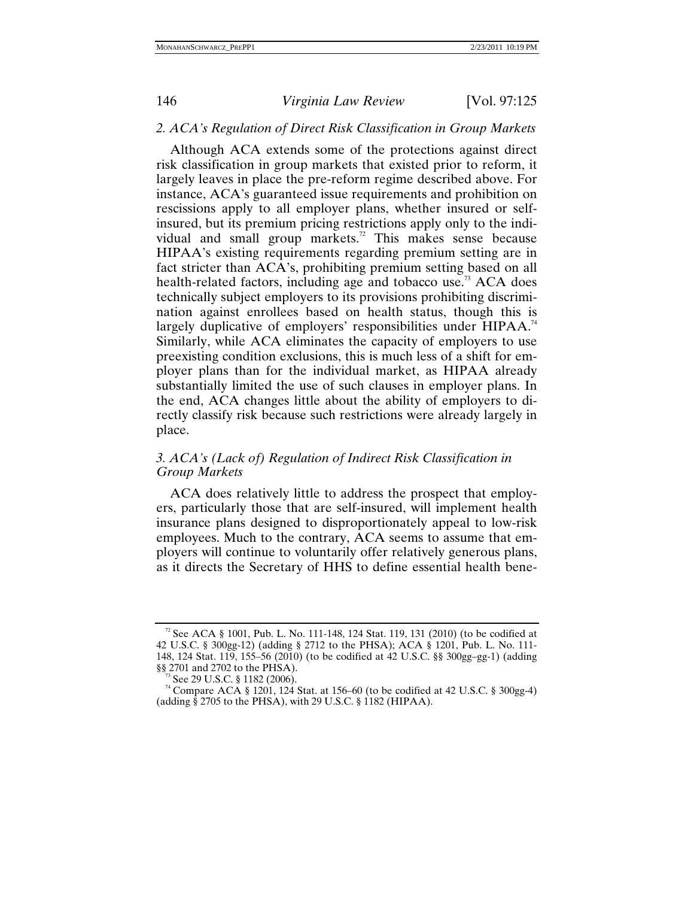### 2. ACA's Regulation of Direct Risk Classification in Group Markets

Although ACA extends some of the protections against direct risk classification in group markets that existed prior to reform, it largely leaves in place the pre-reform regime described above. For instance, ACA's guaranteed issue requirements and prohibition on rescissions apply to all employer plans, whether insured or self-insured, but its premium pricing restrictions apply only to the individual and small group markets.[72] This makes sense because HIPAA's existing requirements regarding premium setting are in fact stricter than ACA's, prohibiting premium setting based on all health-related factors, including age and tobacco use.[73] ACA does technically subject employers to its provisions prohibiting discrimination against enrollees based on health status, though this is largely duplicative of employers' responsibilities under HIPAA.[74] Similarly, while ACA eliminates the capacity of employers to use preexisting condition exclusions, this is much less of a shift for employer plans than for the individual market, as HIPAA already substantially limited the use of such clauses in employer plans. In the end, ACA changes little about the ability of employers to directly classify risk because such restrictions were already largely in place.

### 3. ACA's (Lack of) Regulation of Indirect Risk Classification in Group Markets

ACA does relatively little to address the prospect that employers, particularly those that are self-insured, will implement health insurance plans designed to disproportionately appeal to low-risk employees. Much to the contrary, ACA seems to assume that employers will continue to voluntarily offer relatively generous plans, as it directs the Secretary of HHS to define essential health bene-

---

[72] See ACA § 1001, Pub. L. No. 111-148, 124 Stat. 119, 131 (2010) (to be codified at 42 U.S.C. § 300gg-12) (adding § 2712 to the PHSA); ACA § 1201, Pub. L. No. 111-148, 124 Stat. 119, 155–56 (2010) (to be codified at 42 U.S.C. §§ 300gg–gg-1) (adding §§ 2701 and 2702 to the PHSA).

[73] See 29 U.S.C. § 1182 (2006).

[74] Compare ACA § 1201, 124 Stat. at 156–60 (to be codified at 42 U.S.C. § 300gg-4) (adding § 2705 to the PHSA), with 29 U.S.C. § 1182 (HIPAA).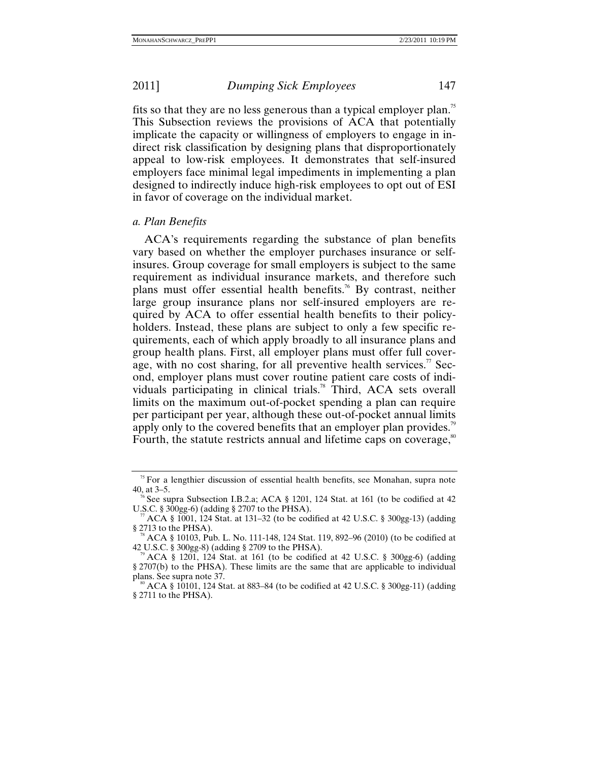fits so that they are no less generous than a typical employer plan.[75] This Subsection reviews the provisions of ACA that potentially implicate the capacity or willingness of employers to engage in indirect risk classification by designing plans that disproportionately appeal to low-risk employees. It demonstrates that self-insured employers face minimal legal impediments in implementing a plan designed to indirectly induce high-risk employees to opt out of ESI in favor of coverage on the individual market.

*a. Plan Benefits*

ACA's requirements regarding the substance of plan benefits vary based on whether the employer purchases insurance or self-insures. Group coverage for small employers is subject to the same requirement as individual insurance markets, and therefore such plans must offer essential health benefits.[76] By contrast, neither large group insurance plans nor self-insured employers are required by ACA to offer essential health benefits to their policyholders. Instead, these plans are subject to only a few specific requirements, each of which apply broadly to all insurance plans and group health plans. First, all employer plans must offer full coverage, with no cost sharing, for all preventive health services.[77] Second, employer plans must cover routine patient care costs of individuals participating in clinical trials.[78] Third, ACA sets overall limits on the maximum out-of-pocket spending a plan can require per participant per year, although these out-of-pocket annual limits apply only to the covered benefits that an employer plan provides.[79] Fourth, the statute restricts annual and lifetime caps on coverage,[80]

---

[75] For a lengthier discussion of essential health benefits, see Monahan, supra note 40, at 3–5.

[76] See supra Subsection I.B.2.a; ACA § 1201, 124 Stat. at 161 (to be codified at 42 U.S.C. § 300gg-6) (adding § 2707 to the PHSA).

[77] ACA § 1001, 124 Stat. at 131–32 (to be codified at 42 U.S.C. § 300gg-13) (adding § 2713 to the PHSA).

[78] ACA § 10103, Pub. L. No. 111-148, 124 Stat. 119, 892–96 (2010) (to be codified at 42 U.S.C. § 300gg-8) (adding § 2709 to the PHSA).

[79] ACA § 1201, 124 Stat. at 161 (to be codified at 42 U.S.C. § 300gg-6) (adding § 2707(b) to the PHSA). These limits are the same that are applicable to individual plans. See supra note 37.

[80] ACA § 10101, 124 Stat. at 883–84 (to be codified at 42 U.S.C. § 300gg-11) (adding § 2711 to the PHSA).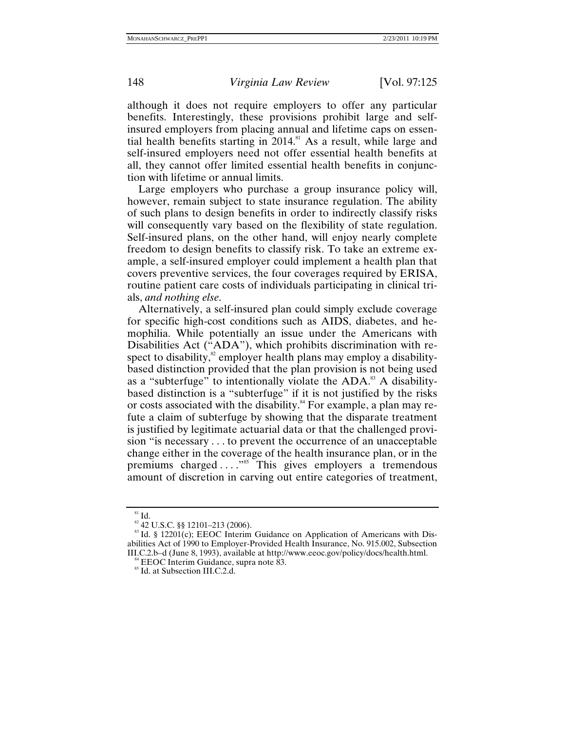although it does not require employers to offer any particular benefits. Interestingly, these provisions prohibit large and self-insured employers from placing annual and lifetime caps on essential health benefits starting in 2014.[81] As a result, while large and self-insured employers need not offer essential health benefits at all, they cannot offer limited essential health benefits in conjunction with lifetime or annual limits.

Large employers who purchase a group insurance policy will, however, remain subject to state insurance regulation. The ability of such plans to design benefits in order to indirectly classify risks will consequently vary based on the flexibility of state regulation. Self-insured plans, on the other hand, will enjoy nearly complete freedom to design benefits to classify risk. To take an extreme example, a self-insured employer could implement a health plan that covers preventive services, the four coverages required by ERISA, routine patient care costs of individuals participating in clinical trials, *and nothing else*.

Alternatively, a self-insured plan could simply exclude coverage for specific high-cost conditions such as AIDS, diabetes, and hemophilia. While potentially an issue under the Americans with Disabilities Act ("ADA"), which prohibits discrimination with respect to disability,[82] employer health plans may employ a disability-based distinction provided that the plan provision is not being used as a "subterfuge" to intentionally violate the ADA.[83] A disability-based distinction is a "subterfuge" if it is not justified by the risks or costs associated with the disability.[84] For example, a plan may refute a claim of subterfuge by showing that the disparate treatment is justified by legitimate actuarial data or that the challenged provision "is necessary . . . to prevent the occurrence of an unacceptable change either in the coverage of the health insurance plan, or in the premiums charged . . . ."[85] This gives employers a tremendous amount of discretion in carving out entire categories of treatment,

---

[81] Id.

[82] 42 U.S.C. §§ 12101–213 (2006).

[83] Id. § 12201(c); EEOC Interim Guidance on Application of Americans with Disabilities Act of 1990 to Employer-Provided Health Insurance, No. 915.002, Subsection III.C.2.b–d (June 8, 1993), available at http://www.eeoc.gov/policy/docs/health.html.

[84] EEOC Interim Guidance, supra note 83.

[85] Id. at Subsection III.C.2.d.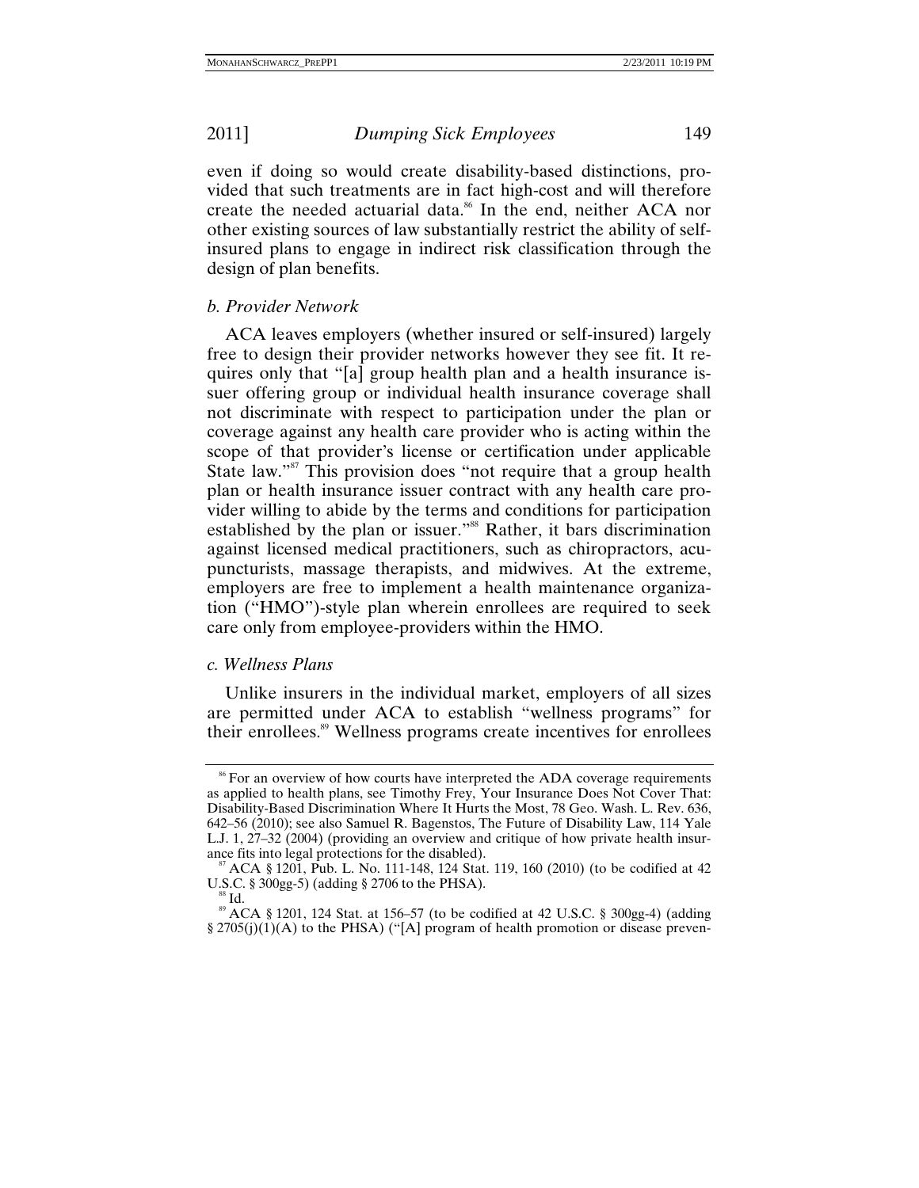even if doing so would create disability-based distinctions, provided that such treatments are in fact high-cost and will therefore create the needed actuarial data.[86] In the end, neither ACA nor other existing sources of law substantially restrict the ability of self-insured plans to engage in indirect risk classification through the design of plan benefits.

### *b. Provider Network*

ACA leaves employers (whether insured or self-insured) largely free to design their provider networks however they see fit. It requires only that "[a] group health plan and a health insurance issuer offering group or individual health insurance coverage shall not discriminate with respect to participation under the plan or coverage against any health care provider who is acting within the scope of that provider's license or certification under applicable State law."[87] This provision does "not require that a group health plan or health insurance issuer contract with any health care provider willing to abide by the terms and conditions for participation established by the plan or issuer."[88] Rather, it bars discrimination against licensed medical practitioners, such as chiropractors, acupuncturists, massage therapists, and midwives. At the extreme, employers are free to implement a health maintenance organization ("HMO")-style plan wherein enrollees are required to seek care only from employee-providers within the HMO.

### *c. Wellness Plans*

Unlike insurers in the individual market, employers of all sizes are permitted under ACA to establish "wellness programs" for their enrollees.[89] Wellness programs create incentives for enrollees

---

[86] For an overview of how courts have interpreted the ADA coverage requirements as applied to health plans, see Timothy Frey, Your Insurance Does Not Cover That: Disability-Based Discrimination Where It Hurts the Most, 78 Geo. Wash. L. Rev. 636, 642–56 (2010); see also Samuel R. Bagenstos, The Future of Disability Law, 114 Yale L.J. 1, 27–32 (2004) (providing an overview and critique of how private health insurance fits into legal protections for the disabled).

[87] ACA § 1201, Pub. L. No. 111-148, 124 Stat. 119, 160 (2010) (to be codified at 42 U.S.C. § 300gg-5) (adding § 2706 to the PHSA).

[88] Id.

[89] ACA § 1201, 124 Stat. at 156–57 (to be codified at 42 U.S.C. § 300gg-4) (adding § 2705(j)(1)(A) to the PHSA) ("[A] program of health promotion or disease preven-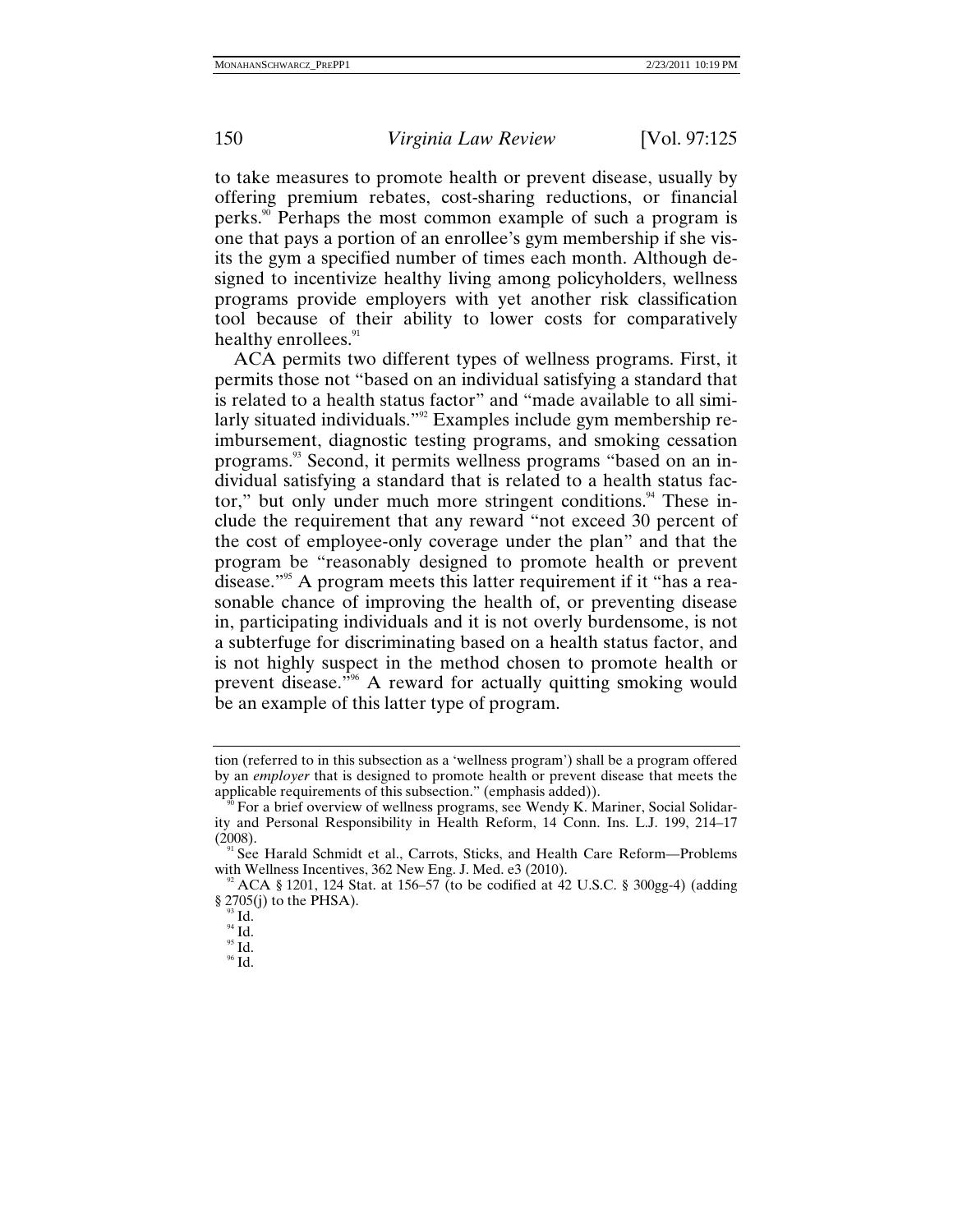to take measures to promote health or prevent disease, usually by offering premium rebates, cost-sharing reductions, or financial perks.[90] Perhaps the most common example of such a program is one that pays a portion of an enrollee's gym membership if she visits the gym a specified number of times each month. Although designed to incentivize healthy living among policyholders, wellness programs provide employers with yet another risk classification tool because of their ability to lower costs for comparatively healthy enrollees.[91]

ACA permits two different types of wellness programs. First, it permits those not "based on an individual satisfying a standard that is related to a health status factor" and "made available to all similarly situated individuals."[92] Examples include gym membership reimbursement, diagnostic testing programs, and smoking cessation programs.[93] Second, it permits wellness programs "based on an individual satisfying a standard that is related to a health status factor," but only under much more stringent conditions.[94] These include the requirement that any reward "not exceed 30 percent of the cost of employee-only coverage under the plan" and that the program be "reasonably designed to promote health or prevent disease."[95] A program meets this latter requirement if it "has a reasonable chance of improving the health of, or preventing disease in, participating individuals and it is not overly burdensome, is not a subterfuge for discriminating based on a health status factor, and is not highly suspect in the method chosen to promote health or prevent disease."[96] A reward for actually quitting smoking would be an example of this latter type of program.

---

tion (referred to in this subsection as a 'wellness program') shall be a program offered by an *employer* that is designed to promote health or prevent disease that meets the applicable requirements of this subsection." (emphasis added)).

[90] For a brief overview of wellness programs, see Wendy K. Mariner, Social Solidarity and Personal Responsibility in Health Reform, 14 Conn. Ins. L.J. 199, 214–17 (2008).

[91] See Harald Schmidt et al., Carrots, Sticks, and Health Care Reform—Problems with Wellness Incentives, 362 New Eng. J. Med. e3 (2010).

[92] ACA § 1201, 124 Stat. at 156–57 (to be codified at 42 U.S.C. § 300gg-4) (adding § 2705(j) to the PHSA).

[93] Id.

[94] Id.

[95] Id.

[96] Id.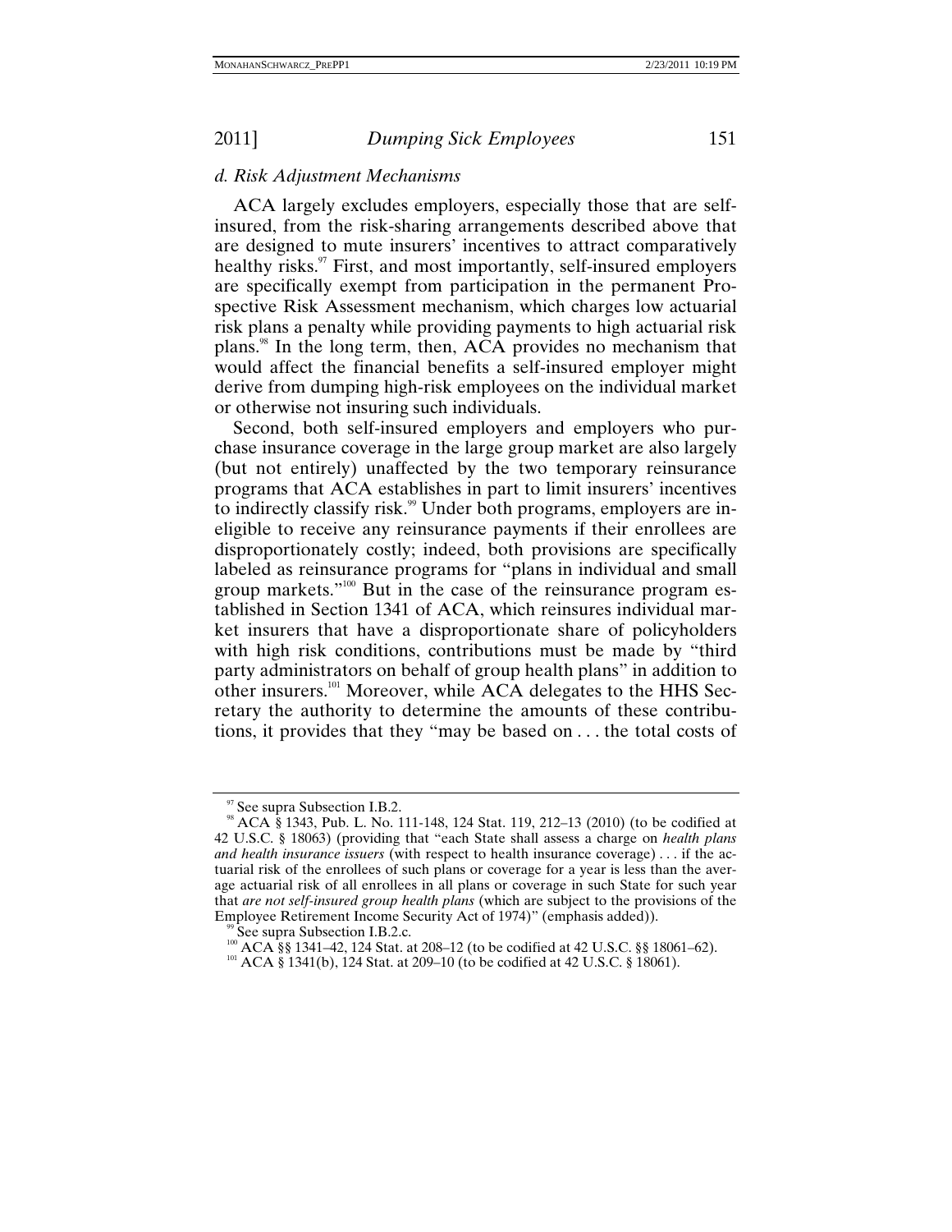### *d. Risk Adjustment Mechanisms*

ACA largely excludes employers, especially those that are self-insured, from the risk-sharing arrangements described above that are designed to mute insurers' incentives to attract comparatively healthy risks.[97] First, and most importantly, self-insured employers are specifically exempt from participation in the permanent Prospective Risk Assessment mechanism, which charges low actuarial risk plans a penalty while providing payments to high actuarial risk plans.[98] In the long term, then, ACA provides no mechanism that would affect the financial benefits a self-insured employer might derive from dumping high-risk employees on the individual market or otherwise not insuring such individuals.

Second, both self-insured employers and employers who purchase insurance coverage in the large group market are also largely (but not entirely) unaffected by the two temporary reinsurance programs that ACA establishes in part to limit insurers' incentives to indirectly classify risk.[99] Under both programs, employers are ineligible to receive any reinsurance payments if their enrollees are disproportionately costly; indeed, both provisions are specifically labeled as reinsurance programs for "plans in individual and small group markets."[100] But in the case of the reinsurance program established in Section 1341 of ACA, which reinsures individual market insurers that have a disproportionate share of policyholders with high risk conditions, contributions must be made by "third party administrators on behalf of group health plans" in addition to other insurers.[101] Moreover, while ACA delegates to the HHS Secretary the authority to determine the amounts of these contributions, it provides that they "may be based on . . . the total costs of

---

[97] See supra Subsection I.B.2.

[98] ACA § 1343, Pub. L. No. 111-148, 124 Stat. 119, 212–13 (2010) (to be codified at 42 U.S.C. § 18063) (providing that "each State shall assess a charge on *health plans and health insurance issuers* (with respect to health insurance coverage) . . . if the actuarial risk of the enrollees of such plans or coverage for a year is less than the average actuarial risk of all enrollees in all plans or coverage in such State for such year that *are not self-insured group health plans* (which are subject to the provisions of the Employee Retirement Income Security Act of 1974)" (emphasis added)).

[99] See supra Subsection I.B.2.c.

[100] ACA §§ 1341–42, 124 Stat. at 208–12 (to be codified at 42 U.S.C. §§ 18061–62).

[101] ACA § 1341(b), 124 Stat. at 209–10 (to be codified at 42 U.S.C. § 18061).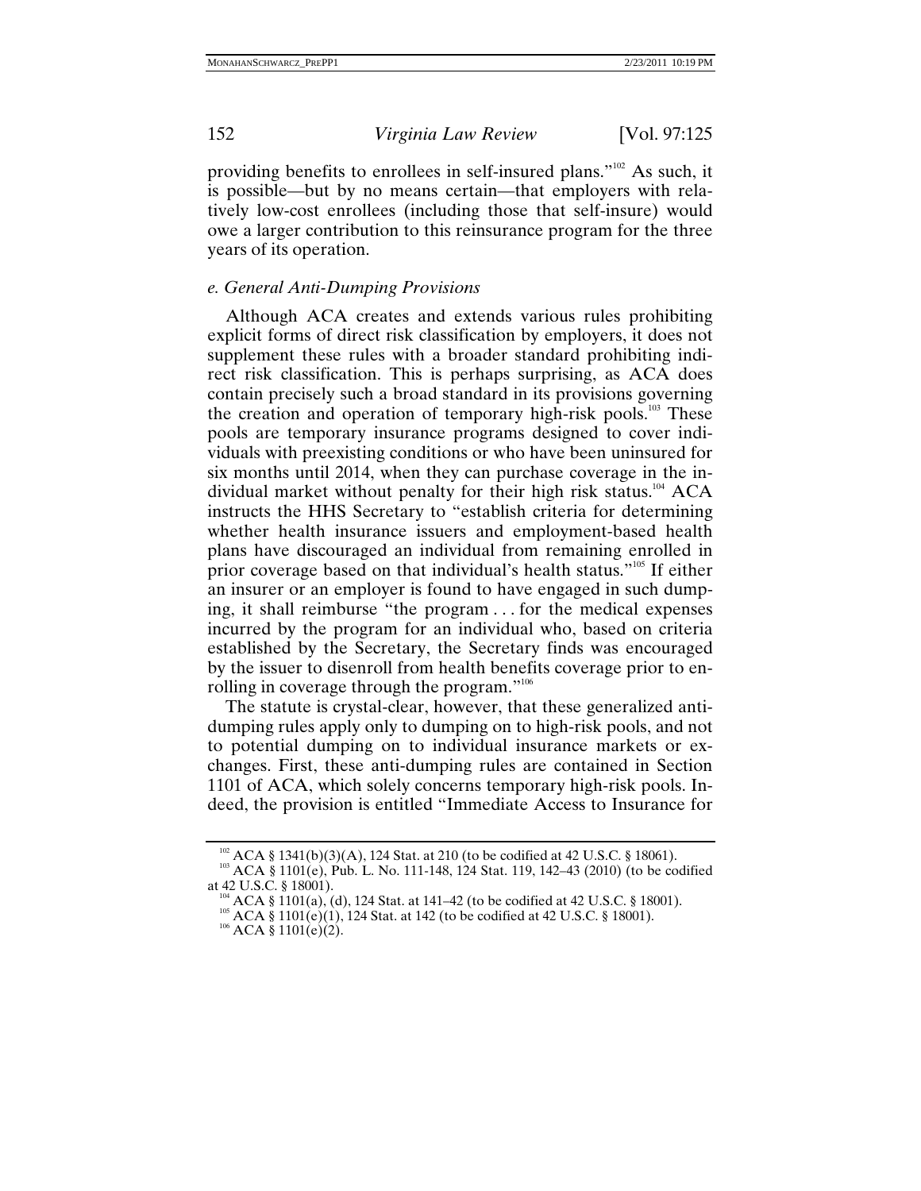providing benefits to enrollees in self-insured plans."[102] As such, it is possible—but by no means certain—that employers with relatively low-cost enrollees (including those that self-insure) would owe a larger contribution to this reinsurance program for the three years of its operation.

*e. General Anti-Dumping Provisions*

Although ACA creates and extends various rules prohibiting explicit forms of direct risk classification by employers, it does not supplement these rules with a broader standard prohibiting indirect risk classification. This is perhaps surprising, as ACA does contain precisely such a broad standard in its provisions governing the creation and operation of temporary high-risk pools.[103] These pools are temporary insurance programs designed to cover individuals with preexisting conditions or who have been uninsured for six months until 2014, when they can purchase coverage in the individual market without penalty for their high risk status.[104] ACA instructs the HHS Secretary to "establish criteria for determining whether health insurance issuers and employment-based health plans have discouraged an individual from remaining enrolled in prior coverage based on that individual's health status."[105] If either an insurer or an employer is found to have engaged in such dumping, it shall reimburse "the program . . . for the medical expenses incurred by the program for an individual who, based on criteria established by the Secretary, the Secretary finds was encouraged by the issuer to disenroll from health benefits coverage prior to enrolling in coverage through the program."[106]

The statute is crystal-clear, however, that these generalized anti-dumping rules apply only to dumping on to high-risk pools, and not to potential dumping on to individual insurance markets or exchanges. First, these anti-dumping rules are contained in Section 1101 of ACA, which solely concerns temporary high-risk pools. Indeed, the provision is entitled "Immediate Access to Insurance for

---

[102] ACA § 1341(b)(3)(A), 124 Stat. at 210 (to be codified at 42 U.S.C. § 18061).

[103] ACA § 1101(e), Pub. L. No. 111-148, 124 Stat. 119, 142–43 (2010) (to be codified at 42 U.S.C. § 18001).

[104] ACA § 1101(a), (d), 124 Stat. at 141–42 (to be codified at 42 U.S.C. § 18001).

[105] ACA § 1101(e)(1), 124 Stat. at 142 (to be codified at 42 U.S.C. § 18001).

[106] ACA § 1101(e)(2).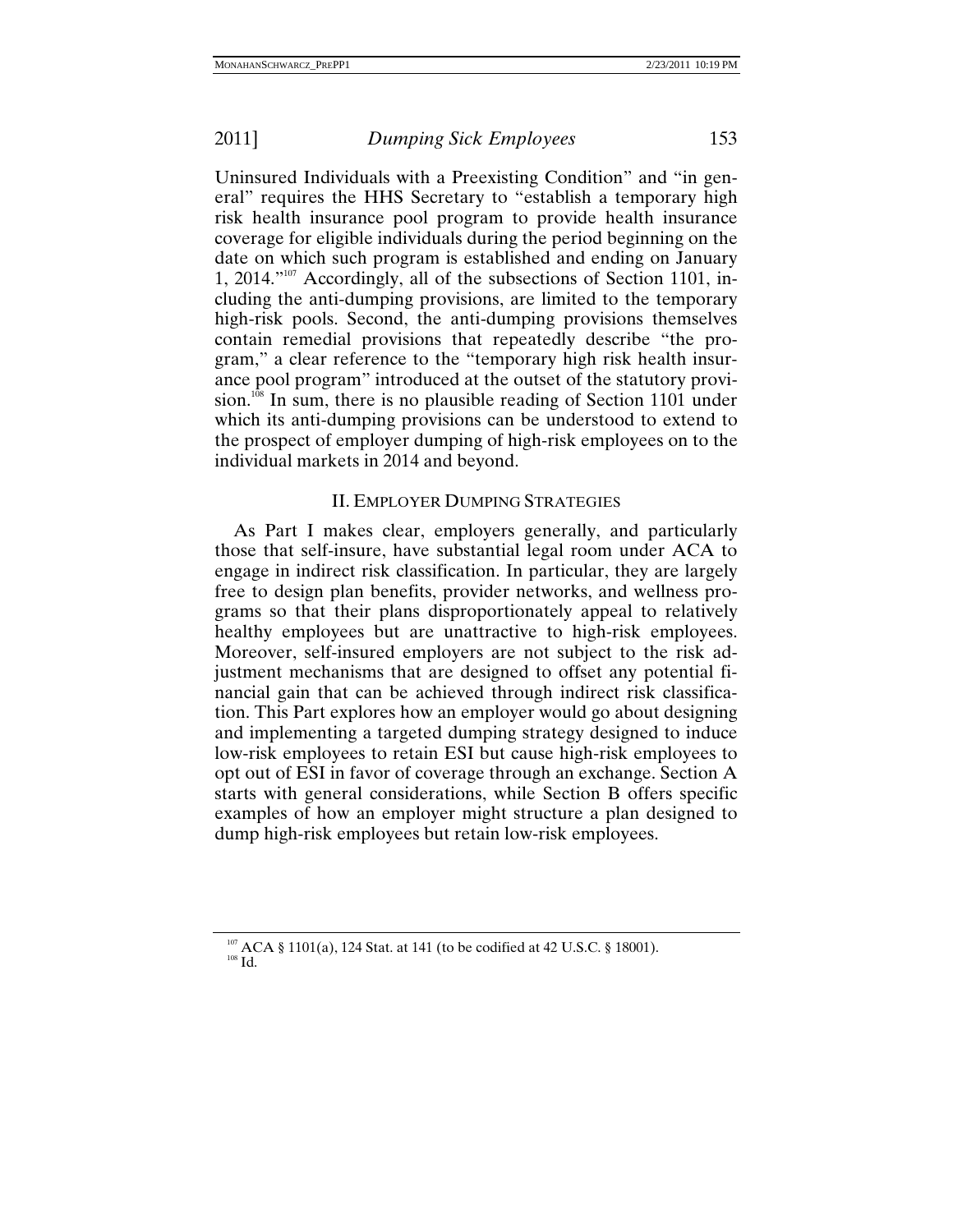Uninsured Individuals with a Preexisting Condition" and "in general" requires the HHS Secretary to "establish a temporary high risk health insurance pool program to provide health insurance coverage for eligible individuals during the period beginning on the date on which such program is established and ending on January 1, 2014."[107] Accordingly, all of the subsections of Section 1101, including the anti-dumping provisions, are limited to the temporary high-risk pools. Second, the anti-dumping provisions themselves contain remedial provisions that repeatedly describe "the program," a clear reference to the "temporary high risk health insurance pool program" introduced at the outset of the statutory provision.[108] In sum, there is no plausible reading of Section 1101 under which its anti-dumping provisions can be understood to extend to the prospect of employer dumping of high-risk employees on to the individual markets in 2014 and beyond.

## II. EMPLOYER DUMPING STRATEGIES

As Part I makes clear, employers generally, and particularly those that self-insure, have substantial legal room under ACA to engage in indirect risk classification. In particular, they are largely free to design plan benefits, provider networks, and wellness programs so that their plans disproportionately appeal to relatively healthy employees but are unattractive to high-risk employees. Moreover, self-insured employers are not subject to the risk adjustment mechanisms that are designed to offset any potential financial gain that can be achieved through indirect risk classification. This Part explores how an employer would go about designing and implementing a targeted dumping strategy designed to induce low-risk employees to retain ESI but cause high-risk employees to opt out of ESI in favor of coverage through an exchange. Section A starts with general considerations, while Section B offers specific examples of how an employer might structure a plan designed to dump high-risk employees but retain low-risk employees.

---

[107] ACA § 1101(a), 124 Stat. at 141 (to be codified at 42 U.S.C. § 18001).

[108] Id.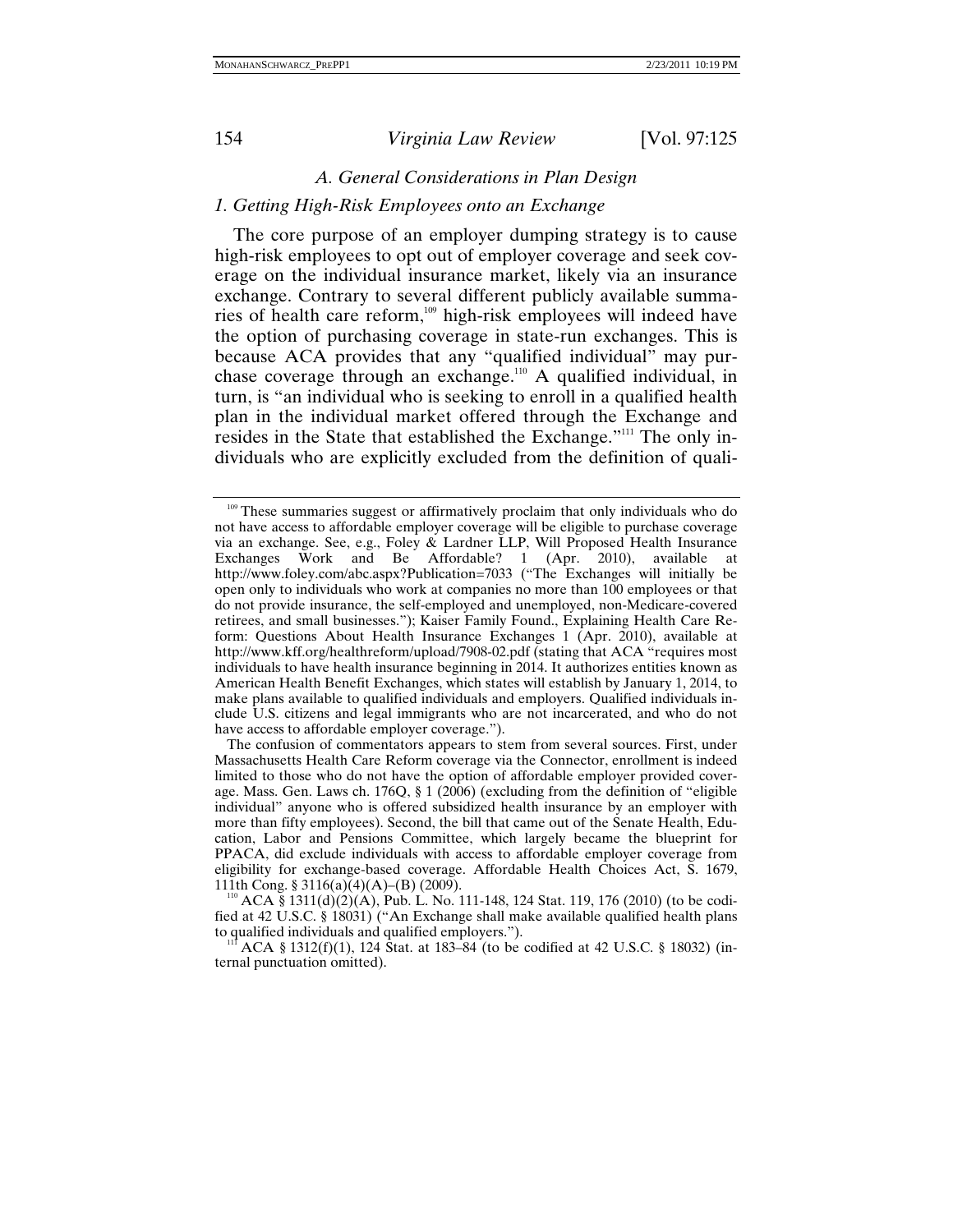### A. General Considerations in Plan Design

#### 1. Getting High-Risk Employees onto an Exchange

The core purpose of an employer dumping strategy is to cause high-risk employees to opt out of employer coverage and seek coverage on the individual insurance market, likely via an insurance exchange. Contrary to several different publicly available summaries of health care reform,[109] high-risk employees will indeed have the option of purchasing coverage in state-run exchanges. This is because ACA provides that any "qualified individual" may purchase coverage through an exchange.[110] A qualified individual, in turn, is "an individual who is seeking to enroll in a qualified health plan in the individual market offered through the Exchange and resides in the State that established the Exchange."[111] The only individuals who are explicitly excluded from the definition of quali-

---

[109] These summaries suggest or affirmatively proclaim that only individuals who do not have access to affordable employer coverage will be eligible to purchase coverage via an exchange. See, e.g., Foley & Lardner LLP, Will Proposed Health Insurance Exchanges Work and Be Affordable? 1 (Apr. 2010), available at http://www.foley.com/abc.aspx?Publication=7033 ("The Exchanges will initially be open only to individuals who work at companies no more than 100 employees or that do not provide insurance, the self-employed and unemployed, non-Medicare-covered retirees, and small businesses."); Kaiser Family Found., Explaining Health Care Reform: Questions About Health Insurance Exchanges 1 (Apr. 2010), available at http://www.kff.org/healthreform/upload/7908-02.pdf (stating that ACA "requires most individuals to have health insurance beginning in 2014. It authorizes entities known as American Health Benefit Exchanges, which states will establish by January 1, 2014, to make plans available to qualified individuals and employers. Qualified individuals include U.S. citizens and legal immigrants who are not incarcerated, and who do not have access to affordable employer coverage.").

The confusion of commentators appears to stem from several sources. First, under Massachusetts Health Care Reform coverage via the Connector, enrollment is indeed limited to those who do not have the option of affordable employer provided coverage. Mass. Gen. Laws ch. 176Q, § 1 (2006) (excluding from the definition of "eligible individual" anyone who is offered subsidized health insurance by an employer with more than fifty employees). Second, the bill that came out of the Senate Health, Education, Labor and Pensions Committee, which largely became the blueprint for PPACA, did exclude individuals with access to affordable employer coverage from eligibility for exchange-based coverage. Affordable Health Choices Act, S. 1679, 111th Cong. § 3116(a)(4)(A)–(B) (2009).

[110] ACA § 1311(d)(2)(A), Pub. L. No. 111-148, 124 Stat. 119, 176 (2010) (to be codified at 42 U.S.C. § 18031) ("An Exchange shall make available qualified health plans to qualified individuals and qualified employers.").

[111] ACA § 1312(f)(1), 124 Stat. at 183–84 (to be codified at 42 U.S.C. § 18032) (internal punctuation omitted).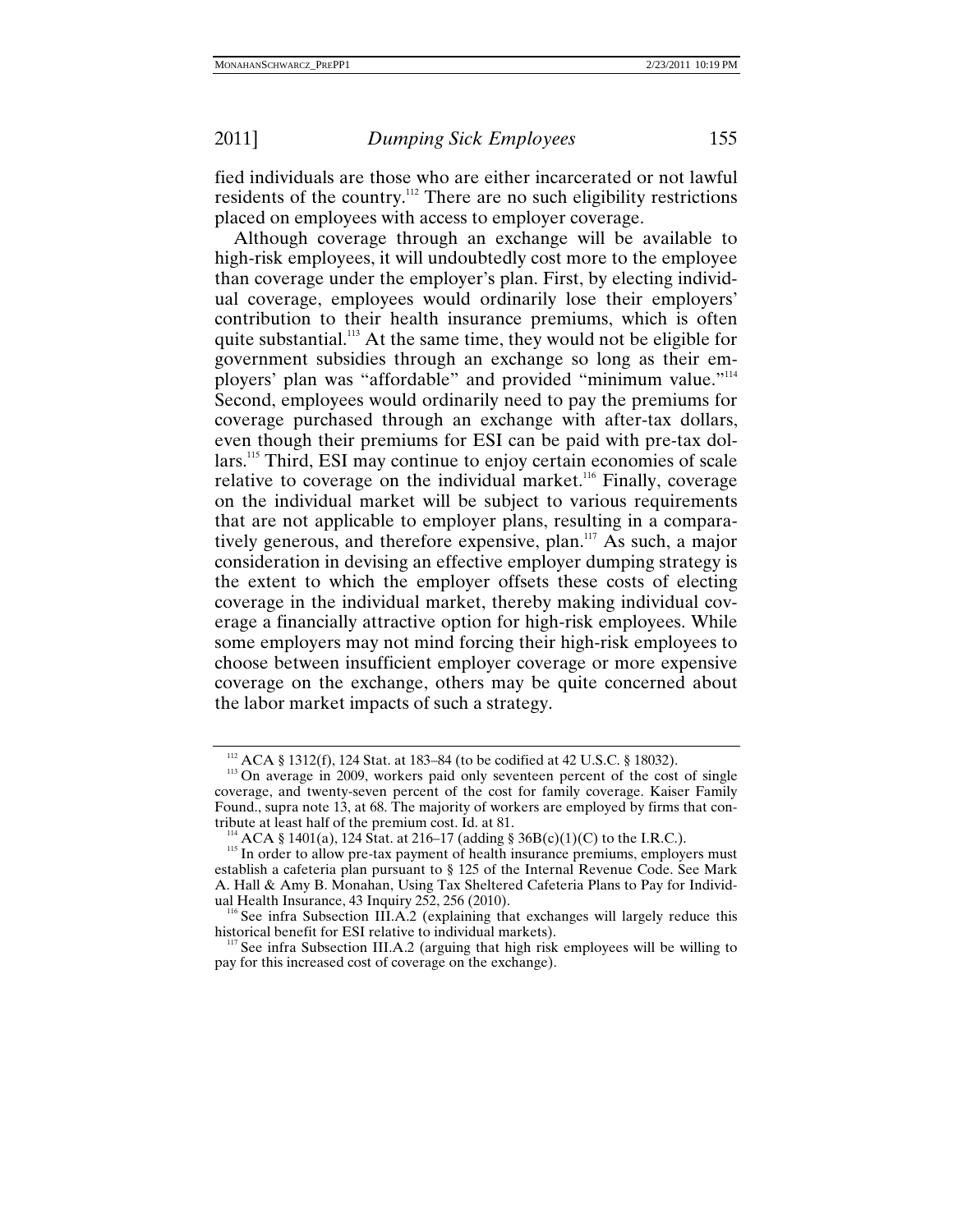fied individuals are those who are either incarcerated or not lawful residents of the country.[112] There are no such eligibility restrictions placed on employees with access to employer coverage.

Although coverage through an exchange will be available to high-risk employees, it will undoubtedly cost more to the employee than coverage under the employer's plan. First, by electing individual coverage, employees would ordinarily lose their employers' contribution to their health insurance premiums, which is often quite substantial.[113] At the same time, they would not be eligible for government subsidies through an exchange so long as their employers' plan was "affordable" and provided "minimum value."[114] Second, employees would ordinarily need to pay the premiums for coverage purchased through an exchange with after-tax dollars, even though their premiums for ESI can be paid with pre-tax dollars.[115] Third, ESI may continue to enjoy certain economies of scale relative to coverage on the individual market.[116] Finally, coverage on the individual market will be subject to various requirements that are not applicable to employer plans, resulting in a comparatively generous, and therefore expensive, plan.[117] As such, a major consideration in devising an effective employer dumping strategy is the extent to which the employer offsets these costs of electing coverage in the individual market, thereby making individual coverage a financially attractive option for high-risk employees. While some employers may not mind forcing their high-risk employees to choose between insufficient employer coverage or more expensive coverage on the exchange, others may be quite concerned about the labor market impacts of such a strategy.

---

[112] ACA § 1312(f), 124 Stat. at 183–84 (to be codified at 42 U.S.C. § 18032).

[113] On average in 2009, workers paid only seventeen percent of the cost of single coverage, and twenty-seven percent of the cost for family coverage. Kaiser Family Found., supra note 13, at 68. The majority of workers are employed by firms that contribute at least half of the premium cost. Id. at 81.

[114] ACA § 1401(a), 124 Stat. at 216–17 (adding § 36B(c)(1)(C) to the I.R.C.).

[115] In order to allow pre-tax payment of health insurance premiums, employers must establish a cafeteria plan pursuant to § 125 of the Internal Revenue Code. See Mark A. Hall & Amy B. Monahan, Using Tax Sheltered Cafeteria Plans to Pay for Individual Health Insurance, 43 Inquiry 252, 256 (2010).

[116] See infra Subsection III.A.2 (explaining that exchanges will largely reduce this historical benefit for ESI relative to individual markets).

[117] See infra Subsection III.A.2 (arguing that high risk employees will be willing to pay for this increased cost of coverage on the exchange).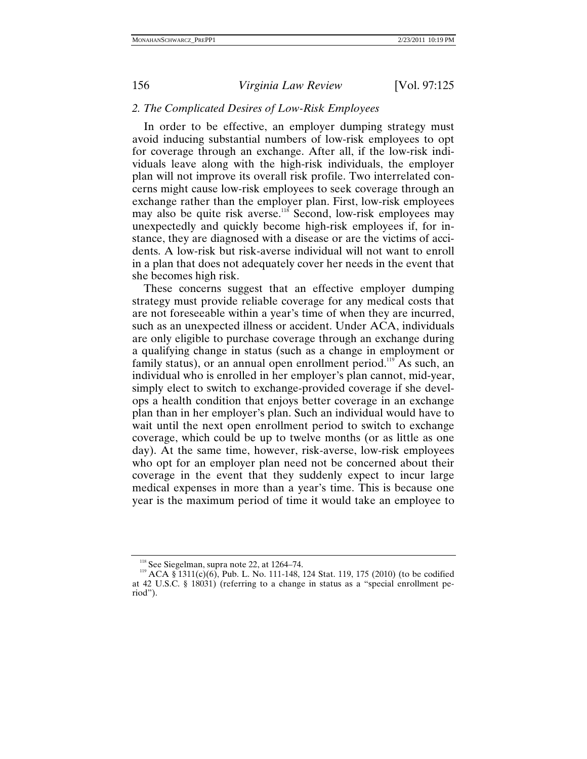### 2. *The Complicated Desires of Low-Risk Employees*

In order to be effective, an employer dumping strategy must avoid inducing substantial numbers of low-risk employees to opt for coverage through an exchange. After all, if the low-risk individuals leave along with the high-risk individuals, the employer plan will not improve its overall risk profile. Two interrelated concerns might cause low-risk employees to seek coverage through an exchange rather than the employer plan. First, low-risk employees may also be quite risk averse.[118] Second, low-risk employees may unexpectedly and quickly become high-risk employees if, for instance, they are diagnosed with a disease or are the victims of accidents. A low-risk but risk-averse individual will not want to enroll in a plan that does not adequately cover her needs in the event that she becomes high risk.

These concerns suggest that an effective employer dumping strategy must provide reliable coverage for any medical costs that are not foreseeable within a year's time of when they are incurred, such as an unexpected illness or accident. Under ACA, individuals are only eligible to purchase coverage through an exchange during a qualifying change in status (such as a change in employment or family status), or an annual open enrollment period.[119] As such, an individual who is enrolled in her employer's plan cannot, mid-year, simply elect to switch to exchange-provided coverage if she develops a health condition that enjoys better coverage in an exchange plan than in her employer's plan. Such an individual would have to wait until the next open enrollment period to switch to exchange coverage, which could be up to twelve months (or as little as one day). At the same time, however, risk-averse, low-risk employees who opt for an employer plan need not be concerned about their coverage in the event that they suddenly expect to incur large medical expenses in more than a year's time. This is because one year is the maximum period of time it would take an employee to

---

[118] See Siegelman, supra note 22, at 1264–74.

[119] ACA § 1311(c)(6), Pub. L. No. 111-148, 124 Stat. 119, 175 (2010) (to be codified at 42 U.S.C. § 18031) (referring to a change in status as a "special enrollment period").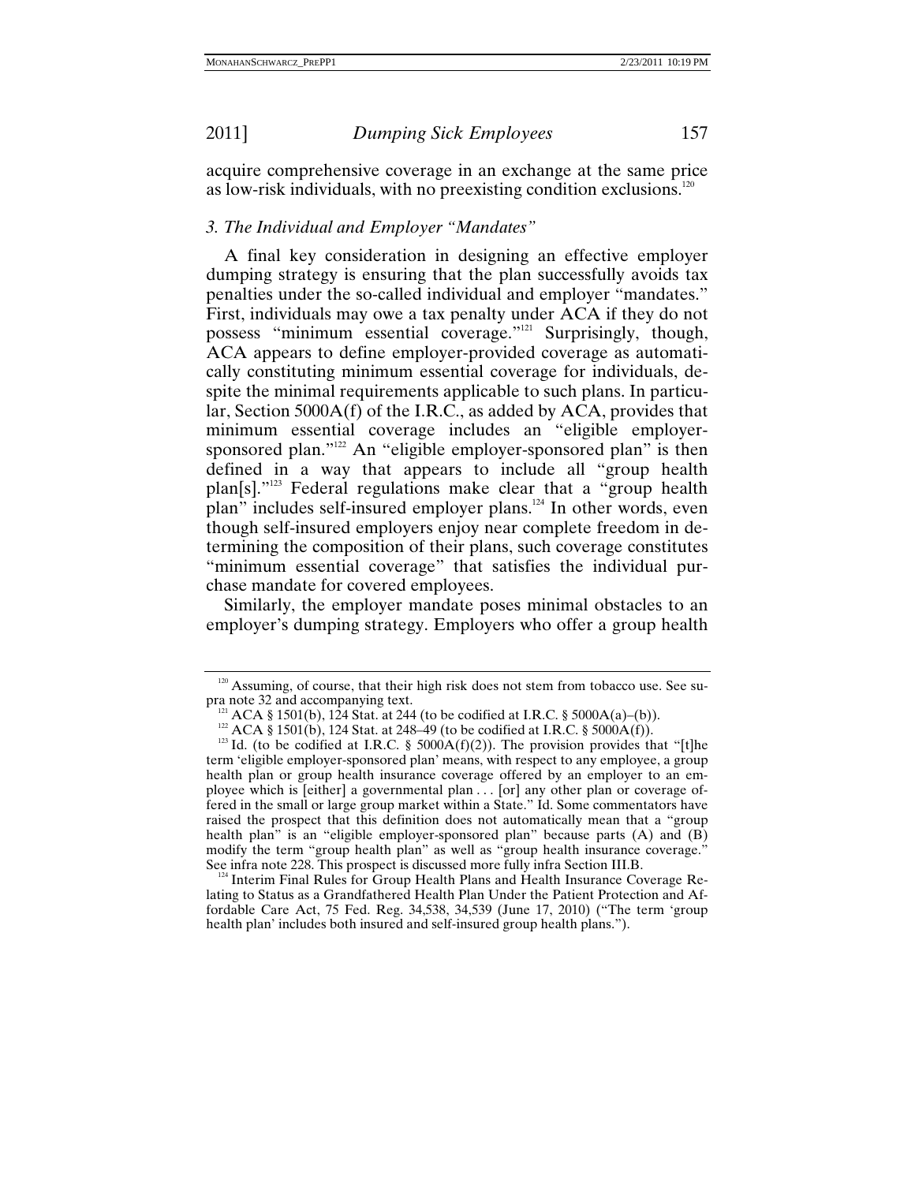acquire comprehensive coverage in an exchange at the same price as low-risk individuals, with no preexisting condition exclusions.[120]

### *3. The Individual and Employer "Mandates"*

A final key consideration in designing an effective employer dumping strategy is ensuring that the plan successfully avoids tax penalties under the so-called individual and employer "mandates." First, individuals may owe a tax penalty under ACA if they do not possess "minimum essential coverage."[121] Surprisingly, though, ACA appears to define employer-provided coverage as automatically constituting minimum essential coverage for individuals, despite the minimal requirements applicable to such plans. In particular, Section 5000A(f) of the I.R.C., as added by ACA, provides that minimum essential coverage includes an "eligible employer-sponsored plan."[122] An "eligible employer-sponsored plan" is then defined in a way that appears to include all "group health plan[s]."[123] Federal regulations make clear that a "group health plan" includes self-insured employer plans.[124] In other words, even though self-insured employers enjoy near complete freedom in determining the composition of their plans, such coverage constitutes "minimum essential coverage" that satisfies the individual purchase mandate for covered employees.

Similarly, the employer mandate poses minimal obstacles to an employer's dumping strategy. Employers who offer a group health

---

[120] Assuming, of course, that their high risk does not stem from tobacco use. See supra note 32 and accompanying text.

[121] ACA § 1501(b), 124 Stat. at 244 (to be codified at I.R.C. § 5000A(a)–(b)).

[122] ACA § 1501(b), 124 Stat. at 248–49 (to be codified at I.R.C. § 5000A(f)).

[123] Id. (to be codified at I.R.C. § 5000A(f)(2)). The provision provides that "[t]he term 'eligible employer-sponsored plan' means, with respect to any employee, a group health plan or group health insurance coverage offered by an employer to an employee which is [either] a governmental plan . . . [or] any other plan or coverage offered in the small or large group market within a State." Id. Some commentators have raised the prospect that this definition does not automatically mean that a "group health plan" is an "eligible employer-sponsored plan" because parts (A) and (B) modify the term "group health plan" as well as "group health insurance coverage." See infra note 228. This prospect is discussed more fully infra Section III.B.

[124] Interim Final Rules for Group Health Plans and Health Insurance Coverage Relating to Status as a Grandfathered Health Plan Under the Patient Protection and Affordable Care Act, 75 Fed. Reg. 34,538, 34,539 (June 17, 2010) ("The term 'group health plan' includes both insured and self-insured group health plans.").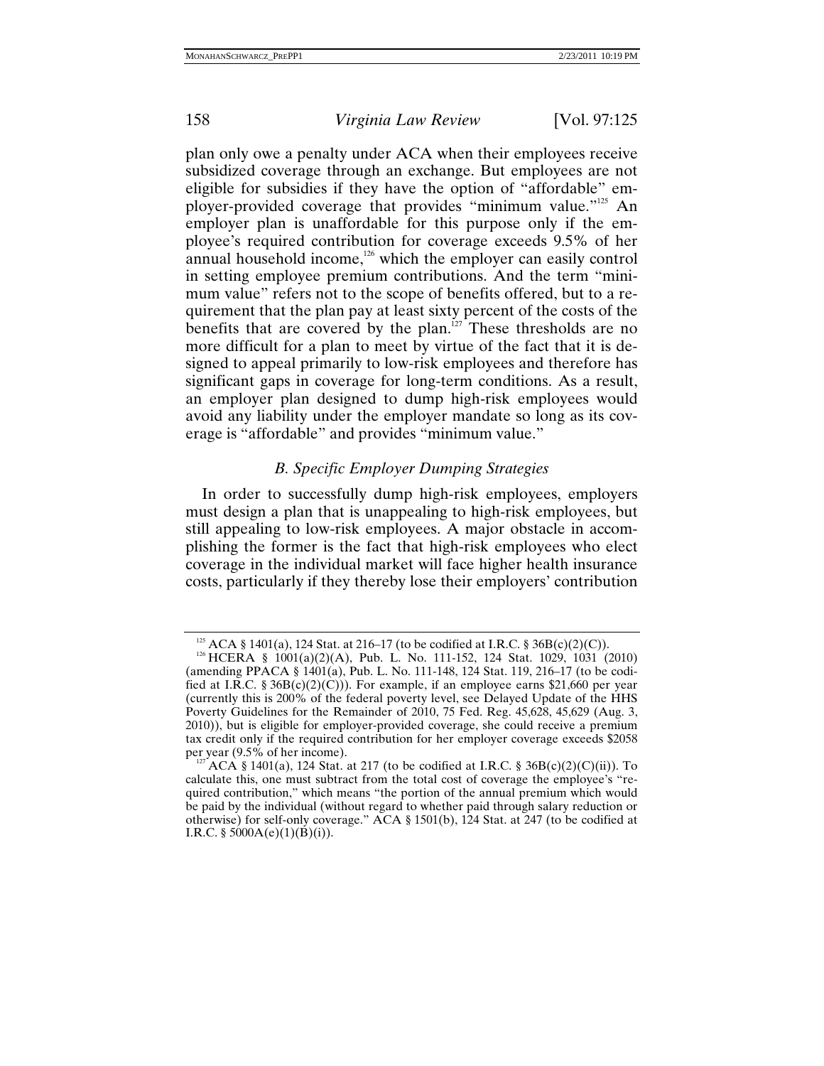plan only owe a penalty under ACA when their employees receive subsidized coverage through an exchange. But employees are not eligible for subsidies if they have the option of "affordable" employer-provided coverage that provides "minimum value."[125] An employer plan is unaffordable for this purpose only if the employee's required contribution for coverage exceeds 9.5% of her annual household income,[126] which the employer can easily control in setting employee premium contributions. And the term "minimum value" refers not to the scope of benefits offered, but to a requirement that the plan pay at least sixty percent of the costs of the benefits that are covered by the plan.[127] These thresholds are no more difficult for a plan to meet by virtue of the fact that it is designed to appeal primarily to low-risk employees and therefore has significant gaps in coverage for long-term conditions. As a result, an employer plan designed to dump high-risk employees would avoid any liability under the employer mandate so long as its coverage is "affordable" and provides "minimum value."

### *B. Specific Employer Dumping Strategies*

In order to successfully dump high-risk employees, employers must design a plan that is unappealing to high-risk employees, but still appealing to low-risk employees. A major obstacle in accomplishing the former is the fact that high-risk employees who elect coverage in the individual market will face higher health insurance costs, particularly if they thereby lose their employers' contribution

---

[125] ACA § 1401(a), 124 Stat. at 216–17 (to be codified at I.R.C. § 36B(c)(2)(C)).

[126] HCERA § 1001(a)(2)(A), Pub. L. No. 111-152, 124 Stat. 1029, 1031 (2010) (amending PPACA § 1401(a), Pub. L. No. 111-148, 124 Stat. 119, 216–17 (to be codified at I.R.C. § 36B(c)(2)(C))). For example, if an employee earns $21,660 per year (currently this is 200% of the federal poverty level, see Delayed Update of the HHS Poverty Guidelines for the Remainder of 2010, 75 Fed. Reg. 45,628, 45,629 (Aug. 3, 2010)), but is eligible for employer-provided coverage, she could receive a premium tax credit only if the required contribution for her employer coverage exceeds $2058 per year (9.5% of her income).

[127] ACA § 1401(a), 124 Stat. at 217 (to be codified at I.R.C. § 36B(c)(2)(C)(ii)). To calculate this, one must subtract from the total cost of coverage the employee's "required contribution," which means "the portion of the annual premium which would be paid by the individual (without regard to whether paid through salary reduction or otherwise) for self-only coverage." ACA § 1501(b), 124 Stat. at 247 (to be codified at I.R.C. § 5000A(e)(1)(B)(i)).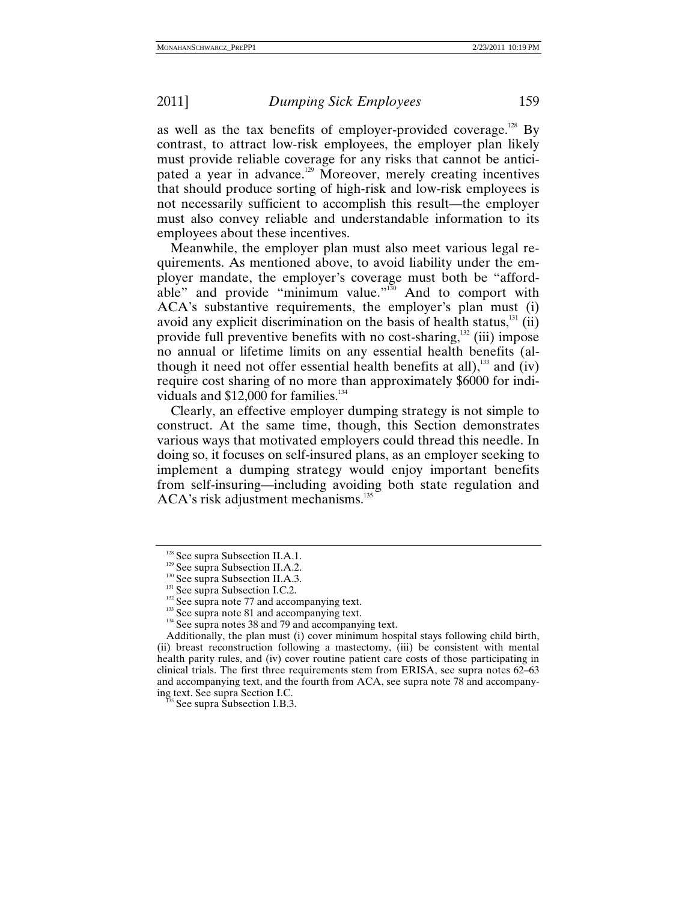as well as the tax benefits of employer-provided coverage.[128] By contrast, to attract low-risk employees, the employer plan likely must provide reliable coverage for any risks that cannot be anticipated a year in advance.[129] Moreover, merely creating incentives that should produce sorting of high-risk and low-risk employees is not necessarily sufficient to accomplish this result—the employer must also convey reliable and understandable information to its employees about these incentives.

Meanwhile, the employer plan must also meet various legal requirements. As mentioned above, to avoid liability under the employer mandate, the employer's coverage must both be "affordable" and provide "minimum value."[130] And to comport with ACA's substantive requirements, the employer's plan must (i) avoid any explicit discrimination on the basis of health status,[131] (ii) provide full preventive benefits with no cost-sharing,[132] (iii) impose no annual or lifetime limits on any essential health benefits (although it need not offer essential health benefits at all),[133] and (iv) require cost sharing of no more than approximately $6000 for individuals and $12,000 for families.[134]

Clearly, an effective employer dumping strategy is not simple to construct. At the same time, though, this Section demonstrates various ways that motivated employers could thread this needle. In doing so, it focuses on self-insured plans, as an employer seeking to implement a dumping strategy would enjoy important benefits from self-insuring—including avoiding both state regulation and ACA's risk adjustment mechanisms.[135]

---

[128] See supra Subsection II.A.1.

[129] See supra Subsection II.A.2.

[130] See supra Subsection II.A.3.

[131] See supra Subsection I.C.2.

[132] See supra note 77 and accompanying text.

[133] See supra note 81 and accompanying text.

[134] See supra notes 38 and 79 and accompanying text.

Additionally, the plan must (i) cover minimum hospital stays following child birth, (ii) breast reconstruction following a mastectomy, (iii) be consistent with mental health parity rules, and (iv) cover routine patient care costs of those participating in clinical trials. The first three requirements stem from ERISA, see supra notes 62–63 and accompanying text, and the fourth from ACA, see supra note 78 and accompanying text. See supra Section I.C.

[135] See supra Subsection I.B.3.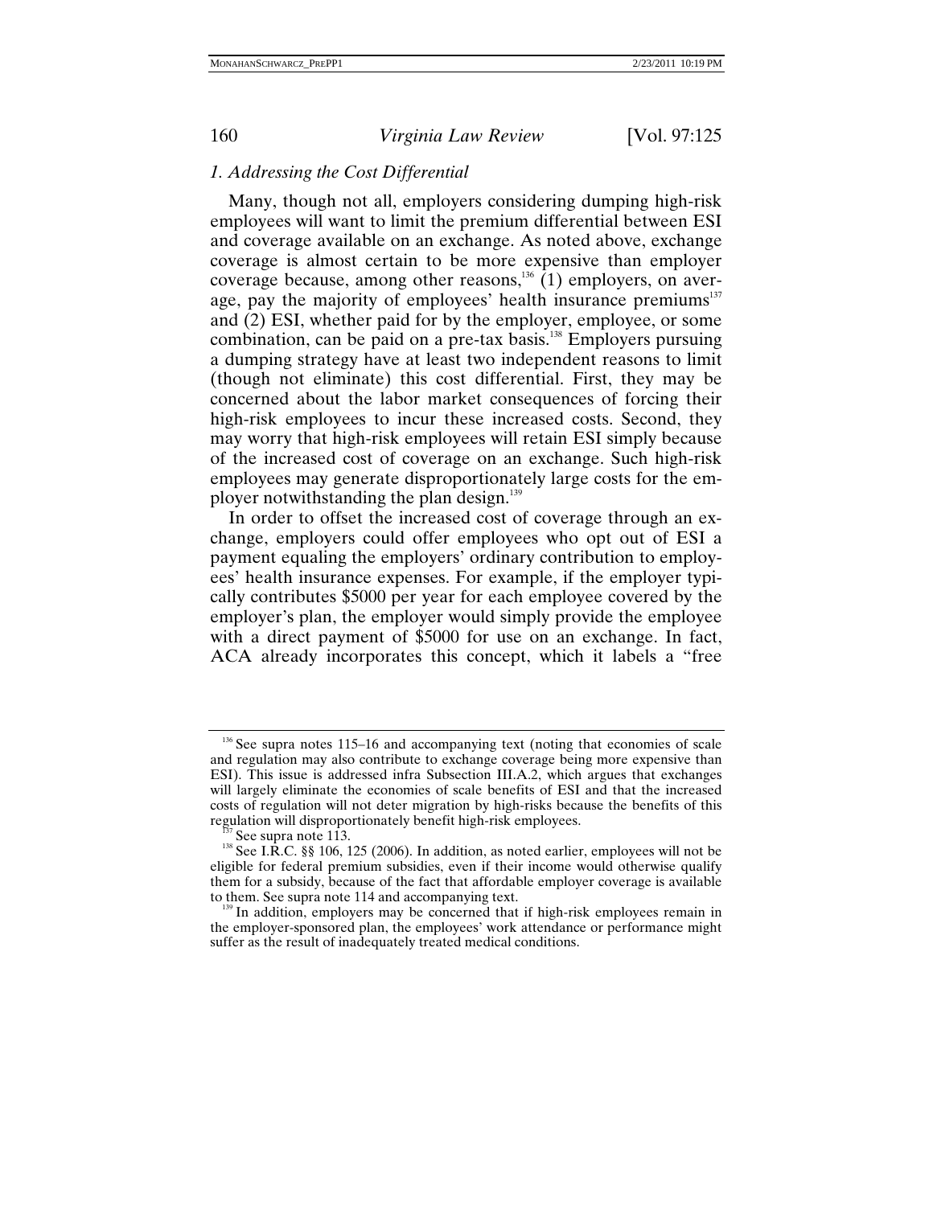### *1. Addressing the Cost Differential*

Many, though not all, employers considering dumping high-risk employees will want to limit the premium differential between ESI and coverage available on an exchange. As noted above, exchange coverage is almost certain to be more expensive than employer coverage because, among other reasons,[136] (1) employers, on average, pay the majority of employees' health insurance premiums[137] and (2) ESI, whether paid for by the employer, employee, or some combination, can be paid on a pre-tax basis.[138] Employers pursuing a dumping strategy have at least two independent reasons to limit (though not eliminate) this cost differential. First, they may be concerned about the labor market consequences of forcing their high-risk employees to incur these increased costs. Second, they may worry that high-risk employees will retain ESI simply because of the increased cost of coverage on an exchange. Such high-risk employees may generate disproportionately large costs for the employer notwithstanding the plan design.[139]

In order to offset the increased cost of coverage through an exchange, employers could offer employees who opt out of ESI a payment equaling the employers' ordinary contribution to employees' health insurance expenses. For example, if the employer typically contributes $5000 per year for each employee covered by the employer's plan, the employer would simply provide the employee with a direct payment of $5000 for use on an exchange. In fact, ACA already incorporates this concept, which it labels a "free

---

[136] See supra notes 115–16 and accompanying text (noting that economies of scale and regulation may also contribute to exchange coverage being more expensive than ESI). This issue is addressed infra Subsection III.A.2, which argues that exchanges will largely eliminate the economies of scale benefits of ESI and that the increased costs of regulation will not deter migration by high-risks because the benefits of this regulation will disproportionately benefit high-risk employees.

[137] See supra note 113.

[138] See I.R.C. §§ 106, 125 (2006). In addition, as noted earlier, employees will not be eligible for federal premium subsidies, even if their income would otherwise qualify them for a subsidy, because of the fact that affordable employer coverage is available to them. See supra note 114 and accompanying text.

[139] In addition, employers may be concerned that if high-risk employees remain in the employer-sponsored plan, the employees' work attendance or performance might suffer as the result of inadequately treated medical conditions.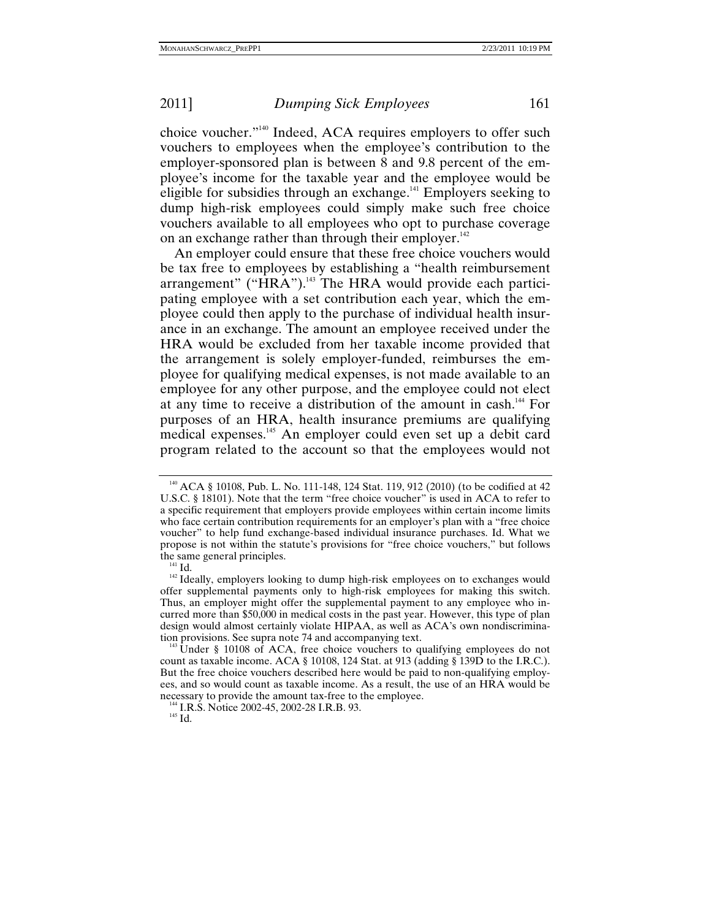choice voucher."[140] Indeed, ACA requires employers to offer such vouchers to employees when the employee's contribution to the employer-sponsored plan is between 8 and 9.8 percent of the employee's income for the taxable year and the employee would be eligible for subsidies through an exchange.[141] Employers seeking to dump high-risk employees could simply make such free choice vouchers available to all employees who opt to purchase coverage on an exchange rather than through their employer.[142]

An employer could ensure that these free choice vouchers would be tax free to employees by establishing a "health reimbursement arrangement" ("HRA").[143] The HRA would provide each participating employee with a set contribution each year, which the employee could then apply to the purchase of individual health insurance in an exchange. The amount an employee received under the HRA would be excluded from her taxable income provided that the arrangement is solely employer-funded, reimburses the employee for qualifying medical expenses, is not made available to an employee for any other purpose, and the employee could not elect at any time to receive a distribution of the amount in cash.[144] For purposes of an HRA, health insurance premiums are qualifying medical expenses.[145] An employer could even set up a debit card program related to the account so that the employees would not

---

[140] ACA § 10108, Pub. L. No. 111-148, 124 Stat. 119, 912 (2010) (to be codified at 42 U.S.C. § 18101). Note that the term "free choice voucher" is used in ACA to refer to a specific requirement that employers provide employees within certain income limits who face certain contribution requirements for an employer's plan with a "free choice voucher" to help fund exchange-based individual insurance purchases. Id. What we propose is not within the statute's provisions for "free choice vouchers," but follows the same general principles.

[141] Id.

[142] Ideally, employers looking to dump high-risk employees on to exchanges would offer supplemental payments only to high-risk employees for making this switch. Thus, an employer might offer the supplemental payment to any employee who incurred more than $50,000 in medical costs in the past year. However, this type of plan design would almost certainly violate HIPAA, as well as ACA's own nondiscrimination provisions. See supra note 74 and accompanying text.

[143] Under § 10108 of ACA, free choice vouchers to qualifying employees do not count as taxable income. ACA § 10108, 124 Stat. at 913 (adding § 139D to the I.R.C.). But the free choice vouchers described here would be paid to non-qualifying employees, and so would count as taxable income. As a result, the use of an HRA would be necessary to provide the amount tax-free to the employee.

[144] I.R.S. Notice 2002-45, 2002-28 I.R.B. 93.

[145] Id.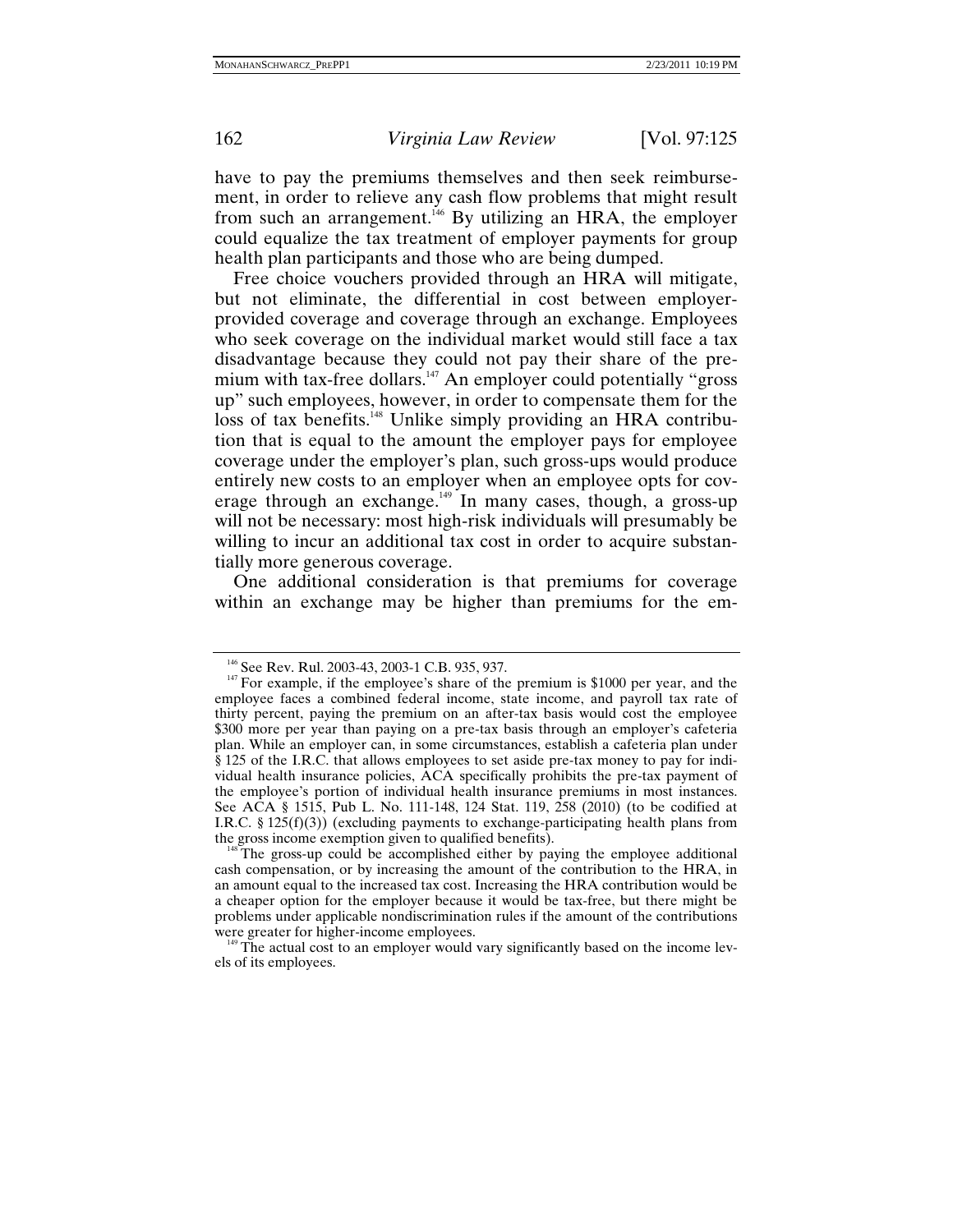have to pay the premiums themselves and then seek reimbursement, in order to relieve any cash flow problems that might result from such an arrangement.[146] By utilizing an HRA, the employer could equalize the tax treatment of employer payments for group health plan participants and those who are being dumped.

Free choice vouchers provided through an HRA will mitigate, but not eliminate, the differential in cost between employer-provided coverage and coverage through an exchange. Employees who seek coverage on the individual market would still face a tax disadvantage because they could not pay their share of the premium with tax-free dollars.[147] An employer could potentially "gross up" such employees, however, in order to compensate them for the loss of tax benefits.[148] Unlike simply providing an HRA contribution that is equal to the amount the employer pays for employee coverage under the employer's plan, such gross-ups would produce entirely new costs to an employer when an employee opts for coverage through an exchange.[149] In many cases, though, a gross-up will not be necessary: most high-risk individuals will presumably be willing to incur an additional tax cost in order to acquire substantially more generous coverage.

One additional consideration is that premiums for coverage within an exchange may be higher than premiums for the em-

---

[146] See Rev. Rul. 2003-43, 2003-1 C.B. 935, 937.

[147] For example, if the employee's share of the premium is $1000 per year, and the employee faces a combined federal income, state income, and payroll tax rate of thirty percent, paying the premium on an after-tax basis would cost the employee $300 more per year than paying on a pre-tax basis through an employer's cafeteria plan. While an employer can, in some circumstances, establish a cafeteria plan under § 125 of the I.R.C. that allows employees to set aside pre-tax money to pay for individual health insurance policies, ACA specifically prohibits the pre-tax payment of the employee's portion of individual health insurance premiums in most instances. See ACA § 1515, Pub L. No. 111-148, 124 Stat. 119, 258 (2010) (to be codified at I.R.C. § 125(f)(3)) (excluding payments to exchange-participating health plans from the gross income exemption given to qualified benefits).

[148] The gross-up could be accomplished either by paying the employee additional cash compensation, or by increasing the amount of the contribution to the HRA, in an amount equal to the increased tax cost. Increasing the HRA contribution would be a cheaper option for the employer because it would be tax-free, but there might be problems under applicable nondiscrimination rules if the amount of the contributions were greater for higher-income employees.

[149] The actual cost to an employer would vary significantly based on the income levels of its employees.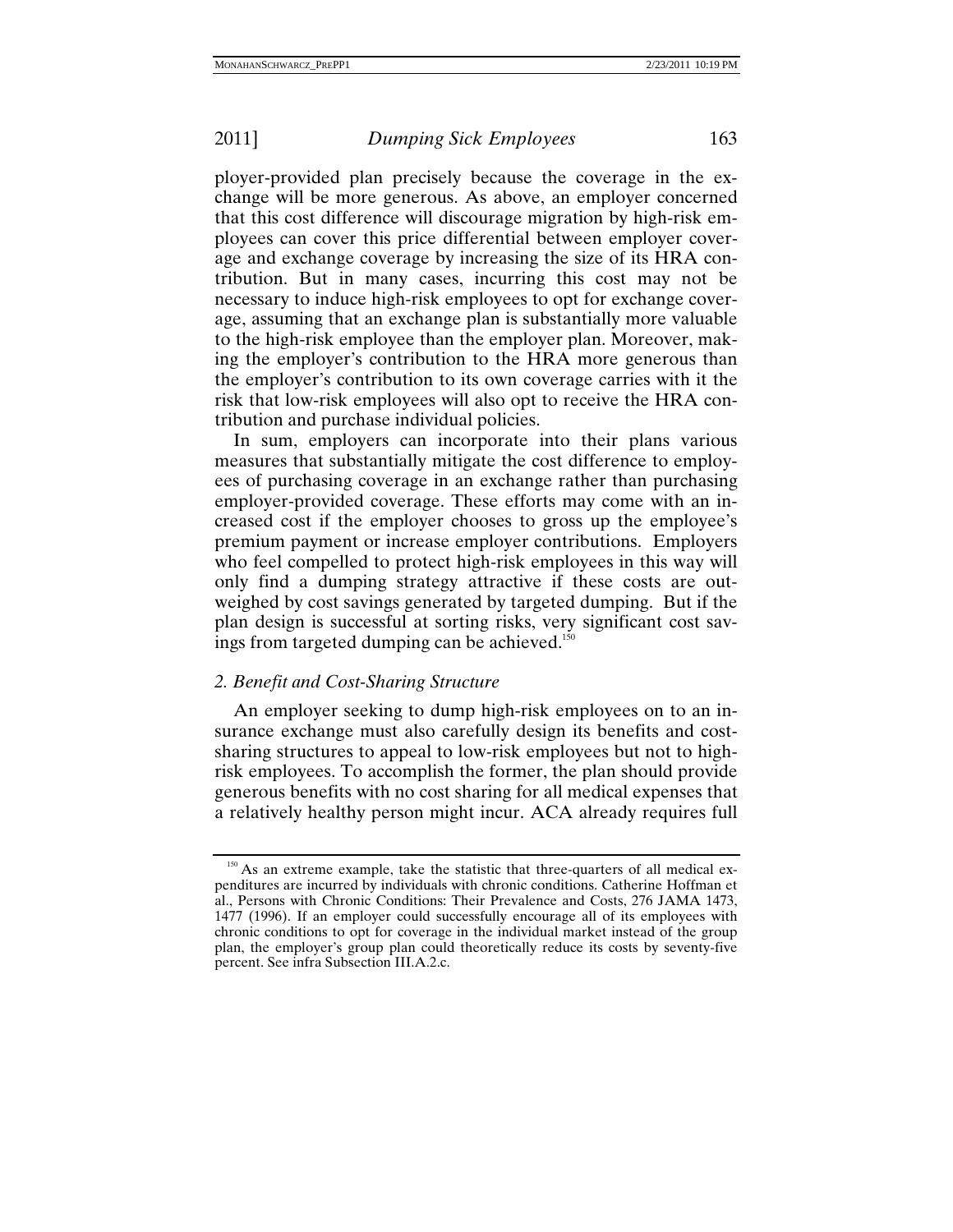ployer-provided plan precisely because the coverage in the exchange will be more generous. As above, an employer concerned that this cost difference will discourage migration by high-risk employees can cover this price differential between employer coverage and exchange coverage by increasing the size of its HRA contribution. But in many cases, incurring this cost may not be necessary to induce high-risk employees to opt for exchange coverage, assuming that an exchange plan is substantially more valuable to the high-risk employee than the employer plan. Moreover, making the employer's contribution to the HRA more generous than the employer's contribution to its own coverage carries with it the risk that low-risk employees will also opt to receive the HRA contribution and purchase individual policies.

In sum, employers can incorporate into their plans various measures that substantially mitigate the cost difference to employees of purchasing coverage in an exchange rather than purchasing employer-provided coverage. These efforts may come with an increased cost if the employer chooses to gross up the employee's premium payment or increase employer contributions. Employers who feel compelled to protect high-risk employees in this way will only find a dumping strategy attractive if these costs are outweighed by cost savings generated by targeted dumping. But if the plan design is successful at sorting risks, very significant cost savings from targeted dumping can be achieved.[150]

### *2. Benefit and Cost-Sharing Structure*

An employer seeking to dump high-risk employees on to an insurance exchange must also carefully design its benefits and cost-sharing structures to appeal to low-risk employees but not to high-risk employees. To accomplish the former, the plan should provide generous benefits with no cost sharing for all medical expenses that a relatively healthy person might incur. ACA already requires full

[150] As an extreme example, take the statistic that three-quarters of all medical expenditures are incurred by individuals with chronic conditions. Catherine Hoffman et al., Persons with Chronic Conditions: Their Prevalence and Costs, 276 JAMA 1473, 1477 (1996). If an employer could successfully encourage all of its employees with chronic conditions to opt for coverage in the individual market instead of the group plan, the employer's group plan could theoretically reduce its costs by seventy-five percent. See infra Subsection III.A.2.c.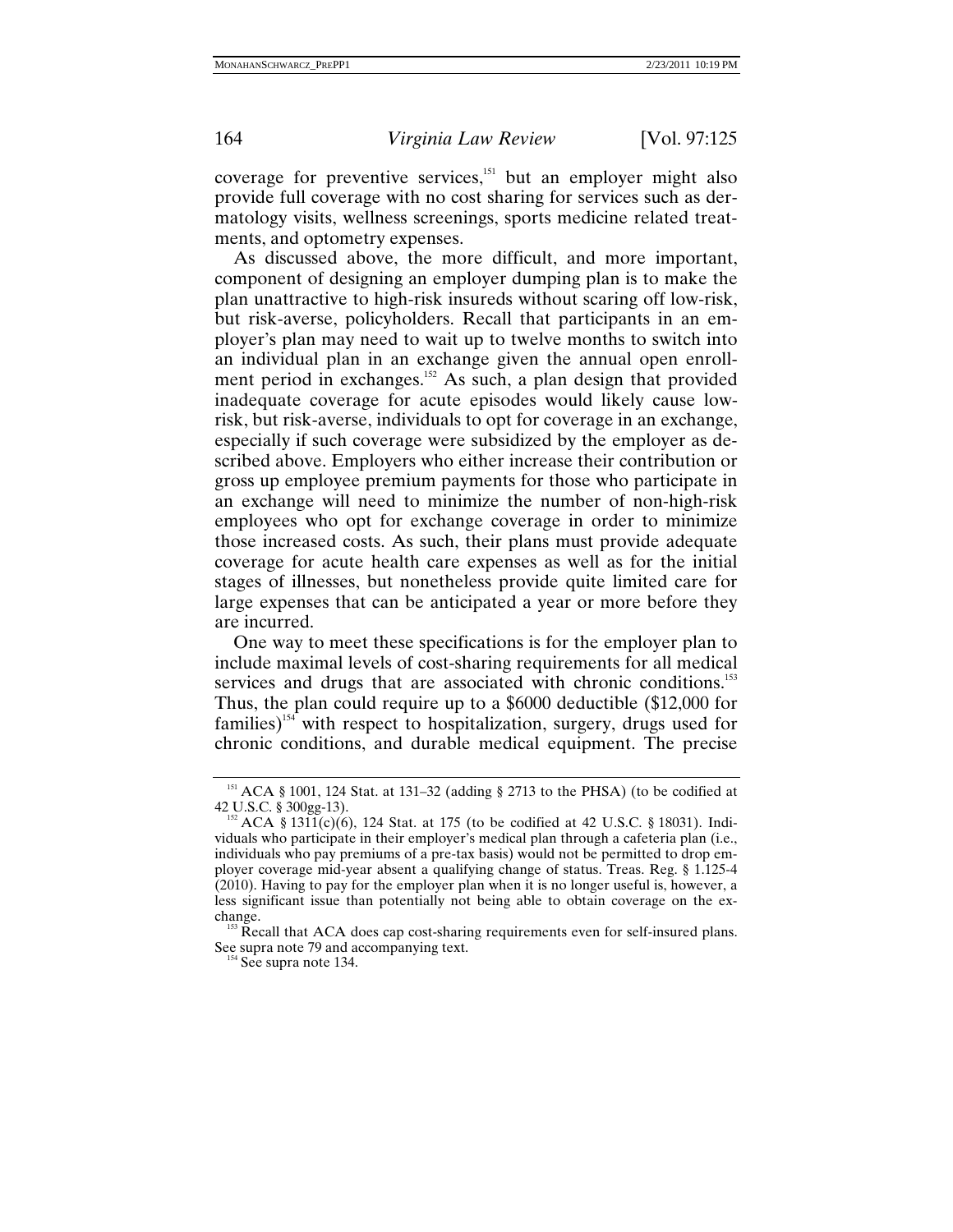coverage for preventive services,[151] but an employer might also provide full coverage with no cost sharing for services such as dermatology visits, wellness screenings, sports medicine related treatments, and optometry expenses.

As discussed above, the more difficult, and more important, component of designing an employer dumping plan is to make the plan unattractive to high-risk insureds without scaring off low-risk, but risk-averse, policyholders. Recall that participants in an employer's plan may need to wait up to twelve months to switch into an individual plan in an exchange given the annual open enrollment period in exchanges.[152] As such, a plan design that provided inadequate coverage for acute episodes would likely cause low-risk, but risk-averse, individuals to opt for coverage in an exchange, especially if such coverage were subsidized by the employer as described above. Employers who either increase their contribution or gross up employee premium payments for those who participate in an exchange will need to minimize the number of non-high-risk employees who opt for exchange coverage in order to minimize those increased costs. As such, their plans must provide adequate coverage for acute health care expenses as well as for the initial stages of illnesses, but nonetheless provide quite limited care for large expenses that can be anticipated a year or more before they are incurred.

One way to meet these specifications is for the employer plan to include maximal levels of cost-sharing requirements for all medical services and drugs that are associated with chronic conditions.[153] Thus, the plan could require up to a $6000 deductible ($12,000 for families)[154] with respect to hospitalization, surgery, drugs used for chronic conditions, and durable medical equipment. The precise

---

[151] ACA § 1001, 124 Stat. at 131–32 (adding § 2713 to the PHSA) (to be codified at 42 U.S.C. § 300gg-13).

[152] ACA § 1311(c)(6), 124 Stat. at 175 (to be codified at 42 U.S.C. § 18031). Individuals who participate in their employer's medical plan through a cafeteria plan (i.e., individuals who pay premiums of a pre-tax basis) would not be permitted to drop employer coverage mid-year absent a qualifying change of status. Treas. Reg. § 1.125-4 (2010). Having to pay for the employer plan when it is no longer useful is, however, a less significant issue than potentially not being able to obtain coverage on the exchange.

[153] Recall that ACA does cap cost-sharing requirements even for self-insured plans. See supra note 79 and accompanying text.

[154] See supra note 134.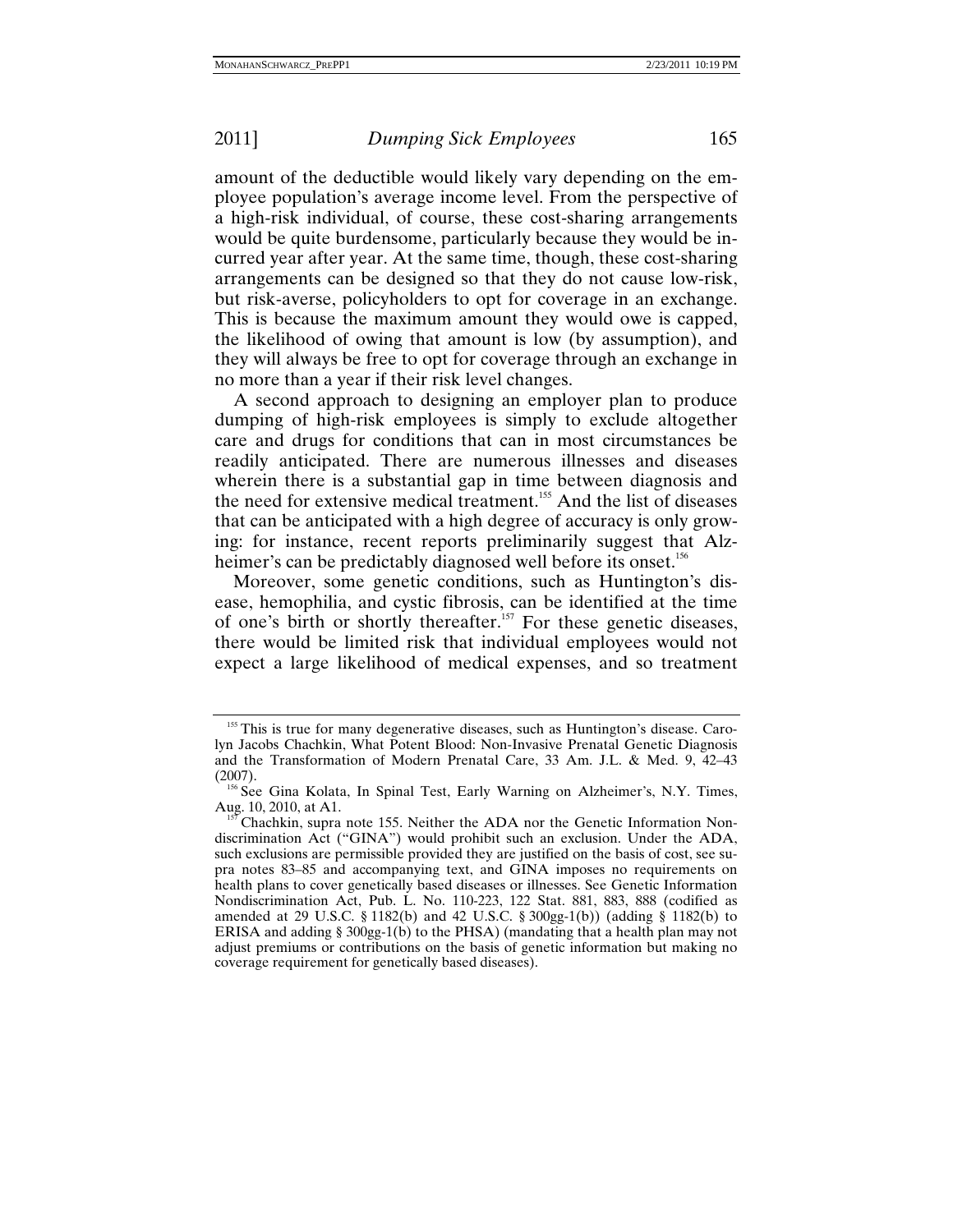amount of the deductible would likely vary depending on the employee population's average income level. From the perspective of a high-risk individual, of course, these cost-sharing arrangements would be quite burdensome, particularly because they would be incurred year after year. At the same time, though, these cost-sharing arrangements can be designed so that they do not cause low-risk, but risk-averse, policyholders to opt for coverage in an exchange. This is because the maximum amount they would owe is capped, the likelihood of owing that amount is low (by assumption), and they will always be free to opt for coverage through an exchange in no more than a year if their risk level changes.

A second approach to designing an employer plan to produce dumping of high-risk employees is simply to exclude altogether care and drugs for conditions that can in most circumstances be readily anticipated. There are numerous illnesses and diseases wherein there is a substantial gap in time between diagnosis and the need for extensive medical treatment.[155] And the list of diseases that can be anticipated with a high degree of accuracy is only growing: for instance, recent reports preliminarily suggest that Alzheimer's can be predictably diagnosed well before its onset.[156]

Moreover, some genetic conditions, such as Huntington's disease, hemophilia, and cystic fibrosis, can be identified at the time of one's birth or shortly thereafter.[157] For these genetic diseases, there would be limited risk that individual employees would not expect a large likelihood of medical expenses, and so treatment

---

[155] This is true for many degenerative diseases, such as Huntington's disease. Carolyn Jacobs Chachkin, What Potent Blood: Non-Invasive Prenatal Genetic Diagnosis and the Transformation of Modern Prenatal Care, 33 Am. J.L. & Med. 9, 42–43 (2007).

[156] See Gina Kolata, In Spinal Test, Early Warning on Alzheimer's, N.Y. Times, Aug. 10, 2010, at A1.

[157] Chachkin, supra note 155. Neither the ADA nor the Genetic Information Nondiscrimination Act ("GINA") would prohibit such an exclusion. Under the ADA, such exclusions are permissible provided they are justified on the basis of cost, see supra notes 83–85 and accompanying text, and GINA imposes no requirements on health plans to cover genetically based diseases or illnesses. See Genetic Information Nondiscrimination Act, Pub. L. No. 110-223, 122 Stat. 881, 883, 888 (codified as amended at 29 U.S.C. § 1182(b) and 42 U.S.C. § 300gg-1(b)) (adding § 1182(b) to ERISA and adding § 300gg-1(b) to the PHSA) (mandating that a health plan may not adjust premiums or contributions on the basis of genetic information but making no coverage requirement for genetically based diseases).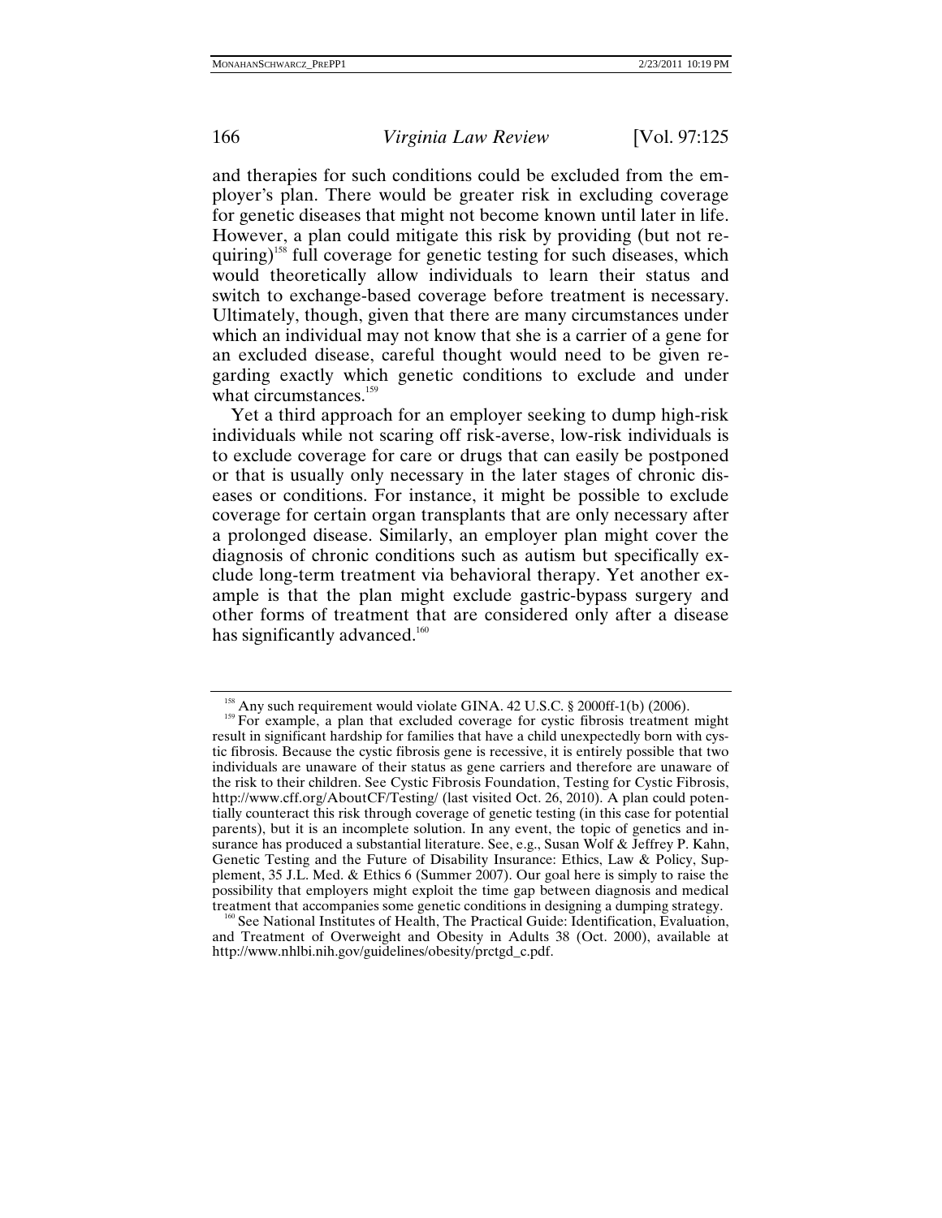and therapies for such conditions could be excluded from the employer's plan. There would be greater risk in excluding coverage for genetic diseases that might not become known until later in life. However, a plan could mitigate this risk by providing (but not requiring)[158] full coverage for genetic testing for such diseases, which would theoretically allow individuals to learn their status and switch to exchange-based coverage before treatment is necessary. Ultimately, though, given that there are many circumstances under which an individual may not know that she is a carrier of a gene for an excluded disease, careful thought would need to be given regarding exactly which genetic conditions to exclude and under what circumstances.[159]

Yet a third approach for an employer seeking to dump high-risk individuals while not scaring off risk-averse, low-risk individuals is to exclude coverage for care or drugs that can easily be postponed or that is usually only necessary in the later stages of chronic diseases or conditions. For instance, it might be possible to exclude coverage for certain organ transplants that are only necessary after a prolonged disease. Similarly, an employer plan might cover the diagnosis of chronic conditions such as autism but specifically exclude long-term treatment via behavioral therapy. Yet another example is that the plan might exclude gastric-bypass surgery and other forms of treatment that are considered only after a disease has significantly advanced.[160]

---

[158] Any such requirement would violate GINA. 42 U.S.C. § 2000ff-1(b) (2006).

[159] For example, a plan that excluded coverage for cystic fibrosis treatment might result in significant hardship for families that have a child unexpectedly born with cystic fibrosis. Because the cystic fibrosis gene is recessive, it is entirely possible that two individuals are unaware of their status as gene carriers and therefore are unaware of the risk to their children. See Cystic Fibrosis Foundation, Testing for Cystic Fibrosis, http://www.cff.org/AboutCF/Testing/ (last visited Oct. 26, 2010). A plan could potentially counteract this risk through coverage of genetic testing (in this case for potential parents), but it is an incomplete solution. In any event, the topic of genetics and insurance has produced a substantial literature. See, e.g., Susan Wolf & Jeffrey P. Kahn, Genetic Testing and the Future of Disability Insurance: Ethics, Law & Policy, Supplement, 35 J.L. Med. & Ethics 6 (Summer 2007). Our goal here is simply to raise the possibility that employers might exploit the time gap between diagnosis and medical treatment that accompanies some genetic conditions in designing a dumping strategy.

[160] See National Institutes of Health, The Practical Guide: Identification, Evaluation, and Treatment of Overweight and Obesity in Adults 38 (Oct. 2000), available at http://www.nhlbi.nih.gov/guidelines/obesity/prctgd_c.pdf.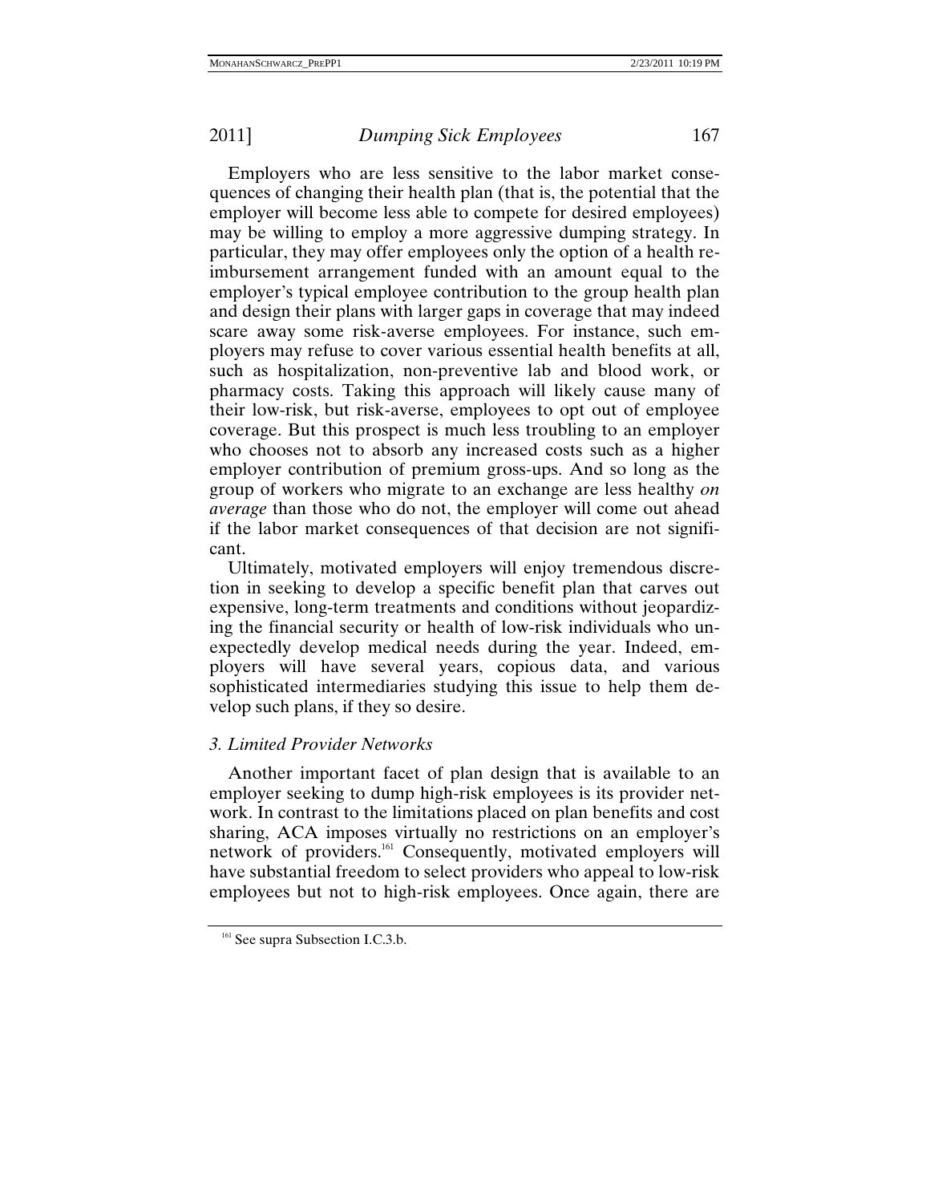Employers who are less sensitive to the labor market consequences of changing their health plan (that is, the potential that the employer will become less able to compete for desired employees) may be willing to employ a more aggressive dumping strategy. In particular, they may offer employees only the option of a health reimbursement arrangement funded with an amount equal to the employer's typical employee contribution to the group health plan and design their plans with larger gaps in coverage that may indeed scare away some risk-averse employees. For instance, such employers may refuse to cover various essential health benefits at all, such as hospitalization, non-preventive lab and blood work, or pharmacy costs. Taking this approach will likely cause many of their low-risk, but risk-averse, employees to opt out of employee coverage. But this prospect is much less troubling to an employer who chooses not to absorb any increased costs such as a higher employer contribution of premium gross-ups. And so long as the group of workers who migrate to an exchange are less healthy *on average* than those who do not, the employer will come out ahead if the labor market consequences of that decision are not significant.

Ultimately, motivated employers will enjoy tremendous discretion in seeking to develop a specific benefit plan that carves out expensive, long-term treatments and conditions without jeopardizing the financial security or health of low-risk individuals who unexpectedly develop medical needs during the year. Indeed, employers will have several years, copious data, and various sophisticated intermediaries studying this issue to help them develop such plans, if they so desire.

### *3. Limited Provider Networks*

Another important facet of plan design that is available to an employer seeking to dump high-risk employees is its provider network. In contrast to the limitations placed on plan benefits and cost sharing, ACA imposes virtually no restrictions on an employer's network of providers.[161] Consequently, motivated employers will have substantial freedom to select providers who appeal to low-risk employees but not to high-risk employees. Once again, there are

[161] See supra Subsection I.C.3.b.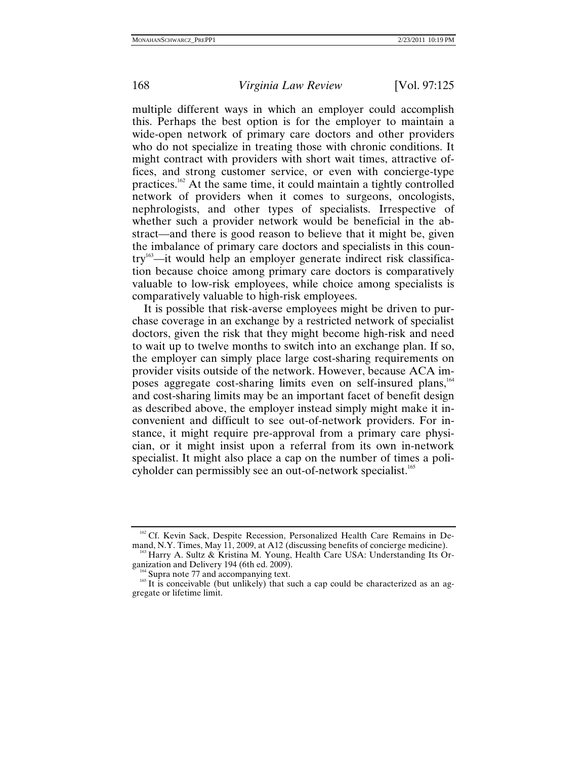multiple different ways in which an employer could accomplish this. Perhaps the best option is for the employer to maintain a wide-open network of primary care doctors and other providers who do not specialize in treating those with chronic conditions. It might contract with providers with short wait times, attractive offices, and strong customer service, or even with concierge-type practices.[162] At the same time, it could maintain a tightly controlled network of providers when it comes to surgeons, oncologists, nephrologists, and other types of specialists. Irrespective of whether such a provider network would be beneficial in the abstract—and there is good reason to believe that it might be, given the imbalance of primary care doctors and specialists in this country[163]—it would help an employer generate indirect risk classification because choice among primary care doctors is comparatively valuable to low-risk employees, while choice among specialists is comparatively valuable to high-risk employees.

It is possible that risk-averse employees might be driven to purchase coverage in an exchange by a restricted network of specialist doctors, given the risk that they might become high-risk and need to wait up to twelve months to switch into an exchange plan. If so, the employer can simply place large cost-sharing requirements on provider visits outside of the network. However, because ACA imposes aggregate cost-sharing limits even on self-insured plans,[164] and cost-sharing limits may be an important facet of benefit design as described above, the employer instead simply might make it inconvenient and difficult to see out-of-network providers. For instance, it might require pre-approval from a primary care physician, or it might insist upon a referral from its own in-network specialist. It might also place a cap on the number of times a policyholder can permissibly see an out-of-network specialist.[165]

---

[162] Cf. Kevin Sack, Despite Recession, Personalized Health Care Remains in Demand, N.Y. Times, May 11, 2009, at A12 (discussing benefits of concierge medicine).

[163] Harry A. Sultz & Kristina M. Young, Health Care USA: Understanding Its Organization and Delivery 194 (6th ed. 2009).

[164] Supra note 77 and accompanying text.

[165] It is conceivable (but unlikely) that such a cap could be characterized as an aggregate or lifetime limit.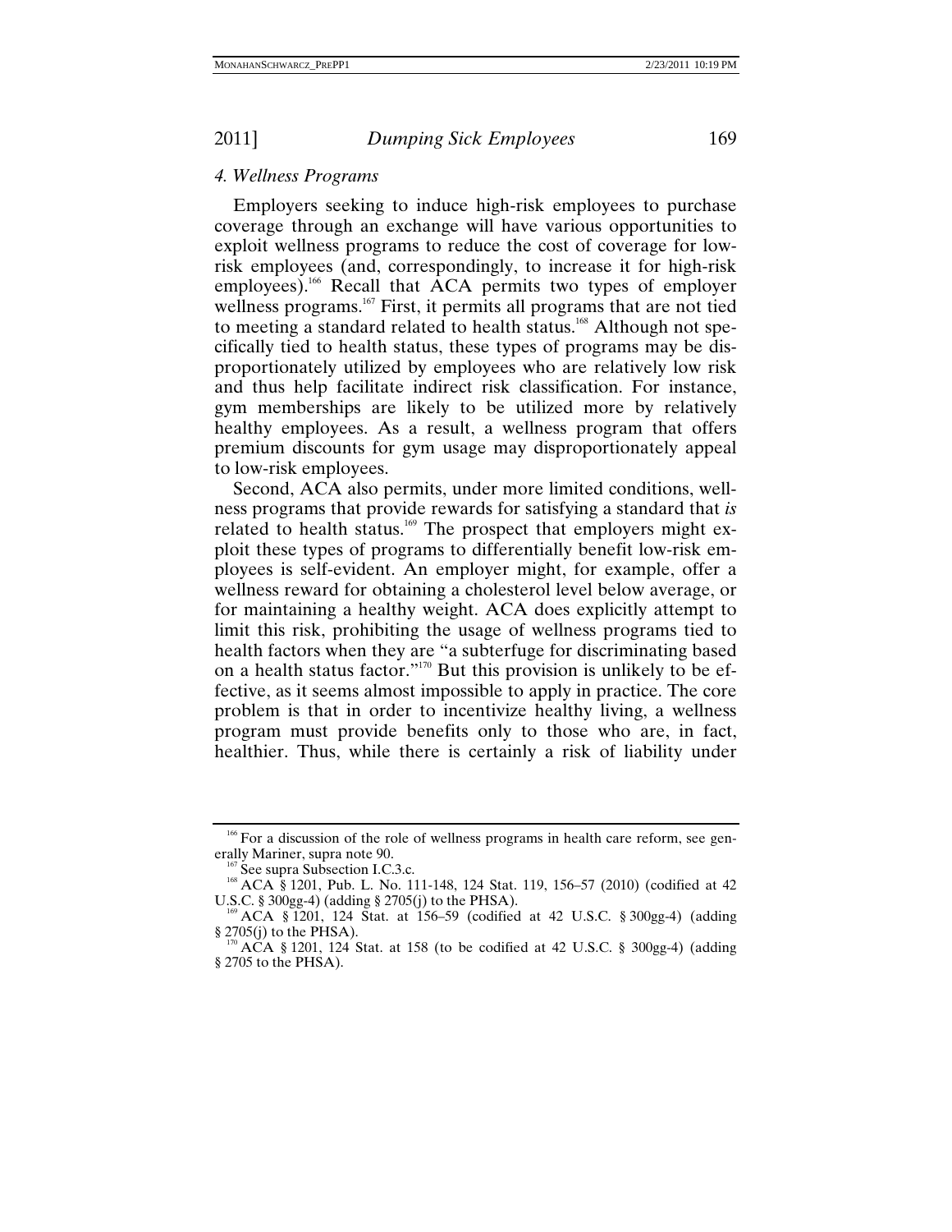#### *4. Wellness Programs*

Employers seeking to induce high-risk employees to purchase coverage through an exchange will have various opportunities to exploit wellness programs to reduce the cost of coverage for low-risk employees (and, correspondingly, to increase it for high-risk employees).[166] Recall that ACA permits two types of employer wellness programs.[167] First, it permits all programs that are not tied to meeting a standard related to health status.[168] Although not specifically tied to health status, these types of programs may be disproportionately utilized by employees who are relatively low risk and thus help facilitate indirect risk classification. For instance, gym memberships are likely to be utilized more by relatively healthy employees. As a result, a wellness program that offers premium discounts for gym usage may disproportionately appeal to low-risk employees.

Second, ACA also permits, under more limited conditions, wellness programs that provide rewards for satisfying a standard that *is* related to health status.[169] The prospect that employers might exploit these types of programs to differentially benefit low-risk employees is self-evident. An employer might, for example, offer a wellness reward for obtaining a cholesterol level below average, or for maintaining a healthy weight. ACA does explicitly attempt to limit this risk, prohibiting the usage of wellness programs tied to health factors when they are "a subterfuge for discriminating based on a health status factor."[170] But this provision is unlikely to be effective, as it seems almost impossible to apply in practice. The core problem is that in order to incentivize healthy living, a wellness program must provide benefits only to those who are, in fact, healthier. Thus, while there is certainly a risk of liability under

---

[166] For a discussion of the role of wellness programs in health care reform, see generally Mariner, supra note 90.

[167] See supra Subsection I.C.3.c.

[168] ACA § 1201, Pub. L. No. 111-148, 124 Stat. 119, 156–57 (2010) (codified at 42 U.S.C. § 300gg-4) (adding § 2705(j) to the PHSA).

[169] ACA § 1201, 124 Stat. at 156–59 (codified at 42 U.S.C. § 300gg-4) (adding § 2705(j) to the PHSA).

[170] ACA § 1201, 124 Stat. at 158 (to be codified at 42 U.S.C. § 300gg-4) (adding § 2705 to the PHSA).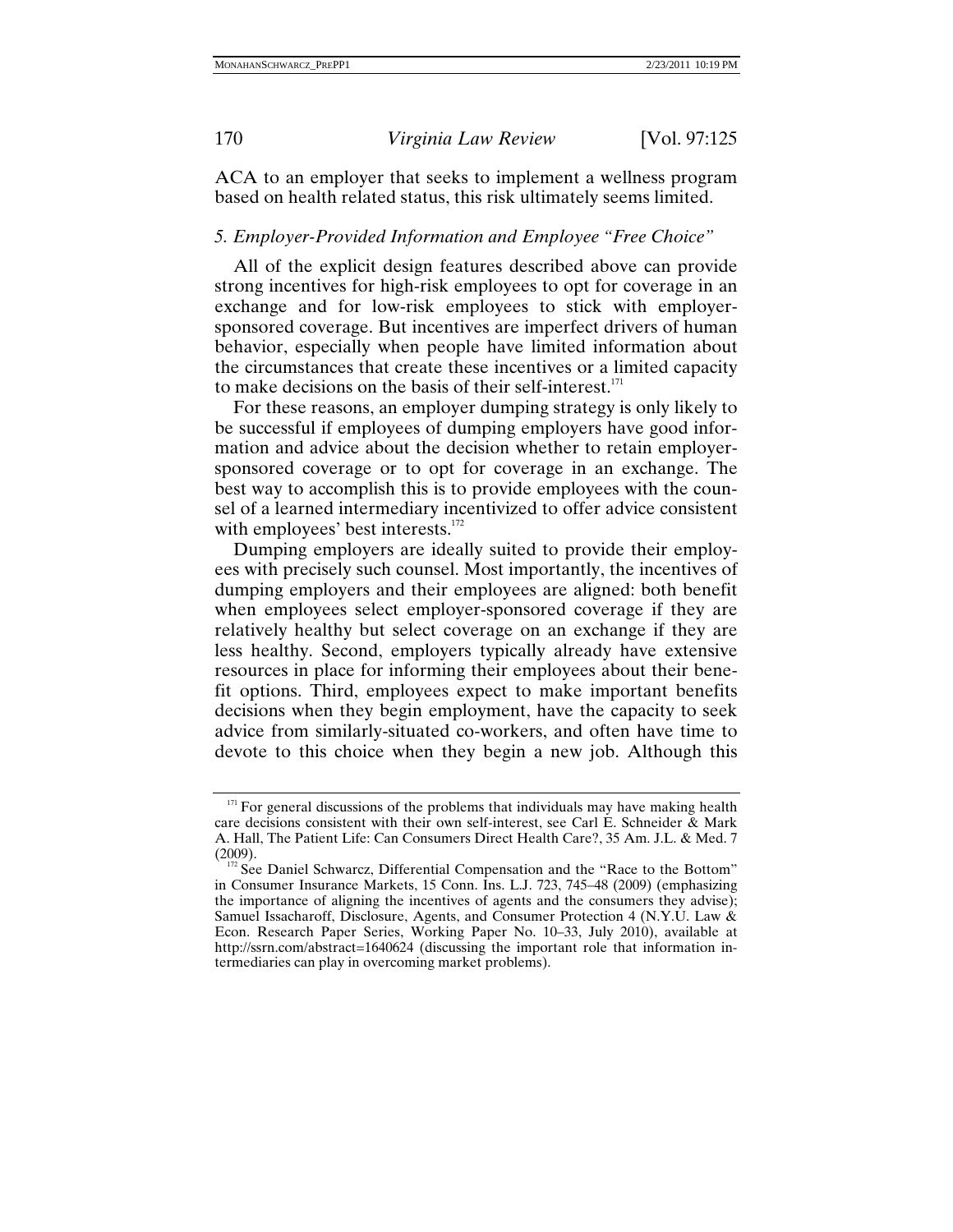ACA to an employer that seeks to implement a wellness program based on health related status, this risk ultimately seems limited.

### *5. Employer-Provided Information and Employee "Free Choice"*

All of the explicit design features described above can provide strong incentives for high-risk employees to opt for coverage in an exchange and for low-risk employees to stick with employer-sponsored coverage. But incentives are imperfect drivers of human behavior, especially when people have limited information about the circumstances that create these incentives or a limited capacity to make decisions on the basis of their self-interest.[171]

For these reasons, an employer dumping strategy is only likely to be successful if employees of dumping employers have good information and advice about the decision whether to retain employer-sponsored coverage or to opt for coverage in an exchange. The best way to accomplish this is to provide employees with the counsel of a learned intermediary incentivized to offer advice consistent with employees' best interests.[172]

Dumping employers are ideally suited to provide their employees with precisely such counsel. Most importantly, the incentives of dumping employers and their employees are aligned: both benefit when employees select employer-sponsored coverage if they are relatively healthy but select coverage on an exchange if they are less healthy. Second, employers typically already have extensive resources in place for informing their employees about their benefit options. Third, employees expect to make important benefits decisions when they begin employment, have the capacity to seek advice from similarly-situated co-workers, and often have time to devote to this choice when they begin a new job. Although this

---

[171] For general discussions of the problems that individuals may have making health care decisions consistent with their own self-interest, see Carl E. Schneider & Mark A. Hall, The Patient Life: Can Consumers Direct Health Care?, 35 Am. J.L. & Med. 7 (2009).

[172] See Daniel Schwarcz, Differential Compensation and the "Race to the Bottom" in Consumer Insurance Markets, 15 Conn. Ins. L.J. 723, 745–48 (2009) (emphasizing the importance of aligning the incentives of agents and the consumers they advise); Samuel Issacharoff, Disclosure, Agents, and Consumer Protection 4 (N.Y.U. Law & Econ. Research Paper Series, Working Paper No. 10–33, July 2010), available at http://ssrn.com/abstract=1640624 (discussing the important role that information intermediaries can play in overcoming market problems).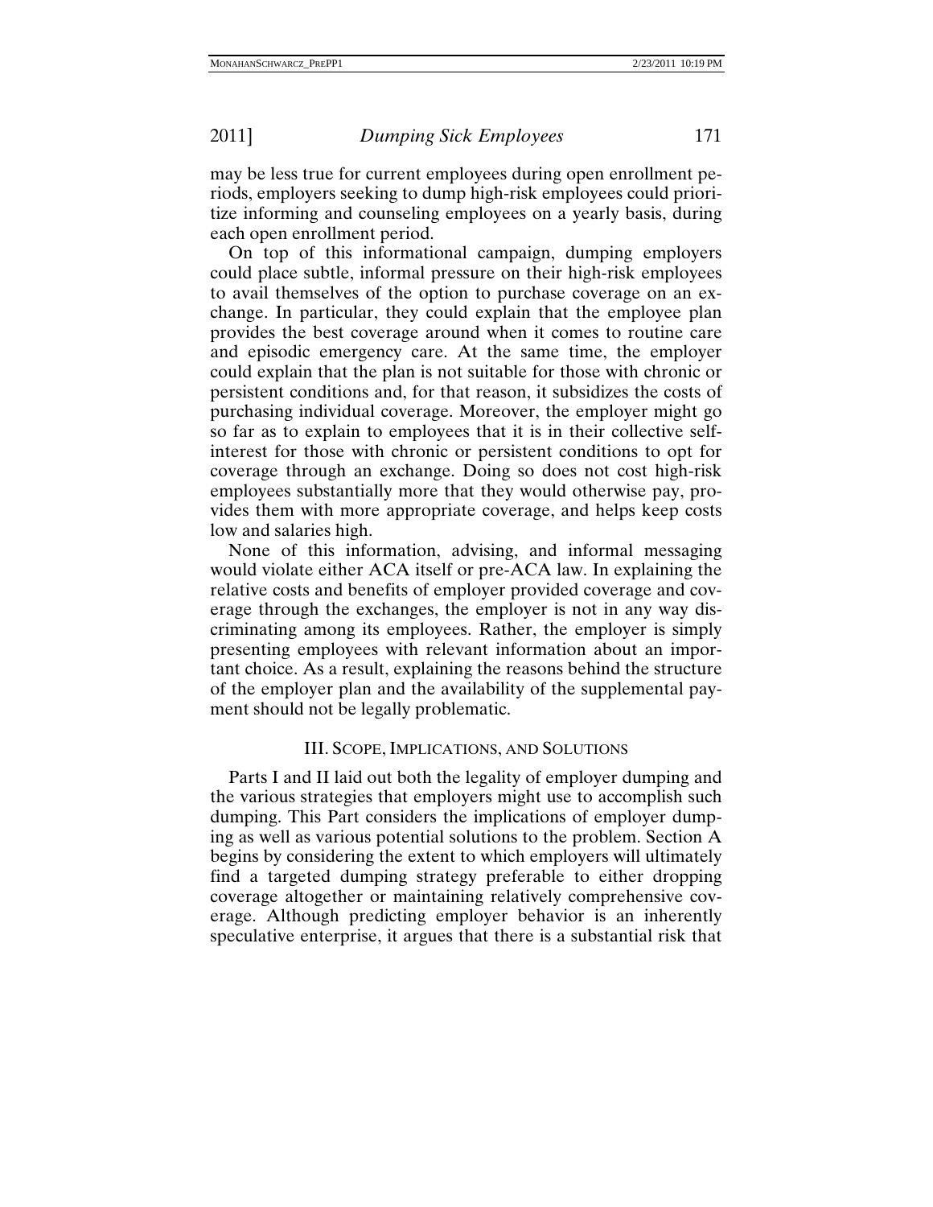may be less true for current employees during open enrollment periods, employers seeking to dump high-risk employees could prioritize informing and counseling employees on a yearly basis, during each open enrollment period.

On top of this informational campaign, dumping employers could place subtle, informal pressure on their high-risk employees to avail themselves of the option to purchase coverage on an exchange. In particular, they could explain that the employee plan provides the best coverage around when it comes to routine care and episodic emergency care. At the same time, the employer could explain that the plan is not suitable for those with chronic or persistent conditions and, for that reason, it subsidizes the costs of purchasing individual coverage. Moreover, the employer might go so far as to explain to employees that it is in their collective self-interest for those with chronic or persistent conditions to opt for coverage through an exchange. Doing so does not cost high-risk employees substantially more that they would otherwise pay, provides them with more appropriate coverage, and helps keep costs low and salaries high.

None of this information, advising, and informal messaging would violate either ACA itself or pre-ACA law. In explaining the relative costs and benefits of employer provided coverage and coverage through the exchanges, the employer is not in any way discriminating among its employees. Rather, the employer is simply presenting employees with relevant information about an important choice. As a result, explaining the reasons behind the structure of the employer plan and the availability of the supplemental payment should not be legally problematic.

## III. Scope, Implications, and Solutions

Parts I and II laid out both the legality of employer dumping and the various strategies that employers might use to accomplish such dumping. This Part considers the implications of employer dumping as well as various potential solutions to the problem. Section A begins by considering the extent to which employers will ultimately find a targeted dumping strategy preferable to either dropping coverage altogether or maintaining relatively comprehensive coverage. Although predicting employer behavior is an inherently speculative enterprise, it argues that there is a substantial risk that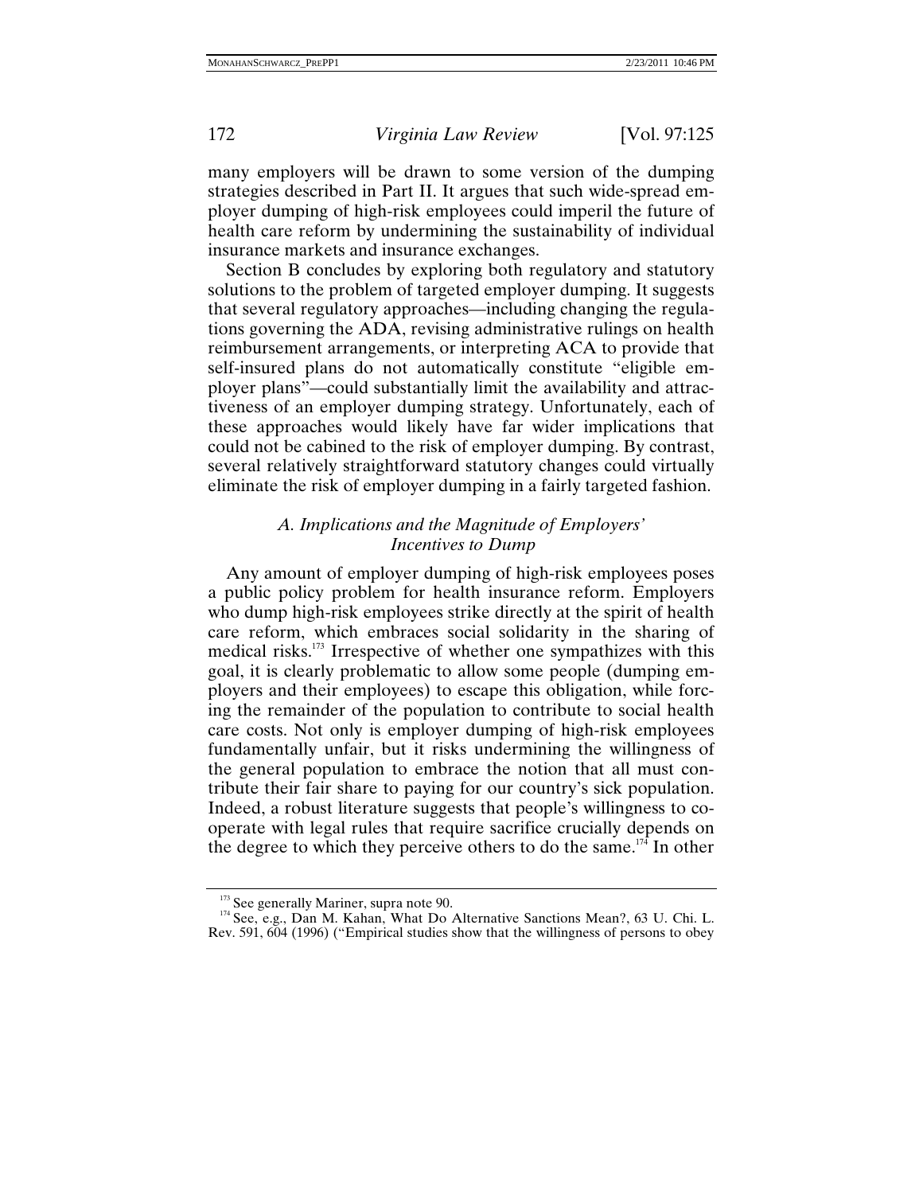many employers will be drawn to some version of the dumping strategies described in Part II. It argues that such wide-spread employer dumping of high-risk employees could imperil the future of health care reform by undermining the sustainability of individual insurance markets and insurance exchanges.

Section B concludes by exploring both regulatory and statutory solutions to the problem of targeted employer dumping. It suggests that several regulatory approaches—including changing the regulations governing the ADA, revising administrative rulings on health reimbursement arrangements, or interpreting ACA to provide that self-insured plans do not automatically constitute "eligible employer plans"—could substantially limit the availability and attractiveness of an employer dumping strategy. Unfortunately, each of these approaches would likely have far wider implications that could not be cabined to the risk of employer dumping. By contrast, several relatively straightforward statutory changes could virtually eliminate the risk of employer dumping in a fairly targeted fashion.

### *A. Implications and the Magnitude of Employers' Incentives to Dump*

Any amount of employer dumping of high-risk employees poses a public policy problem for health insurance reform. Employers who dump high-risk employees strike directly at the spirit of health care reform, which embraces social solidarity in the sharing of medical risks.[173] Irrespective of whether one sympathizes with this goal, it is clearly problematic to allow some people (dumping employers and their employees) to escape this obligation, while forcing the remainder of the population to contribute to social health care costs. Not only is employer dumping of high-risk employees fundamentally unfair, but it risks undermining the willingness of the general population to embrace the notion that all must contribute their fair share to paying for our country's sick population. Indeed, a robust literature suggests that people's willingness to cooperate with legal rules that require sacrifice crucially depends on the degree to which they perceive others to do the same.[174] In other

---

[173] See generally Mariner, supra note 90.

[174] See, e.g., Dan M. Kahan, What Do Alternative Sanctions Mean?, 63 U. Chi. L. Rev. 591, 604 (1996) ("Empirical studies show that the willingness of persons to obey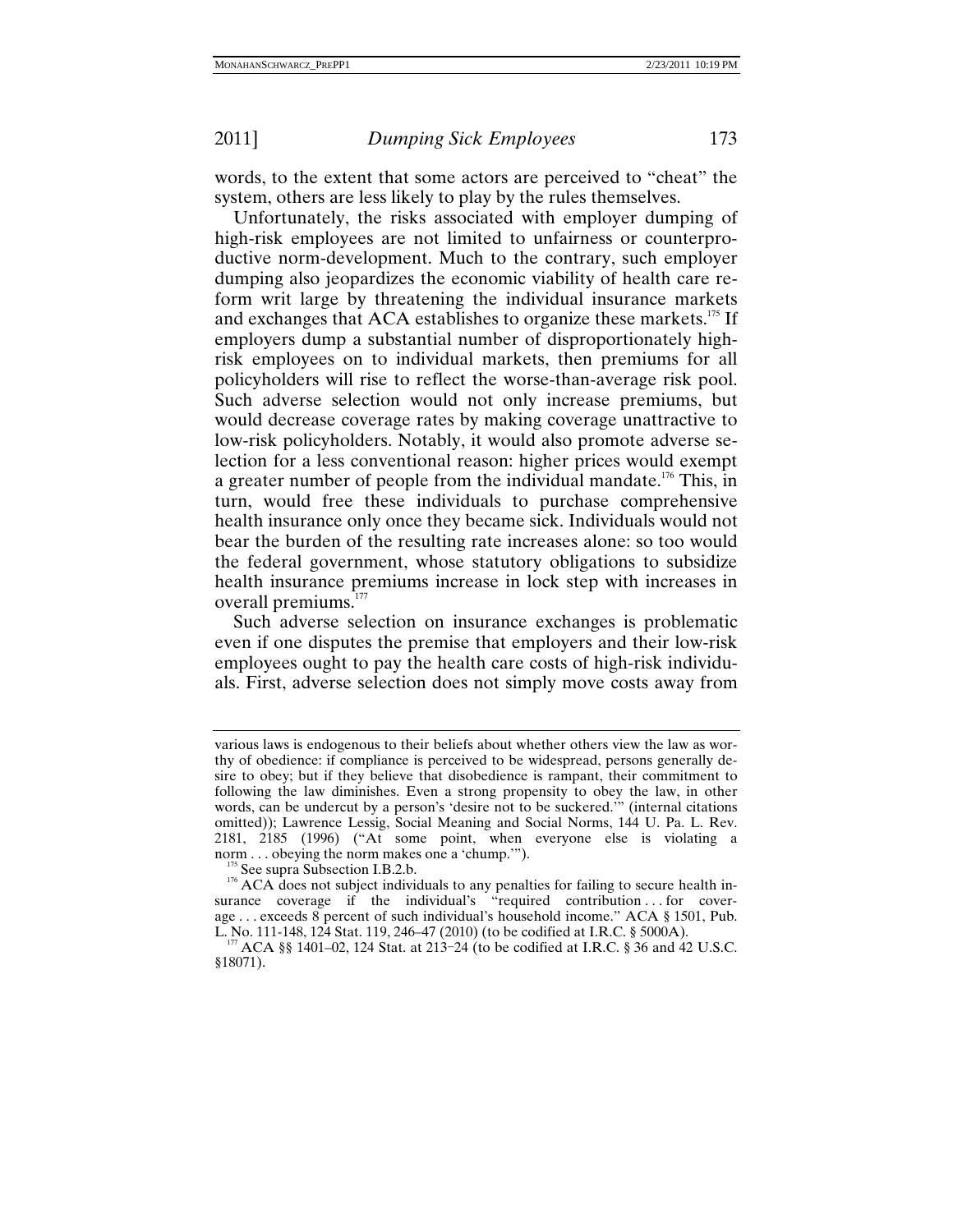words, to the extent that some actors are perceived to "cheat" the system, others are less likely to play by the rules themselves.

Unfortunately, the risks associated with employer dumping of high-risk employees are not limited to unfairness or counterproductive norm-development. Much to the contrary, such employer dumping also jeopardizes the economic viability of health care reform writ large by threatening the individual insurance markets and exchanges that ACA establishes to organize these markets.[175] If employers dump a substantial number of disproportionately high-risk employees on to individual markets, then premiums for all policyholders will rise to reflect the worse-than-average risk pool. Such adverse selection would not only increase premiums, but would decrease coverage rates by making coverage unattractive to low-risk policyholders. Notably, it would also promote adverse selection for a less conventional reason: higher prices would exempt a greater number of people from the individual mandate.[176] This, in turn, would free these individuals to purchase comprehensive health insurance only once they became sick. Individuals would not bear the burden of the resulting rate increases alone: so too would the federal government, whose statutory obligations to subsidize health insurance premiums increase in lock step with increases in overall premiums.[177]

Such adverse selection on insurance exchanges is problematic even if one disputes the premise that employers and their low-risk employees ought to pay the health care costs of high-risk individuals. First, adverse selection does not simply move costs away from

---

various laws is endogenous to their beliefs about whether others view the law as worthy of obedience: if compliance is perceived to be widespread, persons generally desire to obey; but if they believe that disobedience is rampant, their commitment to following the law diminishes. Even a strong propensity to obey the law, in other words, can be undercut by a person's 'desire not to be suckered.'" (internal citations omitted)); Lawrence Lessig, Social Meaning and Social Norms, 144 U. Pa. L. Rev. 2181, 2185 (1996) ("At some point, when everyone else is violating a norm . . . obeying the norm makes one a 'chump.'").

[175] See supra Subsection I.B.2.b.

[176] ACA does not subject individuals to any penalties for failing to secure health insurance coverage if the individual's "required contribution . . . for coverage . . . exceeds 8 percent of such individual's household income." ACA § 1501, Pub. L. No. 111-148, 124 Stat. 119, 246–47 (2010) (to be codified at I.R.C. § 5000A).

[177] ACA §§ 1401–02, 124 Stat. at 213–24 (to be codified at I.R.C. § 36 and 42 U.S.C. §18071).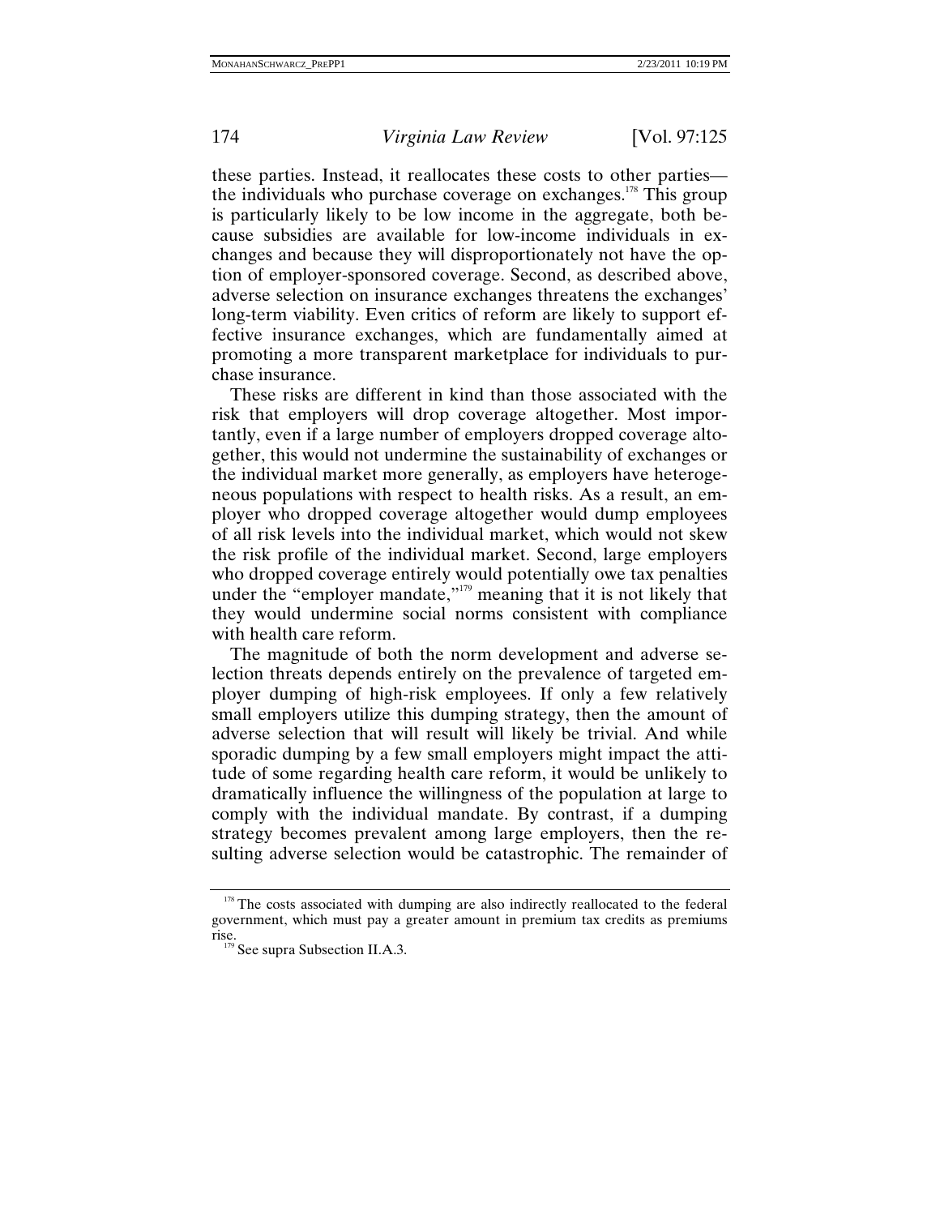these parties. Instead, it reallocates these costs to other parties—the individuals who purchase coverage on exchanges.[178] This group is particularly likely to be low income in the aggregate, both because subsidies are available for low-income individuals in exchanges and because they will disproportionately not have the option of employer-sponsored coverage. Second, as described above, adverse selection on insurance exchanges threatens the exchanges' long-term viability. Even critics of reform are likely to support effective insurance exchanges, which are fundamentally aimed at promoting a more transparent marketplace for individuals to purchase insurance.

These risks are different in kind than those associated with the risk that employers will drop coverage altogether. Most importantly, even if a large number of employers dropped coverage altogether, this would not undermine the sustainability of exchanges or the individual market more generally, as employers have heterogeneous populations with respect to health risks. As a result, an employer who dropped coverage altogether would dump employees of all risk levels into the individual market, which would not skew the risk profile of the individual market. Second, large employers who dropped coverage entirely would potentially owe tax penalties under the "employer mandate,"[179] meaning that it is not likely that they would undermine social norms consistent with compliance with health care reform.

The magnitude of both the norm development and adverse selection threats depends entirely on the prevalence of targeted employer dumping of high-risk employees. If only a few relatively small employers utilize this dumping strategy, then the amount of adverse selection that will result will likely be trivial. And while sporadic dumping by a few small employers might impact the attitude of some regarding health care reform, it would be unlikely to dramatically influence the willingness of the population at large to comply with the individual mandate. By contrast, if a dumping strategy becomes prevalent among large employers, then the resulting adverse selection would be catastrophic. The remainder of

[178] The costs associated with dumping are also indirectly reallocated to the federal government, which must pay a greater amount in premium tax credits as premiums rise.

[179] See supra Subsection II.A.3.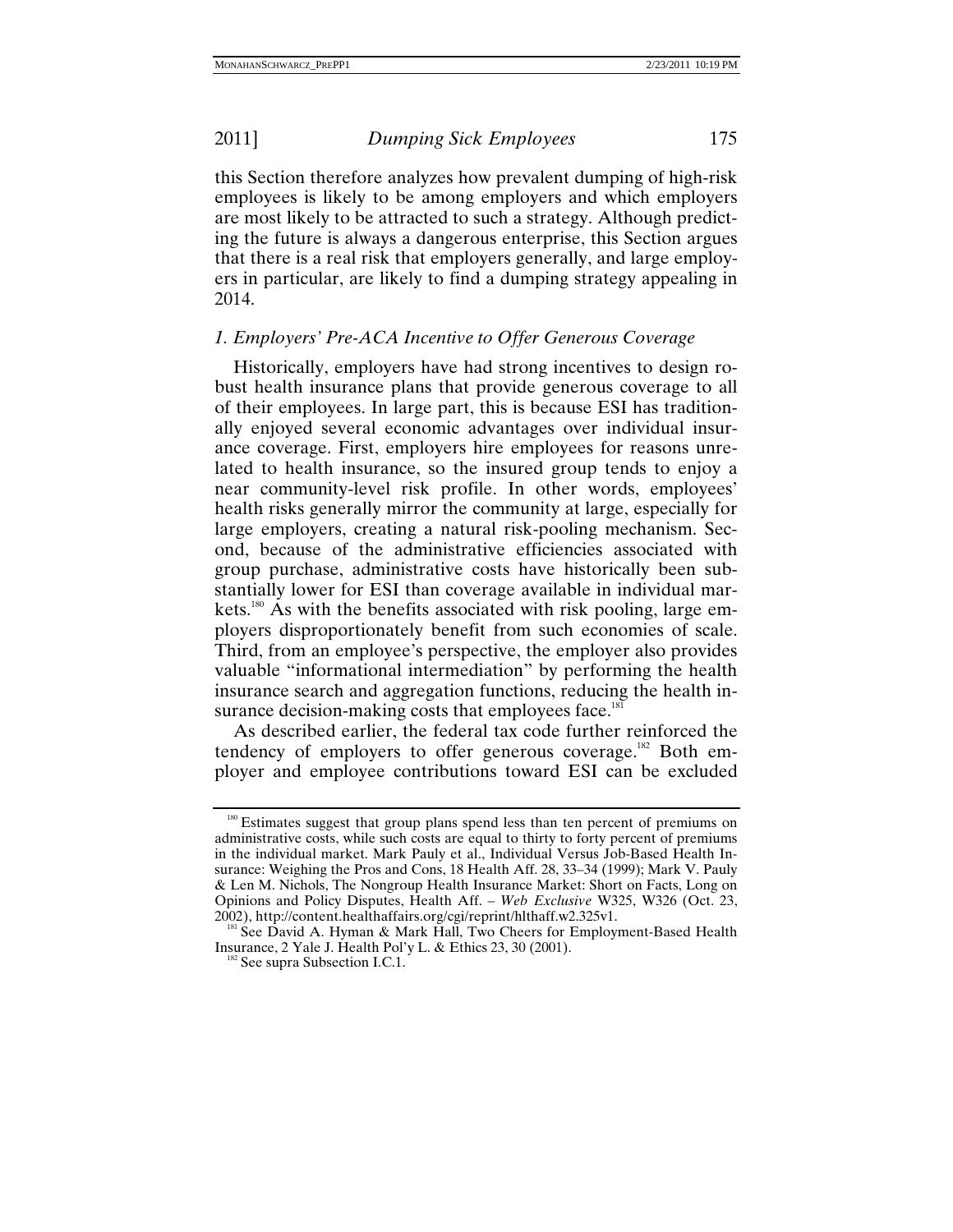this Section therefore analyzes how prevalent dumping of high-risk employees is likely to be among employers and which employers are most likely to be attracted to such a strategy. Although predicting the future is always a dangerous enterprise, this Section argues that there is a real risk that employers generally, and large employers in particular, are likely to find a dumping strategy appealing in 2014.

### *1. Employers' Pre-ACA Incentive to Offer Generous Coverage*

Historically, employers have had strong incentives to design robust health insurance plans that provide generous coverage to all of their employees. In large part, this is because ESI has traditionally enjoyed several economic advantages over individual insurance coverage. First, employers hire employees for reasons unrelated to health insurance, so the insured group tends to enjoy a near community-level risk profile. In other words, employees' health risks generally mirror the community at large, especially for large employers, creating a natural risk-pooling mechanism. Second, because of the administrative efficiencies associated with group purchase, administrative costs have historically been substantially lower for ESI than coverage available in individual markets.[180] As with the benefits associated with risk pooling, large employers disproportionately benefit from such economies of scale. Third, from an employee's perspective, the employer also provides valuable "informational intermediation" by performing the health insurance search and aggregation functions, reducing the health insurance decision-making costs that employees face.[181]

As described earlier, the federal tax code further reinforced the tendency of employers to offer generous coverage.[182] Both employer and employee contributions toward ESI can be excluded

---

[180] Estimates suggest that group plans spend less than ten percent of premiums on administrative costs, while such costs are equal to thirty to forty percent of premiums in the individual market. Mark Pauly et al., Individual Versus Job-Based Health Insurance: Weighing the Pros and Cons, 18 Health Aff. 28, 33–34 (1999); Mark V. Pauly & Len M. Nichols, The Nongroup Health Insurance Market: Short on Facts, Long on Opinions and Policy Disputes, Health Aff. – *Web Exclusive* W325, W326 (Oct. 23, 2002), http://content.healthaffairs.org/cgi/reprint/hlthaff.w2.325v1.

[181] See David A. Hyman & Mark Hall, Two Cheers for Employment-Based Health Insurance, 2 Yale J. Health Pol'y L. & Ethics 23, 30 (2001).

[182] See supra Subsection I.C.1.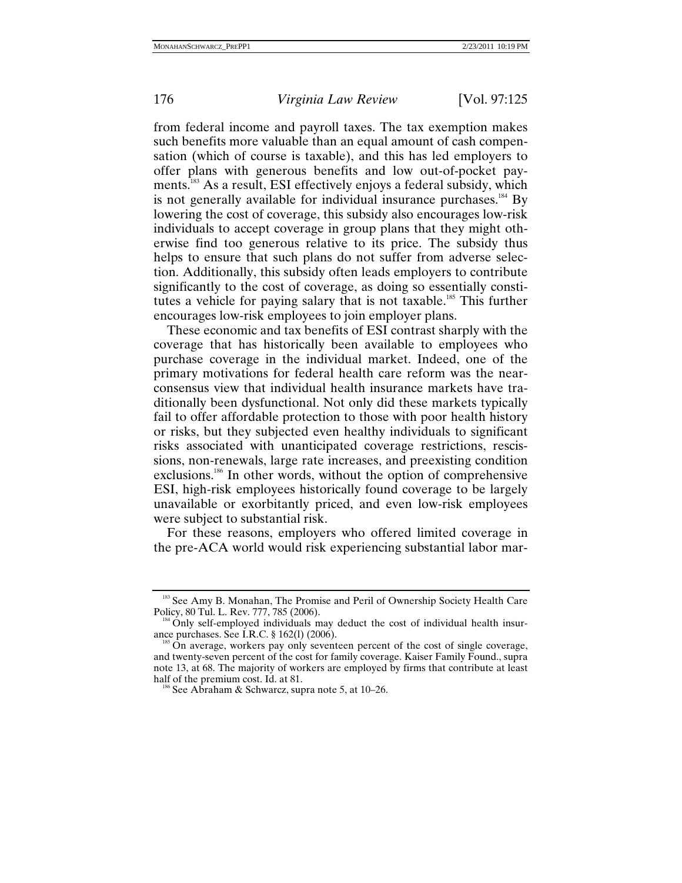from federal income and payroll taxes. The tax exemption makes such benefits more valuable than an equal amount of cash compensation (which of course is taxable), and this has led employers to offer plans with generous benefits and low out-of-pocket payments.[183] As a result, ESI effectively enjoys a federal subsidy, which is not generally available for individual insurance purchases.[184] By lowering the cost of coverage, this subsidy also encourages low-risk individuals to accept coverage in group plans that they might otherwise find too generous relative to its price. The subsidy thus helps to ensure that such plans do not suffer from adverse selection. Additionally, this subsidy often leads employers to contribute significantly to the cost of coverage, as doing so essentially constitutes a vehicle for paying salary that is not taxable.[185] This further encourages low-risk employees to join employer plans.

These economic and tax benefits of ESI contrast sharply with the coverage that has historically been available to employees who purchase coverage in the individual market. Indeed, one of the primary motivations for federal health care reform was the near-consensus view that individual health insurance markets have traditionally been dysfunctional. Not only did these markets typically fail to offer affordable protection to those with poor health history or risks, but they subjected even healthy individuals to significant risks associated with unanticipated coverage restrictions, rescissions, non-renewals, large rate increases, and preexisting condition exclusions.[186] In other words, without the option of comprehensive ESI, high-risk employees historically found coverage to be largely unavailable or exorbitantly priced, and even low-risk employees were subject to substantial risk.

For these reasons, employers who offered limited coverage in the pre-ACA world would risk experiencing substantial labor mar-

---

[183] See Amy B. Monahan, The Promise and Peril of Ownership Society Health Care Policy, 80 Tul. L. Rev. 777, 785 (2006).

[184] Only self-employed individuals may deduct the cost of individual health insurance purchases. See I.R.C. § 162(l) (2006).

[185] On average, workers pay only seventeen percent of the cost of single coverage, and twenty-seven percent of the cost for family coverage. Kaiser Family Found., supra note 13, at 68. The majority of workers are employed by firms that contribute at least half of the premium cost. Id. at 81.

[186] See Abraham & Schwarcz, supra note 5, at 10–26.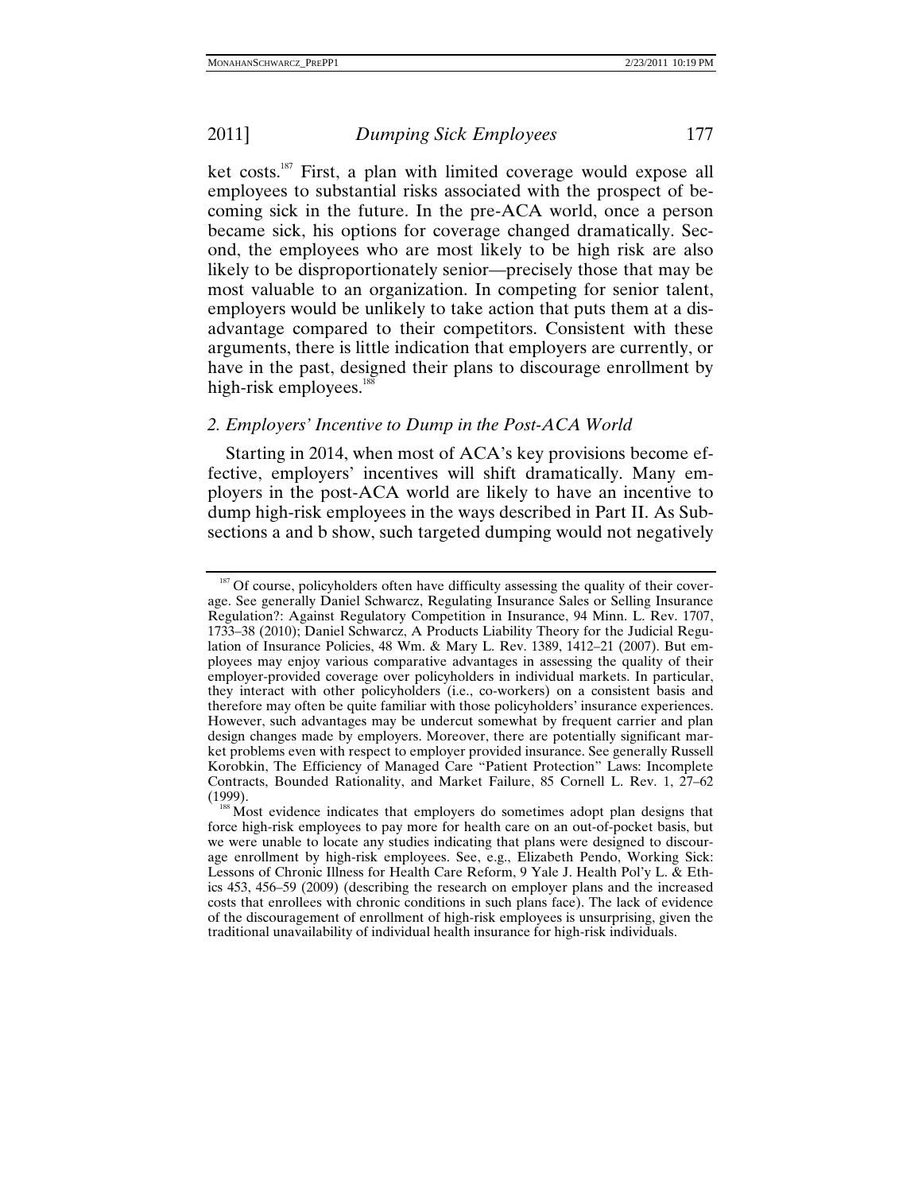ket costs.[187] First, a plan with limited coverage would expose all employees to substantial risks associated with the prospect of becoming sick in the future. In the pre-ACA world, once a person became sick, his options for coverage changed dramatically. Second, the employees who are most likely to be high risk are also likely to be disproportionately senior—precisely those that may be most valuable to an organization. In competing for senior talent, employers would be unlikely to take action that puts them at a disadvantage compared to their competitors. Consistent with these arguments, there is little indication that employers are currently, or have in the past, designed their plans to discourage enrollment by high-risk employees.[188]

### *2. Employers' Incentive to Dump in the Post-ACA World*

Starting in 2014, when most of ACA's key provisions become effective, employers' incentives will shift dramatically. Many employers in the post-ACA world are likely to have an incentive to dump high-risk employees in the ways described in Part II. As Subsections a and b show, such targeted dumping would not negatively

---

[187] Of course, policyholders often have difficulty assessing the quality of their coverage. See generally Daniel Schwarcz, Regulating Insurance Sales or Selling Insurance Regulation?: Against Regulatory Competition in Insurance, 94 Minn. L. Rev. 1707, 1733–38 (2010); Daniel Schwarcz, A Products Liability Theory for the Judicial Regulation of Insurance Policies, 48 Wm. & Mary L. Rev. 1389, 1412–21 (2007). But employees may enjoy various comparative advantages in assessing the quality of their employer-provided coverage over policyholders in individual markets. In particular, they interact with other policyholders (i.e., co-workers) on a consistent basis and therefore may often be quite familiar with those policyholders' insurance experiences. However, such advantages may be undercut somewhat by frequent carrier and plan design changes made by employers. Moreover, there are potentially significant market problems even with respect to employer provided insurance. See generally Russell Korobkin, The Efficiency of Managed Care "Patient Protection" Laws: Incomplete Contracts, Bounded Rationality, and Market Failure, 85 Cornell L. Rev. 1, 27–62 (1999).

[188] Most evidence indicates that employers do sometimes adopt plan designs that force high-risk employees to pay more for health care on an out-of-pocket basis, but we were unable to locate any studies indicating that plans were designed to discourage enrollment by high-risk employees. See, e.g., Elizabeth Pendo, Working Sick: Lessons of Chronic Illness for Health Care Reform, 9 Yale J. Health Pol'y L. & Ethics 453, 456–59 (2009) (describing the research on employer plans and the increased costs that enrollees with chronic conditions in such plans face). The lack of evidence of the discouragement of enrollment of high-risk employees is unsurprising, given the traditional unavailability of individual health insurance for high-risk individuals.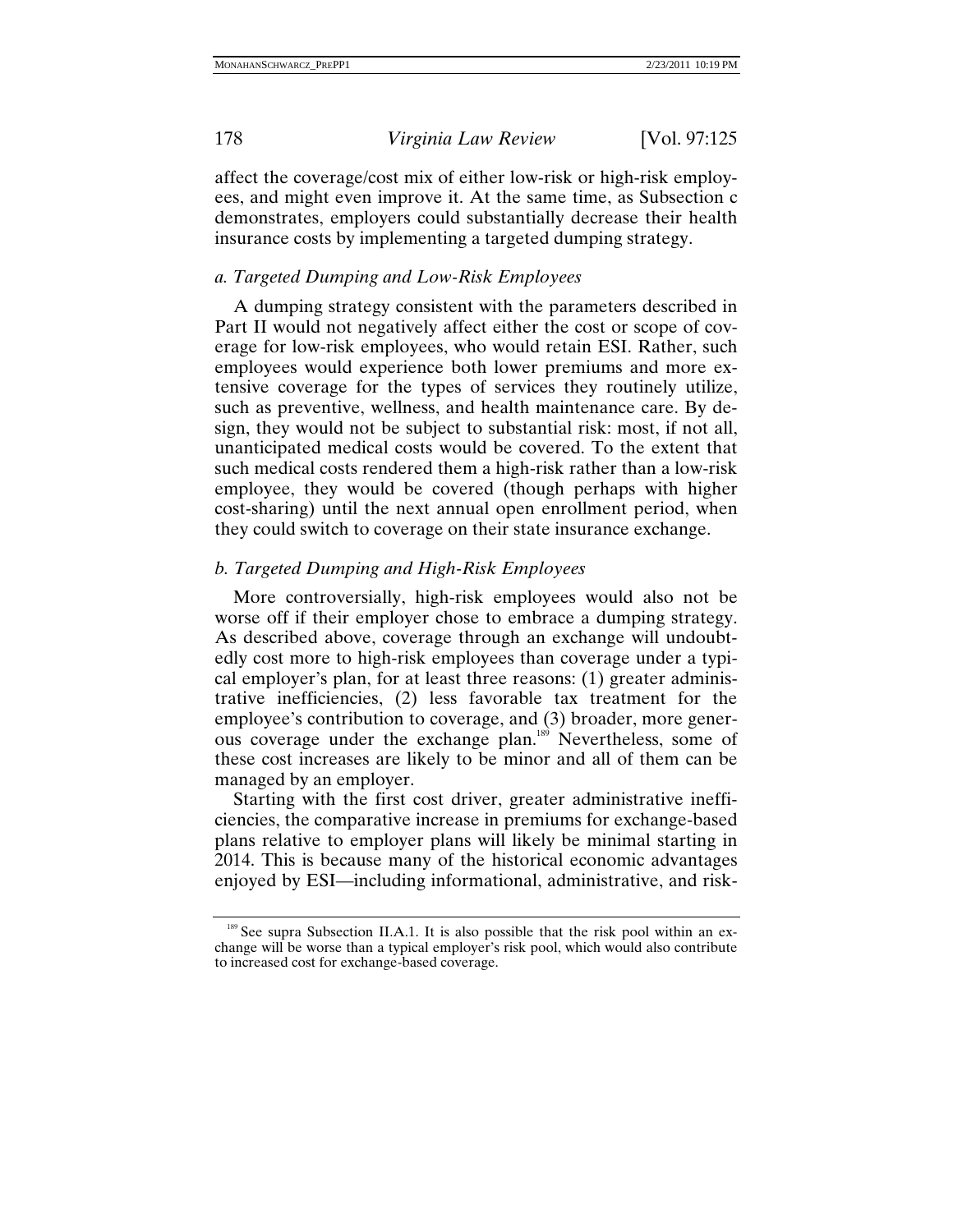affect the coverage/cost mix of either low-risk or high-risk employees, and might even improve it. At the same time, as Subsection c demonstrates, employers could substantially decrease their health insurance costs by implementing a targeted dumping strategy.

### *a. Targeted Dumping and Low-Risk Employees*

A dumping strategy consistent with the parameters described in Part II would not negatively affect either the cost or scope of coverage for low-risk employees, who would retain ESI. Rather, such employees would experience both lower premiums and more extensive coverage for the types of services they routinely utilize, such as preventive, wellness, and health maintenance care. By design, they would not be subject to substantial risk: most, if not all, unanticipated medical costs would be covered. To the extent that such medical costs rendered them a high-risk rather than a low-risk employee, they would be covered (though perhaps with higher cost-sharing) until the next annual open enrollment period, when they could switch to coverage on their state insurance exchange.

### *b. Targeted Dumping and High-Risk Employees*

More controversially, high-risk employees would also not be worse off if their employer chose to embrace a dumping strategy. As described above, coverage through an exchange will undoubtedly cost more to high-risk employees than coverage under a typical employer's plan, for at least three reasons: (1) greater administrative inefficiencies, (2) less favorable tax treatment for the employee's contribution to coverage, and (3) broader, more generous coverage under the exchange plan.[189] Nevertheless, some of these cost increases are likely to be minor and all of them can be managed by an employer.

Starting with the first cost driver, greater administrative inefficiencies, the comparative increase in premiums for exchange-based plans relative to employer plans will likely be minimal starting in 2014. This is because many of the historical economic advantages enjoyed by ESI—including informational, administrative, and risk-

---

[189] See supra Subsection II.A.1. It is also possible that the risk pool within an exchange will be worse than a typical employer's risk pool, which would also contribute to increased cost for exchange-based coverage.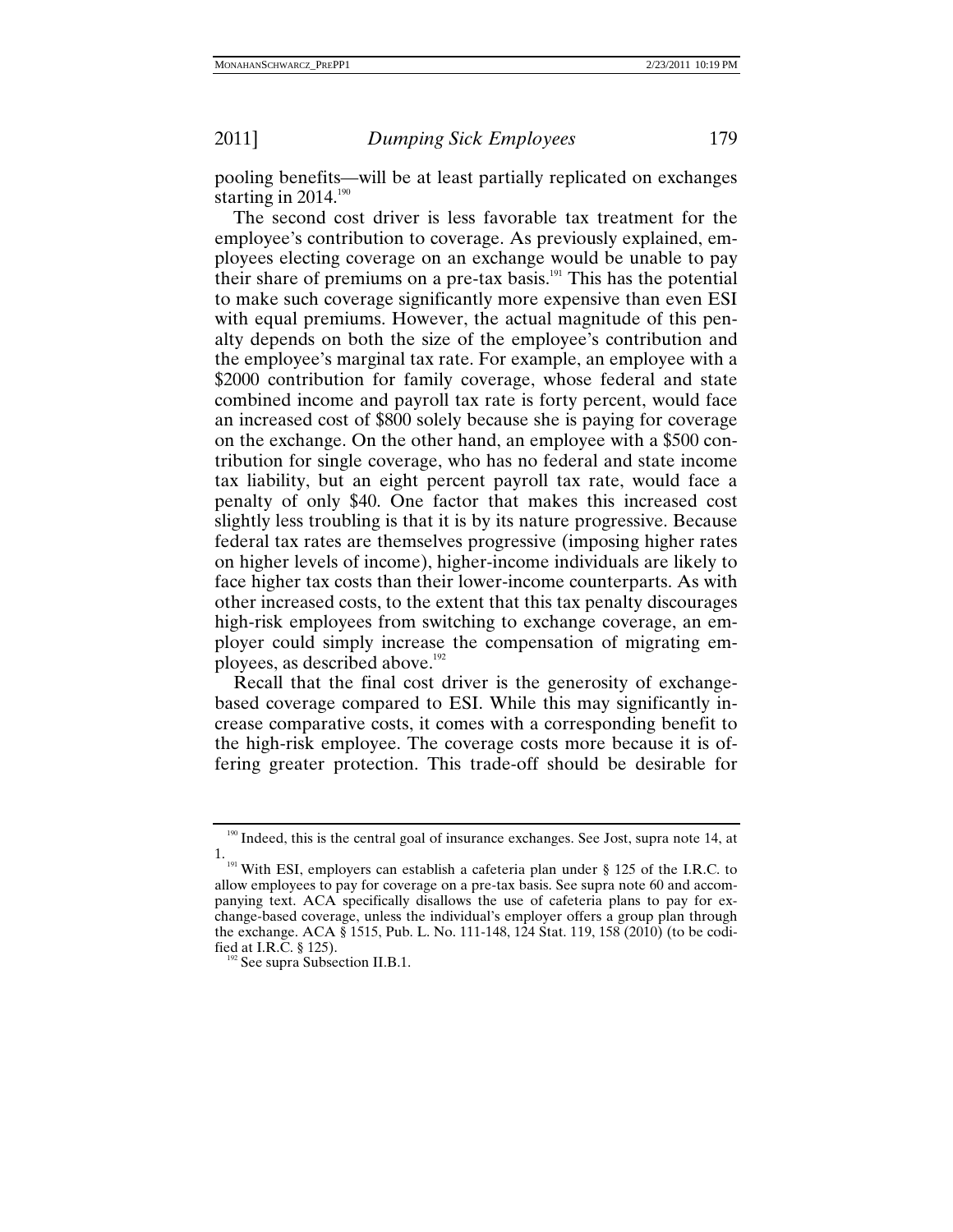pooling benefits—will be at least partially replicated on exchanges starting in 2014.[190]

The second cost driver is less favorable tax treatment for the employee's contribution to coverage. As previously explained, employees electing coverage on an exchange would be unable to pay their share of premiums on a pre-tax basis.[191] This has the potential to make such coverage significantly more expensive than even ESI with equal premiums. However, the actual magnitude of this penalty depends on both the size of the employee's contribution and the employee's marginal tax rate. For example, an employee with a $2000 contribution for family coverage, whose federal and state combined income and payroll tax rate is forty percent, would face an increased cost of $800 solely because she is paying for coverage on the exchange. On the other hand, an employee with a $500 contribution for single coverage, who has no federal and state income tax liability, but an eight percent payroll tax rate, would face a penalty of only $40. One factor that makes this increased cost slightly less troubling is that it is by its nature progressive. Because federal tax rates are themselves progressive (imposing higher rates on higher levels of income), higher-income individuals are likely to face higher tax costs than their lower-income counterparts. As with other increased costs, to the extent that this tax penalty discourages high-risk employees from switching to exchange coverage, an employer could simply increase the compensation of migrating employees, as described above.[192]

Recall that the final cost driver is the generosity of exchange-based coverage compared to ESI. While this may significantly increase comparative costs, it comes with a corresponding benefit to the high-risk employee. The coverage costs more because it is offering greater protection. This trade-off should be desirable for

---

[190] Indeed, this is the central goal of insurance exchanges. See Jost, supra note 14, at 1.

[191] With ESI, employers can establish a cafeteria plan under § 125 of the I.R.C. to allow employees to pay for coverage on a pre-tax basis. See supra note 60 and accompanying text. ACA specifically disallows the use of cafeteria plans to pay for exchange-based coverage, unless the individual's employer offers a group plan through the exchange. ACA § 1515, Pub. L. No. 111-148, 124 Stat. 119, 158 (2010) (to be codified at I.R.C. § 125).

[192] See supra Subsection II.B.1.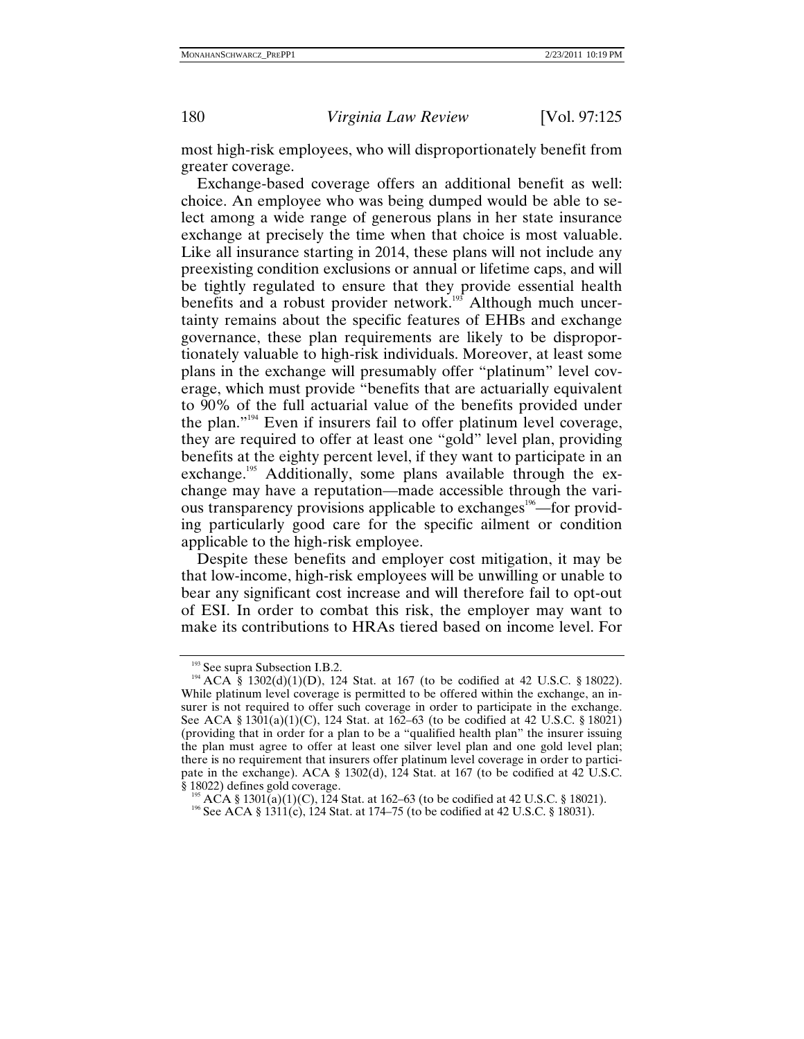most high-risk employees, who will disproportionately benefit from greater coverage.

Exchange-based coverage offers an additional benefit as well: choice. An employee who was being dumped would be able to select among a wide range of generous plans in her state insurance exchange at precisely the time when that choice is most valuable. Like all insurance starting in 2014, these plans will not include any preexisting condition exclusions or annual or lifetime caps, and will be tightly regulated to ensure that they provide essential health benefits and a robust provider network.[193] Although much uncertainty remains about the specific features of EHBs and exchange governance, these plan requirements are likely to be disproportionately valuable to high-risk individuals. Moreover, at least some plans in the exchange will presumably offer "platinum" level coverage, which must provide "benefits that are actuarially equivalent to 90% of the full actuarial value of the benefits provided under the plan."[194] Even if insurers fail to offer platinum level coverage, they are required to offer at least one "gold" level plan, providing benefits at the eighty percent level, if they want to participate in an exchange.[195] Additionally, some plans available through the exchange may have a reputation—made accessible through the various transparency provisions applicable to exchanges[196]—for providing particularly good care for the specific ailment or condition applicable to the high-risk employee.

Despite these benefits and employer cost mitigation, it may be that low-income, high-risk employees will be unwilling or unable to bear any significant cost increase and will therefore fail to opt-out of ESI. In order to combat this risk, the employer may want to make its contributions to HRAs tiered based on income level. For

---

[193] See supra Subsection I.B.2.

[194] ACA § 1302(d)(1)(D), 124 Stat. at 167 (to be codified at 42 U.S.C. § 18022). While platinum level coverage is permitted to be offered within the exchange, an insurer is not required to offer such coverage in order to participate in the exchange. See ACA § 1301(a)(1)(C), 124 Stat. at 162–63 (to be codified at 42 U.S.C. § 18021) (providing that in order for a plan to be a "qualified health plan" the insurer issuing the plan must agree to offer at least one silver level plan and one gold level plan; there is no requirement that insurers offer platinum level coverage in order to participate in the exchange). ACA § 1302(d), 124 Stat. at 167 (to be codified at 42 U.S.C. § 18022) defines gold coverage.

[195] ACA § 1301(a)(1)(C), 124 Stat. at 162–63 (to be codified at 42 U.S.C. § 18021).

[196] See ACA § 1311(c), 124 Stat. at 174–75 (to be codified at 42 U.S.C. § 18031).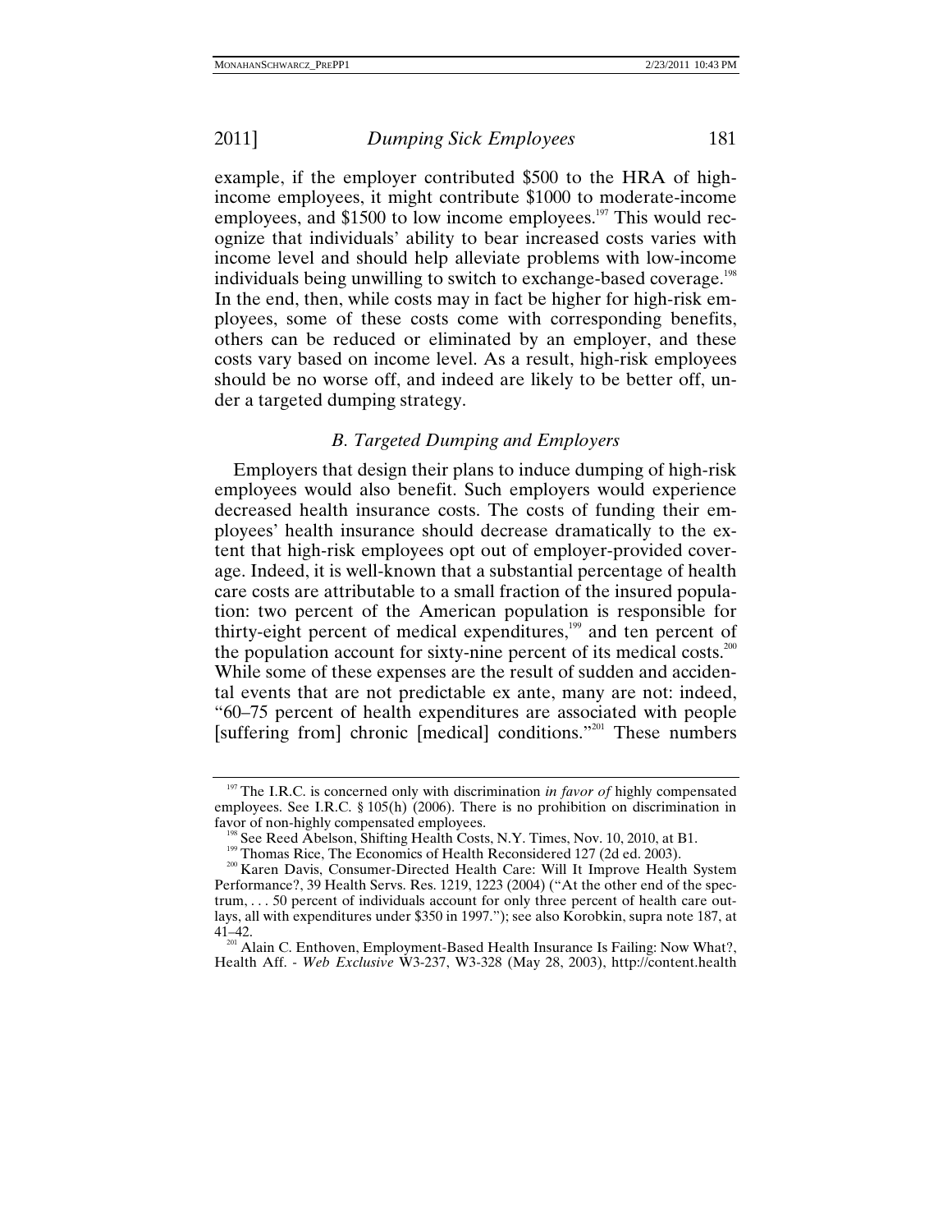example, if the employer contributed $500 to the HRA of high-income employees, it might contribute $1000 to moderate-income employees, and $1500 to low income employees.[197] This would recognize that individuals' ability to bear increased costs varies with income level and should help alleviate problems with low-income individuals being unwilling to switch to exchange-based coverage.[198] In the end, then, while costs may in fact be higher for high-risk employees, some of these costs come with corresponding benefits, others can be reduced or eliminated by an employer, and these costs vary based on income level. As a result, high-risk employees should be no worse off, and indeed are likely to be better off, under a targeted dumping strategy.

### *B. Targeted Dumping and Employers*

Employers that design their plans to induce dumping of high-risk employees would also benefit. Such employers would experience decreased health insurance costs. The costs of funding their employees' health insurance should decrease dramatically to the extent that high-risk employees opt out of employer-provided coverage. Indeed, it is well-known that a substantial percentage of health care costs are attributable to a small fraction of the insured population: two percent of the American population is responsible for thirty-eight percent of medical expenditures,[199] and ten percent of the population account for sixty-nine percent of its medical costs.[200] While some of these expenses are the result of sudden and accidental events that are not predictable ex ante, many are not: indeed, "60–75 percent of health expenditures are associated with people [suffering from] chronic [medical] conditions."[201] These numbers

---

[197] The I.R.C. is concerned only with discrimination *in favor of* highly compensated employees. See I.R.C. § 105(h) (2006). There is no prohibition on discrimination in favor of non-highly compensated employees.

[198] See Reed Abelson, Shifting Health Costs, N.Y. Times, Nov. 10, 2010, at B1.

[199] Thomas Rice, The Economics of Health Reconsidered 127 (2d ed. 2003).

[200] Karen Davis, Consumer-Directed Health Care: Will It Improve Health System Performance?, 39 Health Servs. Res. 1219, 1223 (2004) ("At the other end of the spectrum, . . . 50 percent of individuals account for only three percent of health care outlays, all with expenditures under $350 in 1997."); see also Korobkin, supra note 187, at 41–42.

[201] Alain C. Enthoven, Employment-Based Health Insurance Is Failing: Now What?, Health Aff. - *Web Exclusive* W3-237, W3-328 (May 28, 2003), http://content.health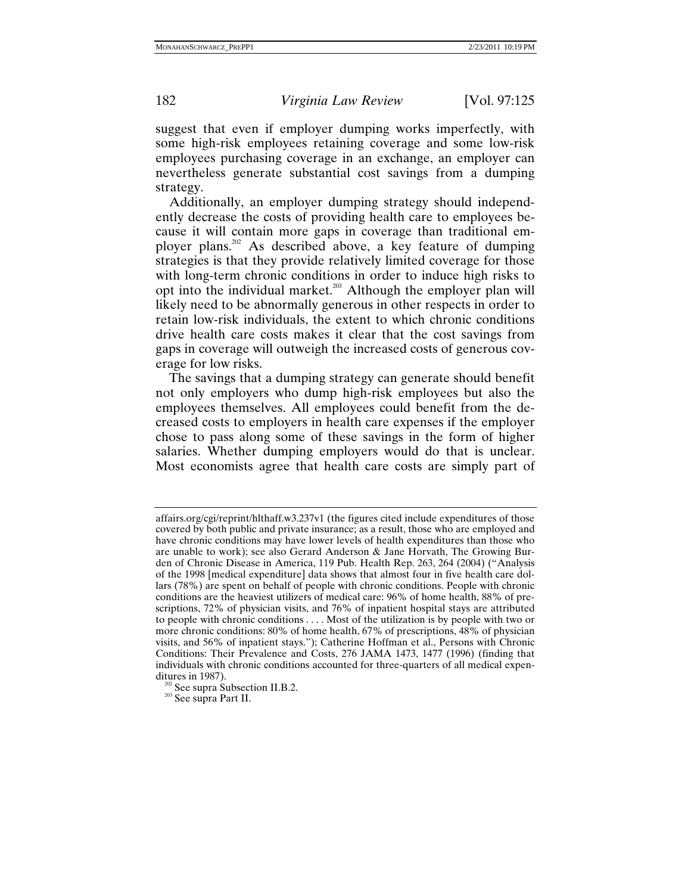suggest that even if employer dumping works imperfectly, with some high-risk employees retaining coverage and some low-risk employees purchasing coverage in an exchange, an employer can nevertheless generate substantial cost savings from a dumping strategy.

Additionally, an employer dumping strategy should independently decrease the costs of providing health care to employees because it will contain more gaps in coverage than traditional employer plans.[202] As described above, a key feature of dumping strategies is that they provide relatively limited coverage for those with long-term chronic conditions in order to induce high risks to opt into the individual market.[203] Although the employer plan will likely need to be abnormally generous in other respects in order to retain low-risk individuals, the extent to which chronic conditions drive health care costs makes it clear that the cost savings from gaps in coverage will outweigh the increased costs of generous coverage for low risks.

The savings that a dumping strategy can generate should benefit not only employers who dump high-risk employees but also the employees themselves. All employees could benefit from the decreased costs to employers in health care expenses if the employer chose to pass along some of these savings in the form of higher salaries. Whether dumping employers would do that is unclear. Most economists agree that health care costs are simply part of

---

affairs.org/cgi/reprint/hlthaff.w3.237v1 (the figures cited include expenditures of those covered by both public and private insurance; as a result, those who are employed and have chronic conditions may have lower levels of health expenditures than those who are unable to work); see also Gerard Anderson & Jane Horvath, The Growing Burden of Chronic Disease in America, 119 Pub. Health Rep. 263, 264 (2004) ("Analysis of the 1998 [medical expenditure] data shows that almost four in five health care dollars (78%) are spent on behalf of people with chronic conditions. People with chronic conditions are the heaviest utilizers of medical care: 96% of home health, 88% of prescriptions, 72% of physician visits, and 76% of inpatient hospital stays are attributed to people with chronic conditions . . . . Most of the utilization is by people with two or more chronic conditions: 80% of home health, 67% of prescriptions, 48% of physician visits, and 56% of inpatient stays."); Catherine Hoffman et al., Persons with Chronic Conditions: Their Prevalence and Costs, 276 JAMA 1473, 1477 (1996) (finding that individuals with chronic conditions accounted for three-quarters of all medical expenditures in 1987).

[202] See supra Subsection II.B.2.

[203] See supra Part II.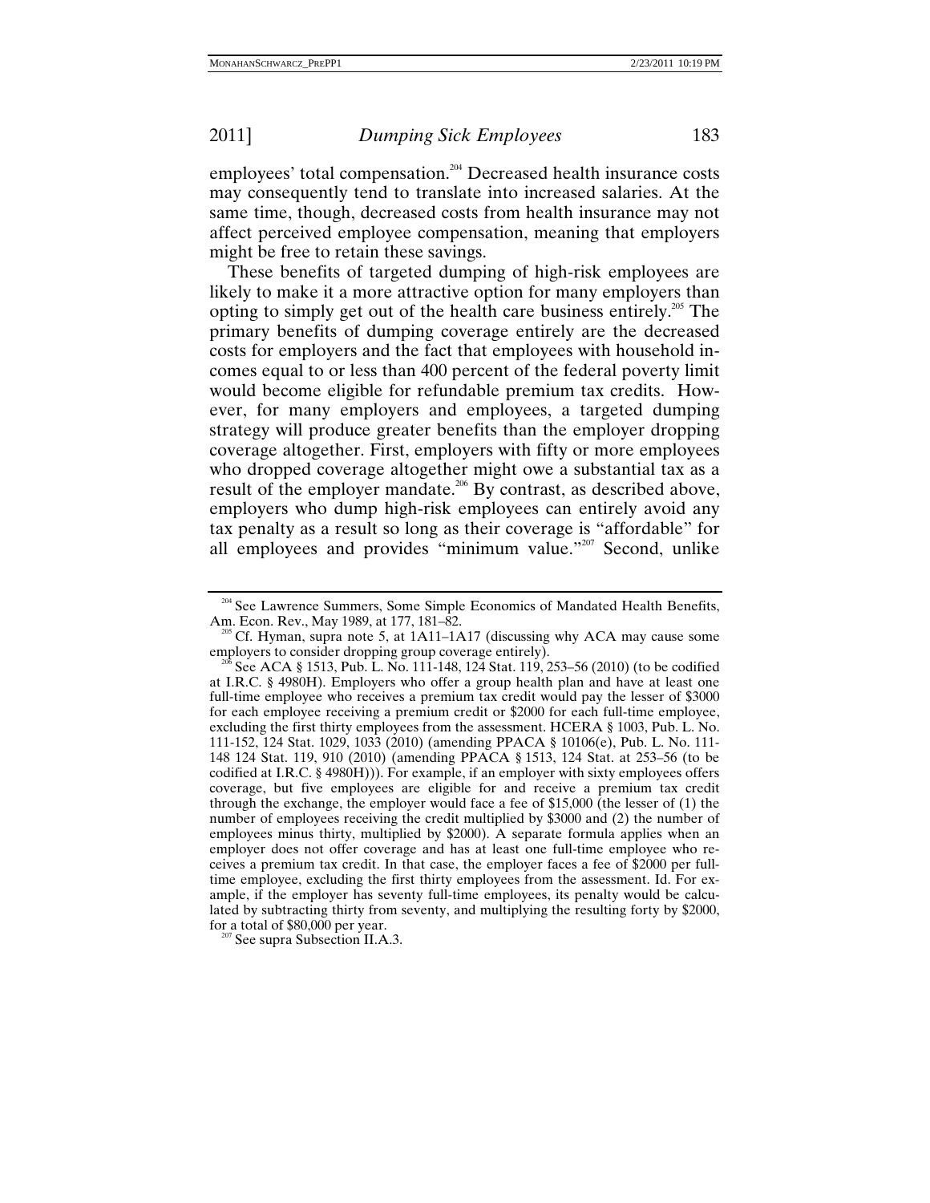employees' total compensation.[204] Decreased health insurance costs may consequently tend to translate into increased salaries. At the same time, though, decreased costs from health insurance may not affect perceived employee compensation, meaning that employers might be free to retain these savings.

These benefits of targeted dumping of high-risk employees are likely to make it a more attractive option for many employers than opting to simply get out of the health care business entirely.[205] The primary benefits of dumping coverage entirely are the decreased costs for employers and the fact that employees with household incomes equal to or less than 400 percent of the federal poverty limit would become eligible for refundable premium tax credits. However, for many employers and employees, a targeted dumping strategy will produce greater benefits than the employer dropping coverage altogether. First, employers with fifty or more employees who dropped coverage altogether might owe a substantial tax as a result of the employer mandate.[206] By contrast, as described above, employers who dump high-risk employees can entirely avoid any tax penalty as a result so long as their coverage is "affordable" for all employees and provides "minimum value."[207] Second, unlike

---

[204] See Lawrence Summers, Some Simple Economics of Mandated Health Benefits, Am. Econ. Rev., May 1989, at 177, 181–82.

[205] Cf. Hyman, supra note 5, at 1A11–1A17 (discussing why ACA may cause some employers to consider dropping group coverage entirely).

[206] See ACA § 1513, Pub. L. No. 111-148, 124 Stat. 119, 253–56 (2010) (to be codified at I.R.C. § 4980H). Employers who offer a group health plan and have at least one full-time employee who receives a premium tax credit would pay the lesser of $3000 for each employee receiving a premium credit or $2000 for each full-time employee, excluding the first thirty employees from the assessment. HCERA § 1003, Pub. L. No. 111-152, 124 Stat. 1029, 1033 (2010) (amending PPACA § 10106(e), Pub. L. No. 111-148 124 Stat. 119, 910 (2010) (amending PPACA § 1513, 124 Stat. at 253–56 (to be codified at I.R.C. § 4980H))). For example, if an employer with sixty employees offers coverage, but five employees are eligible for and receive a premium tax credit through the exchange, the employer would face a fee of $15,000 (the lesser of (1) the number of employees receiving the credit multiplied by $3000 and (2) the number of employees minus thirty, multiplied by $2000). A separate formula applies when an employer does not offer coverage and has at least one full-time employee who receives a premium tax credit. In that case, the employer faces a fee of $2000 per full-time employee, excluding the first thirty employees from the assessment. Id. For example, if the employer has seventy full-time employees, its penalty would be calculated by subtracting thirty from seventy, and multiplying the resulting forty by $2000, for a total of $80,000 per year.

[207] See supra Subsection II.A.3.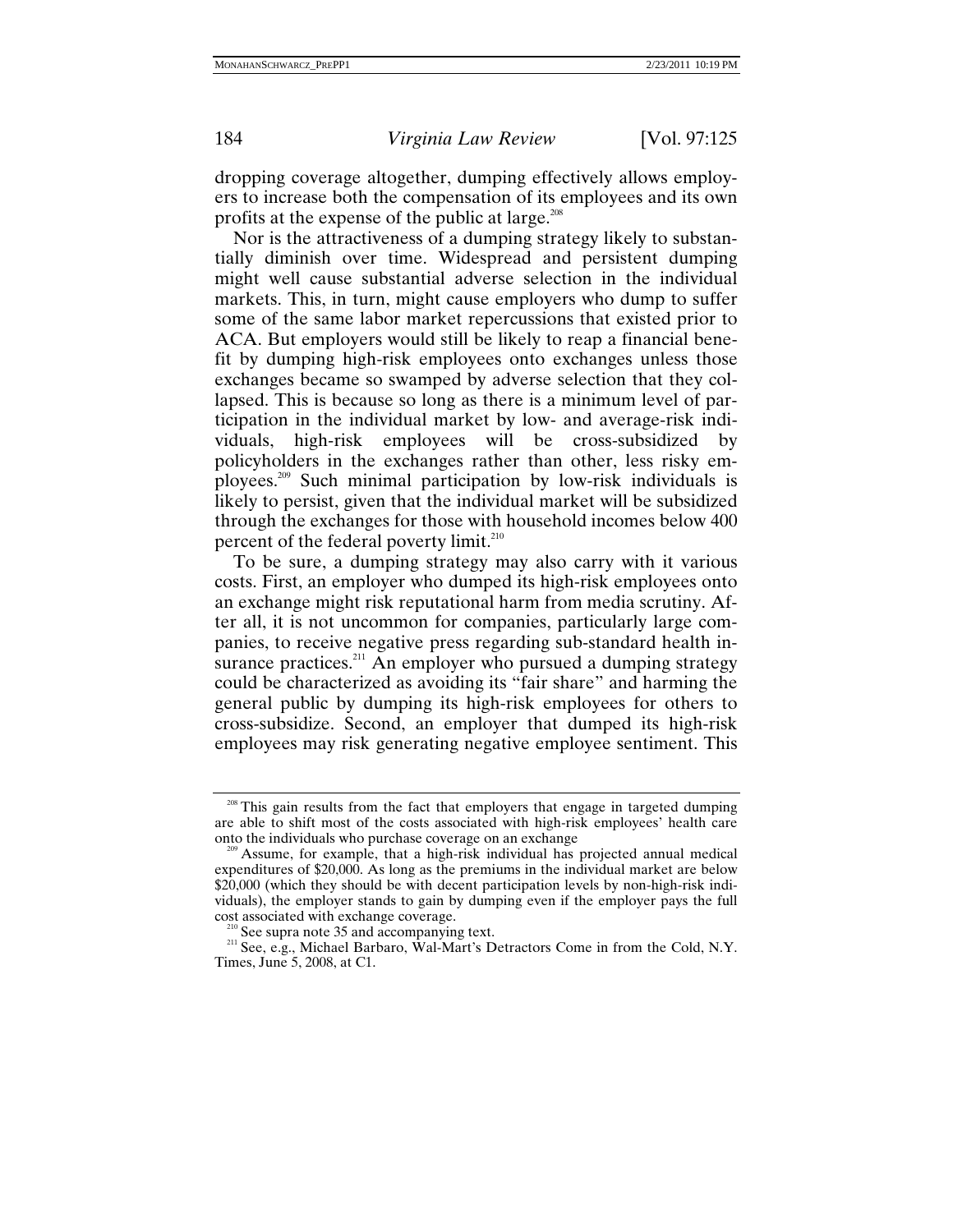dropping coverage altogether, dumping effectively allows employers to increase both the compensation of its employees and its own profits at the expense of the public at large.[208]

Nor is the attractiveness of a dumping strategy likely to substantially diminish over time. Widespread and persistent dumping might well cause substantial adverse selection in the individual markets. This, in turn, might cause employers who dump to suffer some of the same labor market repercussions that existed prior to ACA. But employers would still be likely to reap a financial benefit by dumping high-risk employees onto exchanges unless those exchanges became so swamped by adverse selection that they collapsed. This is because so long as there is a minimum level of participation in the individual market by low- and average-risk individuals, high-risk employees will be cross-subsidized by policyholders in the exchanges rather than other, less risky employees.[209] Such minimal participation by low-risk individuals is likely to persist, given that the individual market will be subsidized through the exchanges for those with household incomes below 400 percent of the federal poverty limit.[210]

To be sure, a dumping strategy may also carry with it various costs. First, an employer who dumped its high-risk employees onto an exchange might risk reputational harm from media scrutiny. After all, it is not uncommon for companies, particularly large companies, to receive negative press regarding sub-standard health insurance practices.[211] An employer who pursued a dumping strategy could be characterized as avoiding its "fair share" and harming the general public by dumping its high-risk employees for others to cross-subsidize. Second, an employer that dumped its high-risk employees may risk generating negative employee sentiment. This

---

[208] This gain results from the fact that employers that engage in targeted dumping are able to shift most of the costs associated with high-risk employees' health care onto the individuals who purchase coverage on an exchange

[209] Assume, for example, that a high-risk individual has projected annual medical expenditures of $20,000. As long as the premiums in the individual market are below $20,000 (which they should be with decent participation levels by non-high-risk individuals), the employer stands to gain by dumping even if the employer pays the full cost associated with exchange coverage.

[210] See supra note 35 and accompanying text.

[211] See, e.g., Michael Barbaro, Wal-Mart's Detractors Come in from the Cold, N.Y. Times, June 5, 2008, at C1.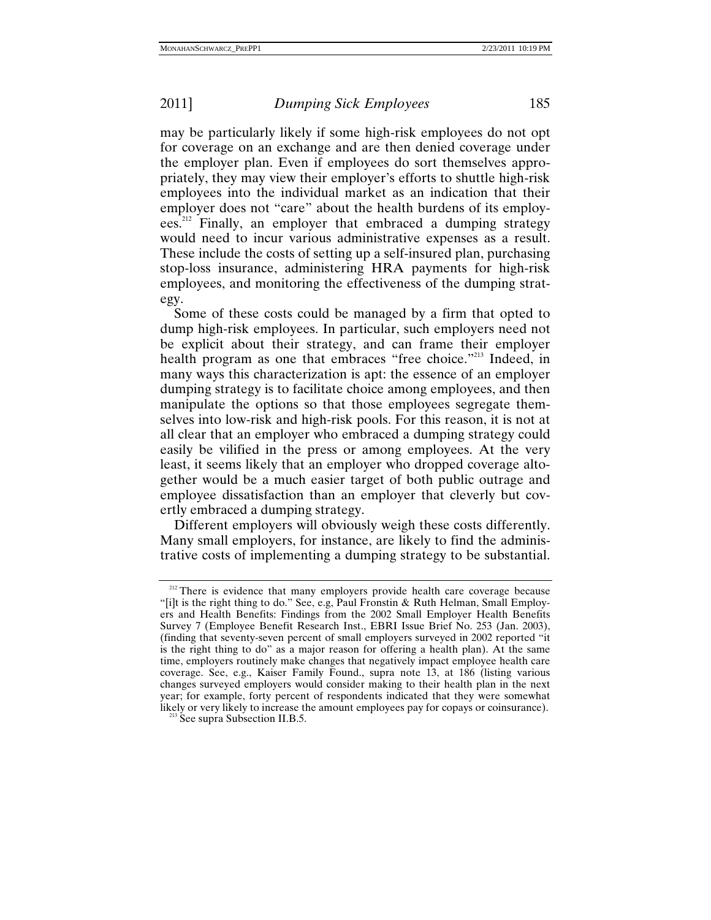may be particularly likely if some high-risk employees do not opt for coverage on an exchange and are then denied coverage under the employer plan. Even if employees do sort themselves appropriately, they may view their employer's efforts to shuttle high-risk employees into the individual market as an indication that their employer does not "care" about the health burdens of its employees.[212] Finally, an employer that embraced a dumping strategy would need to incur various administrative expenses as a result. These include the costs of setting up a self-insured plan, purchasing stop-loss insurance, administering HRA payments for high-risk employees, and monitoring the effectiveness of the dumping strategy.

Some of these costs could be managed by a firm that opted to dump high-risk employees. In particular, such employers need not be explicit about their strategy, and can frame their employer health program as one that embraces "free choice."[213] Indeed, in many ways this characterization is apt: the essence of an employer dumping strategy is to facilitate choice among employees, and then manipulate the options so that those employees segregate themselves into low-risk and high-risk pools. For this reason, it is not at all clear that an employer who embraced a dumping strategy could easily be vilified in the press or among employees. At the very least, it seems likely that an employer who dropped coverage altogether would be a much easier target of both public outrage and employee dissatisfaction than an employer that cleverly but covertly embraced a dumping strategy.

Different employers will obviously weigh these costs differently. Many small employers, for instance, are likely to find the administrative costs of implementing a dumping strategy to be substantial.

---

[212] There is evidence that many employers provide health care coverage because "[i]t is the right thing to do." See, e.g, Paul Fronstin & Ruth Helman, Small Employers and Health Benefits: Findings from the 2002 Small Employer Health Benefits Survey 7 (Employee Benefit Research Inst., EBRI Issue Brief No. 253 (Jan. 2003), (finding that seventy-seven percent of small employers surveyed in 2002 reported "it is the right thing to do" as a major reason for offering a health plan). At the same time, employers routinely make changes that negatively impact employee health care coverage. See, e.g., Kaiser Family Found., supra note 13, at 186 (listing various changes surveyed employers would consider making to their health plan in the next year; for example, forty percent of respondents indicated that they were somewhat likely or very likely to increase the amount employees pay for copays or coinsurance).

[213] See supra Subsection II.B.5.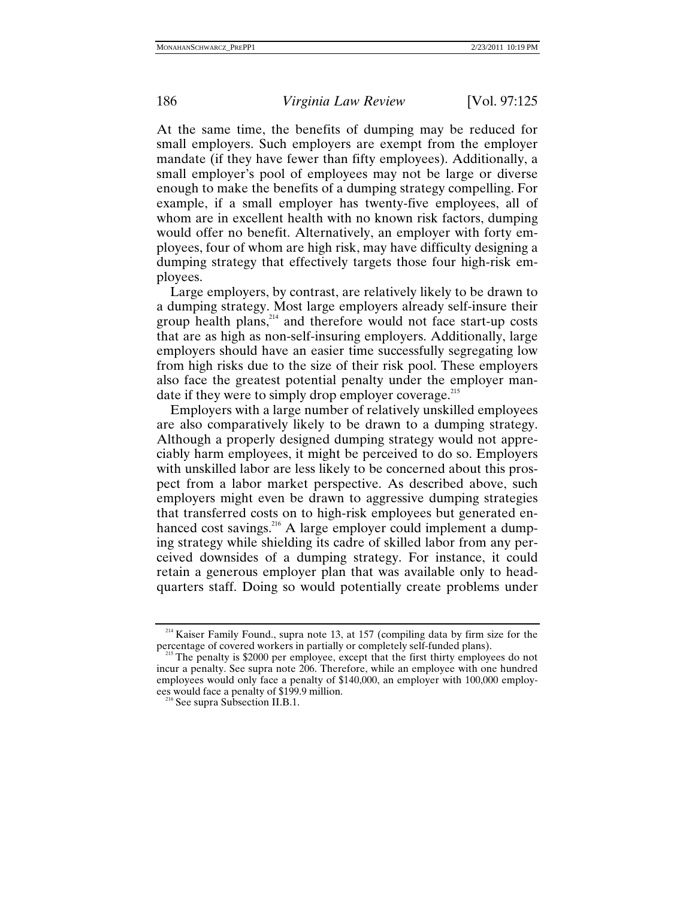At the same time, the benefits of dumping may be reduced for small employers. Such employers are exempt from the employer mandate (if they have fewer than fifty employees). Additionally, a small employer's pool of employees may not be large or diverse enough to make the benefits of a dumping strategy compelling. For example, if a small employer has twenty-five employees, all of whom are in excellent health with no known risk factors, dumping would offer no benefit. Alternatively, an employer with forty employees, four of whom are high risk, may have difficulty designing a dumping strategy that effectively targets those four high-risk employees.

Large employers, by contrast, are relatively likely to be drawn to a dumping strategy. Most large employers already self-insure their group health plans,[214] and therefore would not face start-up costs that are as high as non-self-insuring employers. Additionally, large employers should have an easier time successfully segregating low from high risks due to the size of their risk pool. These employers also face the greatest potential penalty under the employer mandate if they were to simply drop employer coverage.[215]

Employers with a large number of relatively unskilled employees are also comparatively likely to be drawn to a dumping strategy. Although a properly designed dumping strategy would not appreciably harm employees, it might be perceived to do so. Employers with unskilled labor are less likely to be concerned about this prospect from a labor market perspective. As described above, such employers might even be drawn to aggressive dumping strategies that transferred costs on to high-risk employees but generated enhanced cost savings.[216] A large employer could implement a dumping strategy while shielding its cadre of skilled labor from any perceived downsides of a dumping strategy. For instance, it could retain a generous employer plan that was available only to headquarters staff. Doing so would potentially create problems under

---

[214] Kaiser Family Found., supra note 13, at 157 (compiling data by firm size for the percentage of covered workers in partially or completely self-funded plans).

[215] The penalty is $2000 per employee, except that the first thirty employees do not incur a penalty. See supra note 206. Therefore, while an employee with one hundred employees would only face a penalty of $140,000, an employer with 100,000 employees would face a penalty of $199.9 million.

[216] See supra Subsection II.B.1.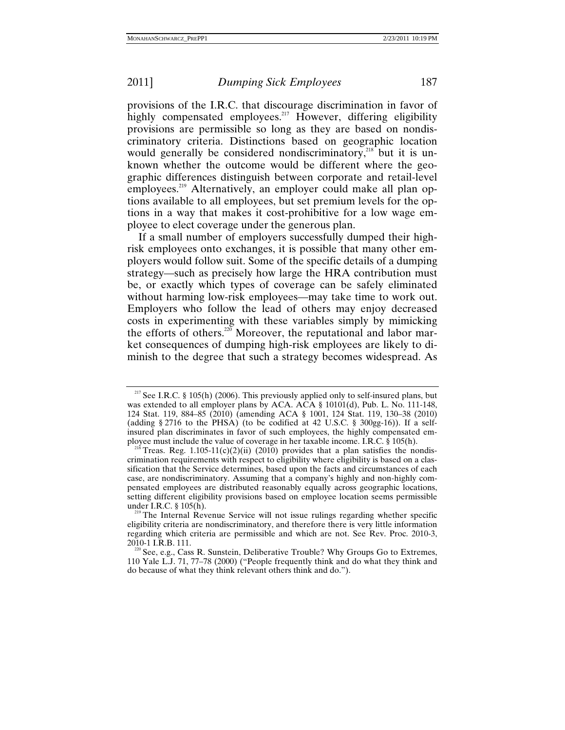provisions of the I.R.C. that discourage discrimination in favor of highly compensated employees.[217] However, differing eligibility provisions are permissible so long as they are based on nondiscriminatory criteria. Distinctions based on geographic location would generally be considered nondiscriminatory,[218] but it is unknown whether the outcome would be different where the geographic differences distinguish between corporate and retail-level employees.[219] Alternatively, an employer could make all plan options available to all employees, but set premium levels for the options in a way that makes it cost-prohibitive for a low wage employee to elect coverage under the generous plan.

If a small number of employers successfully dumped their high-risk employees onto exchanges, it is possible that many other employers would follow suit. Some of the specific details of a dumping strategy—such as precisely how large the HRA contribution must be, or exactly which types of coverage can be safely eliminated without harming low-risk employees—may take time to work out. Employers who follow the lead of others may enjoy decreased costs in experimenting with these variables simply by mimicking the efforts of others.[220] Moreover, the reputational and labor market consequences of dumping high-risk employees are likely to diminish to the degree that such a strategy becomes widespread. As

---

[217] See I.R.C. § 105(h) (2006). This previously applied only to self-insured plans, but was extended to all employer plans by ACA. ACA § 10101(d), Pub. L. No. 111-148, 124 Stat. 119, 884–85 (2010) (amending ACA § 1001, 124 Stat. 119, 130–38 (2010) (adding § 2716 to the PHSA) (to be codified at 42 U.S.C. § 300gg-16)). If a self-insured plan discriminates in favor of such employees, the highly compensated employee must include the value of coverage in her taxable income. I.R.C. § 105(h).

[218] Treas. Reg. 1.105-11(c)(2)(ii) (2010) provides that a plan satisfies the nondiscrimination requirements with respect to eligibility where eligibility is based on a classification that the Service determines, based upon the facts and circumstances of each case, are nondiscriminatory. Assuming that a company's highly and non-highly compensated employees are distributed reasonably equally across geographic locations, setting different eligibility provisions based on employee location seems permissible under I.R.C. § 105(h).

[219] The Internal Revenue Service will not issue rulings regarding whether specific eligibility criteria are nondiscriminatory, and therefore there is very little information regarding which criteria are permissible and which are not. See Rev. Proc. 2010-3, 2010-1 I.R.B. 111.

[220] See, e.g., Cass R. Sunstein, Deliberative Trouble? Why Groups Go to Extremes, 110 Yale L.J. 71, 77–78 (2000) ("People frequently think and do what they think and do because of what they think relevant others think and do.").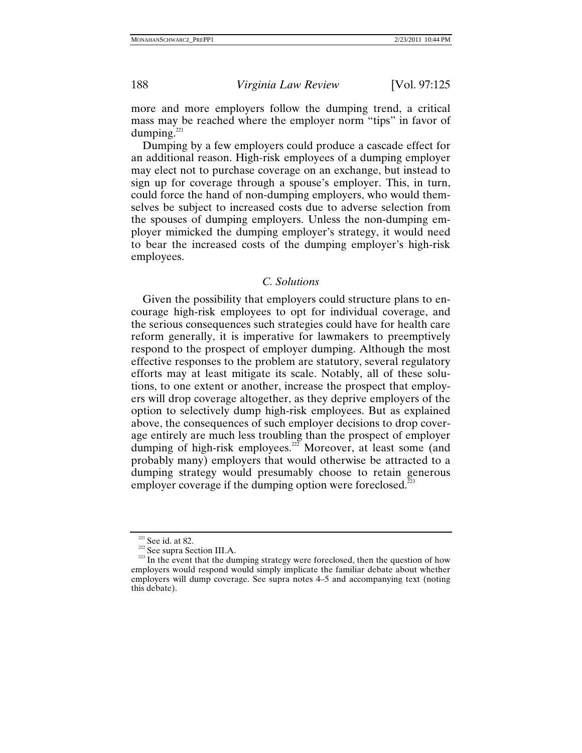more and more employers follow the dumping trend, a critical mass may be reached where the employer norm "tips" in favor of dumping.[221]

Dumping by a few employers could produce a cascade effect for an additional reason. High-risk employees of a dumping employer may elect not to purchase coverage on an exchange, but instead to sign up for coverage through a spouse's employer. This, in turn, could force the hand of non-dumping employers, who would themselves be subject to increased costs due to adverse selection from the spouses of dumping employers. Unless the non-dumping employer mimicked the dumping employer's strategy, it would need to bear the increased costs of the dumping employer's high-risk employees.

### *C. Solutions*

Given the possibility that employers could structure plans to encourage high-risk employees to opt for individual coverage, and the serious consequences such strategies could have for health care reform generally, it is imperative for lawmakers to preemptively respond to the prospect of employer dumping. Although the most effective responses to the problem are statutory, several regulatory efforts may at least mitigate its scale. Notably, all of these solutions, to one extent or another, increase the prospect that employers will drop coverage altogether, as they deprive employers of the option to selectively dump high-risk employees. But as explained above, the consequences of such employer decisions to drop coverage entirely are much less troubling than the prospect of employer dumping of high-risk employees.[222] Moreover, at least some (and probably many) employers that would otherwise be attracted to a dumping strategy would presumably choose to retain generous employer coverage if the dumping option were foreclosed.[223]

---

[221] See id. at 82.

[222] See supra Section III.A.

[223] In the event that the dumping strategy were foreclosed, then the question of how employers would respond would simply implicate the familiar debate about whether employers will dump coverage. See supra notes 4–5 and accompanying text (noting this debate).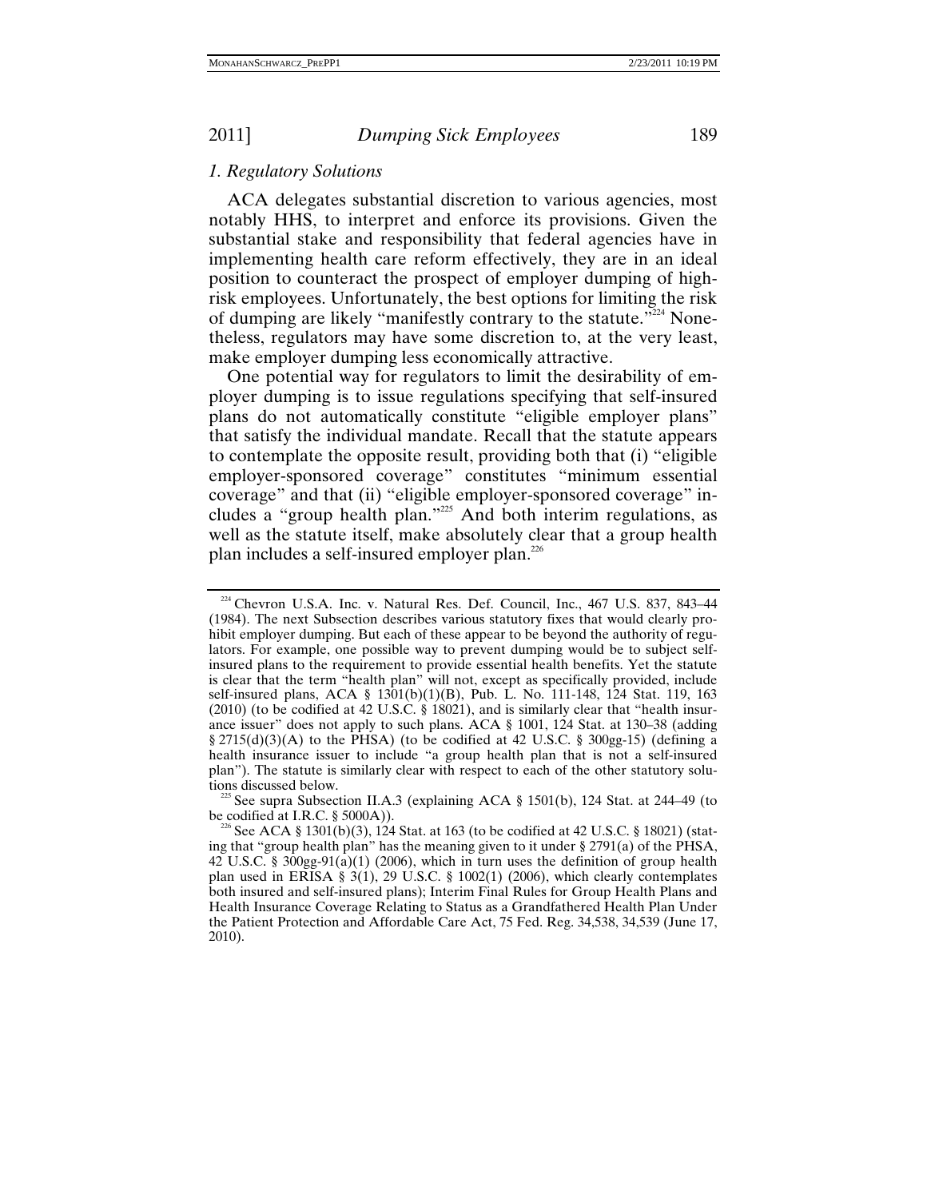### *1. Regulatory Solutions*

ACA delegates substantial discretion to various agencies, most notably HHS, to interpret and enforce its provisions. Given the substantial stake and responsibility that federal agencies have in implementing health care reform effectively, they are in an ideal position to counteract the prospect of employer dumping of high-risk employees. Unfortunately, the best options for limiting the risk of dumping are likely "manifestly contrary to the statute."[224] Nonetheless, regulators may have some discretion to, at the very least, make employer dumping less economically attractive.

One potential way for regulators to limit the desirability of employer dumping is to issue regulations specifying that self-insured plans do not automatically constitute "eligible employer plans" that satisfy the individual mandate. Recall that the statute appears to contemplate the opposite result, providing both that (i) "eligible employer-sponsored coverage" constitutes "minimum essential coverage" and that (ii) "eligible employer-sponsored coverage" includes a "group health plan."[225] And both interim regulations, as well as the statute itself, make absolutely clear that a group health plan includes a self-insured employer plan.[226]

---

[224] Chevron U.S.A. Inc. v. Natural Res. Def. Council, Inc., 467 U.S. 837, 843–44 (1984). The next Subsection describes various statutory fixes that would clearly prohibit employer dumping. But each of these appear to be beyond the authority of regulators. For example, one possible way to prevent dumping would be to subject self-insured plans to the requirement to provide essential health benefits. Yet the statute is clear that the term "health plan" will not, except as specifically provided, include self-insured plans, ACA § 1301(b)(1)(B), Pub. L. No. 111-148, 124 Stat. 119, 163 (2010) (to be codified at 42 U.S.C. § 18021), and is similarly clear that "health insurance issuer" does not apply to such plans. ACA § 1001, 124 Stat. at 130–38 (adding § 2715(d)(3)(A) to the PHSA) (to be codified at 42 U.S.C. § 300gg-15) (defining a health insurance issuer to include "a group health plan that is not a self-insured plan"). The statute is similarly clear with respect to each of the other statutory solutions discussed below.

[225] See supra Subsection II.A.3 (explaining ACA § 1501(b), 124 Stat. at 244–49 (to be codified at I.R.C. § 5000A)).

[226] See ACA § 1301(b)(3), 124 Stat. at 163 (to be codified at 42 U.S.C. § 18021) (stating that "group health plan" has the meaning given to it under § 2791(a) of the PHSA, 42 U.S.C. § 300gg-91(a)(1) (2006), which in turn uses the definition of group health plan used in ERISA § 3(1), 29 U.S.C. § 1002(1) (2006), which clearly contemplates both insured and self-insured plans); Interim Final Rules for Group Health Plans and Health Insurance Coverage Relating to Status as a Grandfathered Health Plan Under the Patient Protection and Affordable Care Act, 75 Fed. Reg. 34,538, 34,539 (June 17, 2010).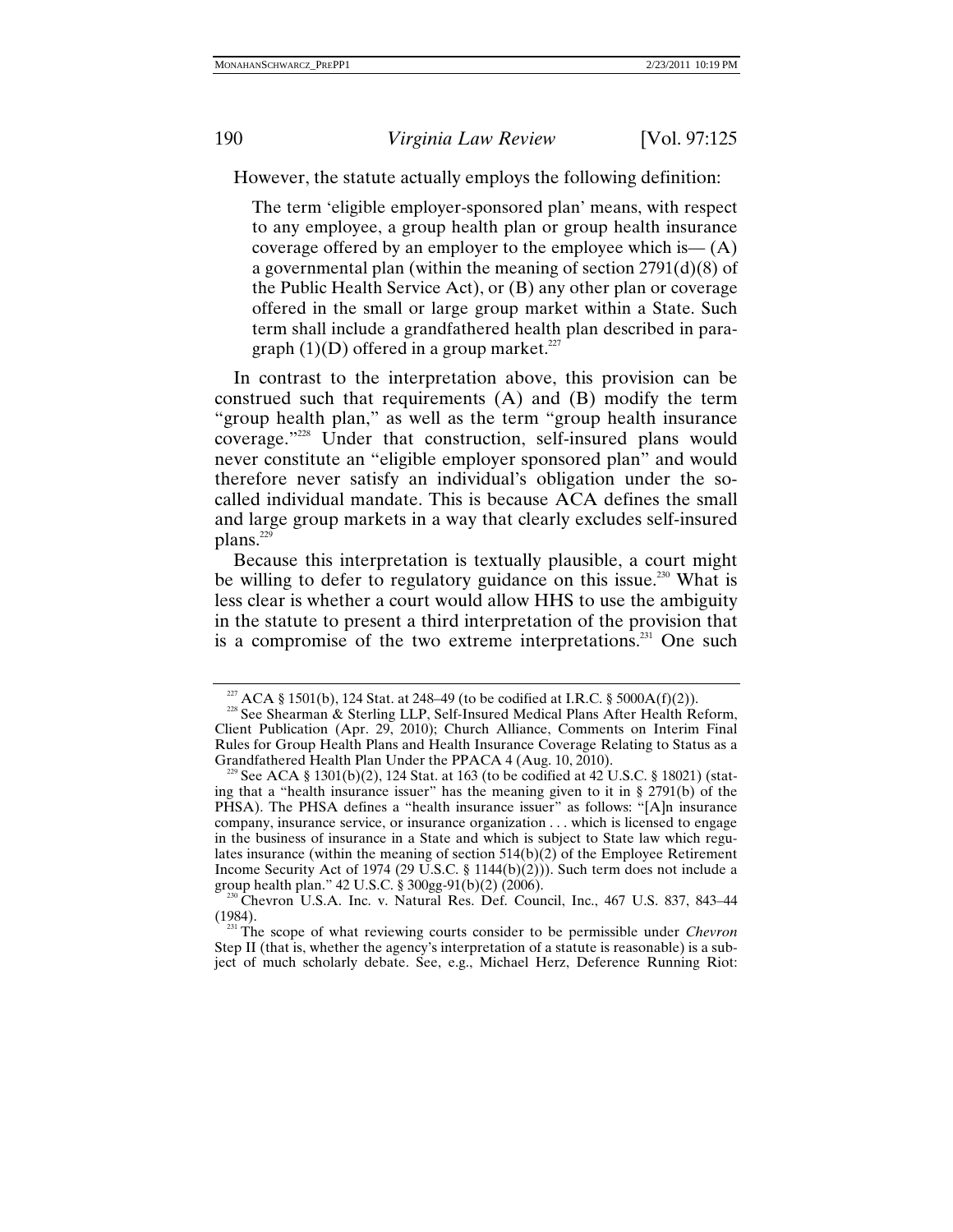However, the statute actually employs the following definition:

> The term 'eligible employer-sponsored plan' means, with respect to any employee, a group health plan or group health insurance coverage offered by an employer to the employee which is— (A) a governmental plan (within the meaning of section 2791(d)(8) of the Public Health Service Act), or (B) any other plan or coverage offered in the small or large group market within a State. Such term shall include a grandfathered health plan described in paragraph (1)(D) offered in a group market.[227]

In contrast to the interpretation above, this provision can be construed such that requirements (A) and (B) modify the term "group health plan," as well as the term "group health insurance coverage."[228] Under that construction, self-insured plans would never constitute an "eligible employer sponsored plan" and would therefore never satisfy an individual's obligation under the so-called individual mandate. This is because ACA defines the small and large group markets in a way that clearly excludes self-insured plans.[229]

Because this interpretation is textually plausible, a court might be willing to defer to regulatory guidance on this issue.[230] What is less clear is whether a court would allow HHS to use the ambiguity in the statute to present a third interpretation of the provision that is a compromise of the two extreme interpretations.[231] One such

---

[227] ACA § 1501(b), 124 Stat. at 248–49 (to be codified at I.R.C. § 5000A(f)(2)).

[228] See Shearman & Sterling LLP, Self-Insured Medical Plans After Health Reform, Client Publication (Apr. 29, 2010); Church Alliance, Comments on Interim Final Rules for Group Health Plans and Health Insurance Coverage Relating to Status as a Grandfathered Health Plan Under the PPACA 4 (Aug. 10, 2010).

[229] See ACA § 1301(b)(2), 124 Stat. at 163 (to be codified at 42 U.S.C. § 18021) (stating that a "health insurance issuer" has the meaning given to it in § 2791(b) of the PHSA). The PHSA defines a "health insurance issuer" as follows: "[A]n insurance company, insurance service, or insurance organization . . . which is licensed to engage in the business of insurance in a State and which is subject to State law which regulates insurance (within the meaning of section 514(b)(2) of the Employee Retirement Income Security Act of 1974 (29 U.S.C. § 1144(b)(2))). Such term does not include a group health plan." 42 U.S.C. § 300gg-91(b)(2) (2006).

[230] Chevron U.S.A. Inc. v. Natural Res. Def. Council, Inc., 467 U.S. 837, 843–44 (1984).

[231] The scope of what reviewing courts consider to be permissible under *Chevron* Step II (that is, whether the agency's interpretation of a statute is reasonable) is a subject of much scholarly debate. See, e.g., Michael Herz, Deference Running Riot: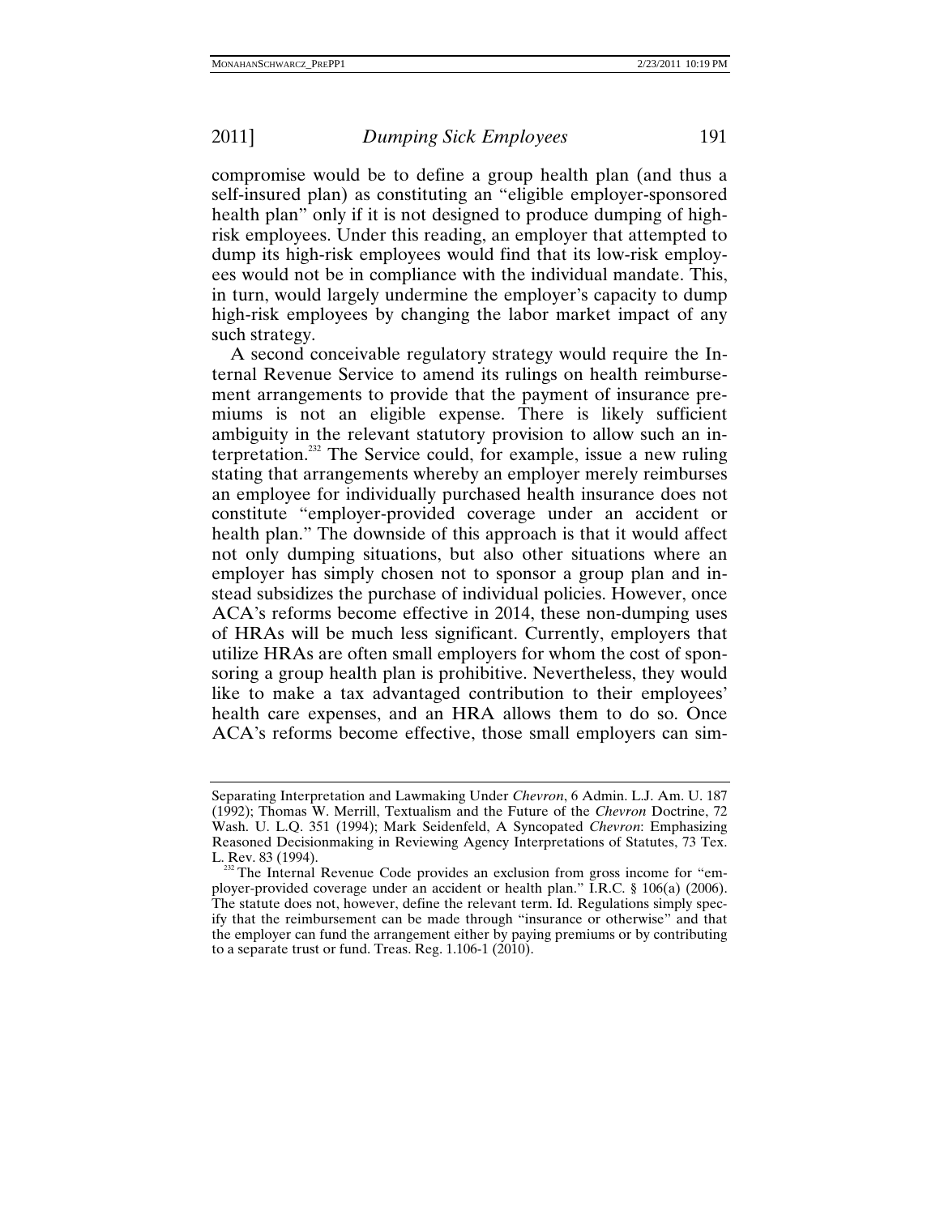compromise would be to define a group health plan (and thus a self-insured plan) as constituting an "eligible employer-sponsored health plan" only if it is not designed to produce dumping of high-risk employees. Under this reading, an employer that attempted to dump its high-risk employees would find that its low-risk employees would not be in compliance with the individual mandate. This, in turn, would largely undermine the employer's capacity to dump high-risk employees by changing the labor market impact of any such strategy.

A second conceivable regulatory strategy would require the Internal Revenue Service to amend its rulings on health reimbursement arrangements to provide that the payment of insurance premiums is not an eligible expense. There is likely sufficient ambiguity in the relevant statutory provision to allow such an interpretation.[232] The Service could, for example, issue a new ruling stating that arrangements whereby an employer merely reimburses an employee for individually purchased health insurance does not constitute "employer-provided coverage under an accident or health plan." The downside of this approach is that it would affect not only dumping situations, but also other situations where an employer has simply chosen not to sponsor a group plan and instead subsidizes the purchase of individual policies. However, once ACA's reforms become effective in 2014, these non-dumping uses of HRAs will be much less significant. Currently, employers that utilize HRAs are often small employers for whom the cost of sponsoring a group health plan is prohibitive. Nevertheless, they would like to make a tax advantaged contribution to their employees' health care expenses, and an HRA allows them to do so. Once ACA's reforms become effective, those small employers can sim-

---

Separating Interpretation and Lawmaking Under *Chevron*, 6 Admin. L.J. Am. U. 187 (1992); Thomas W. Merrill, Textualism and the Future of the *Chevron* Doctrine, 72 Wash. U. L.Q. 351 (1994); Mark Seidenfeld, A Syncopated *Chevron*: Emphasizing Reasoned Decisionmaking in Reviewing Agency Interpretations of Statutes, 73 Tex. L. Rev. 83 (1994).

[232] The Internal Revenue Code provides an exclusion from gross income for "employer-provided coverage under an accident or health plan." I.R.C. § 106(a) (2006). The statute does not, however, define the relevant term. Id. Regulations simply specify that the reimbursement can be made through "insurance or otherwise" and that the employer can fund the arrangement either by paying premiums or by contributing to a separate trust or fund. Treas. Reg. 1.106-1 (2010).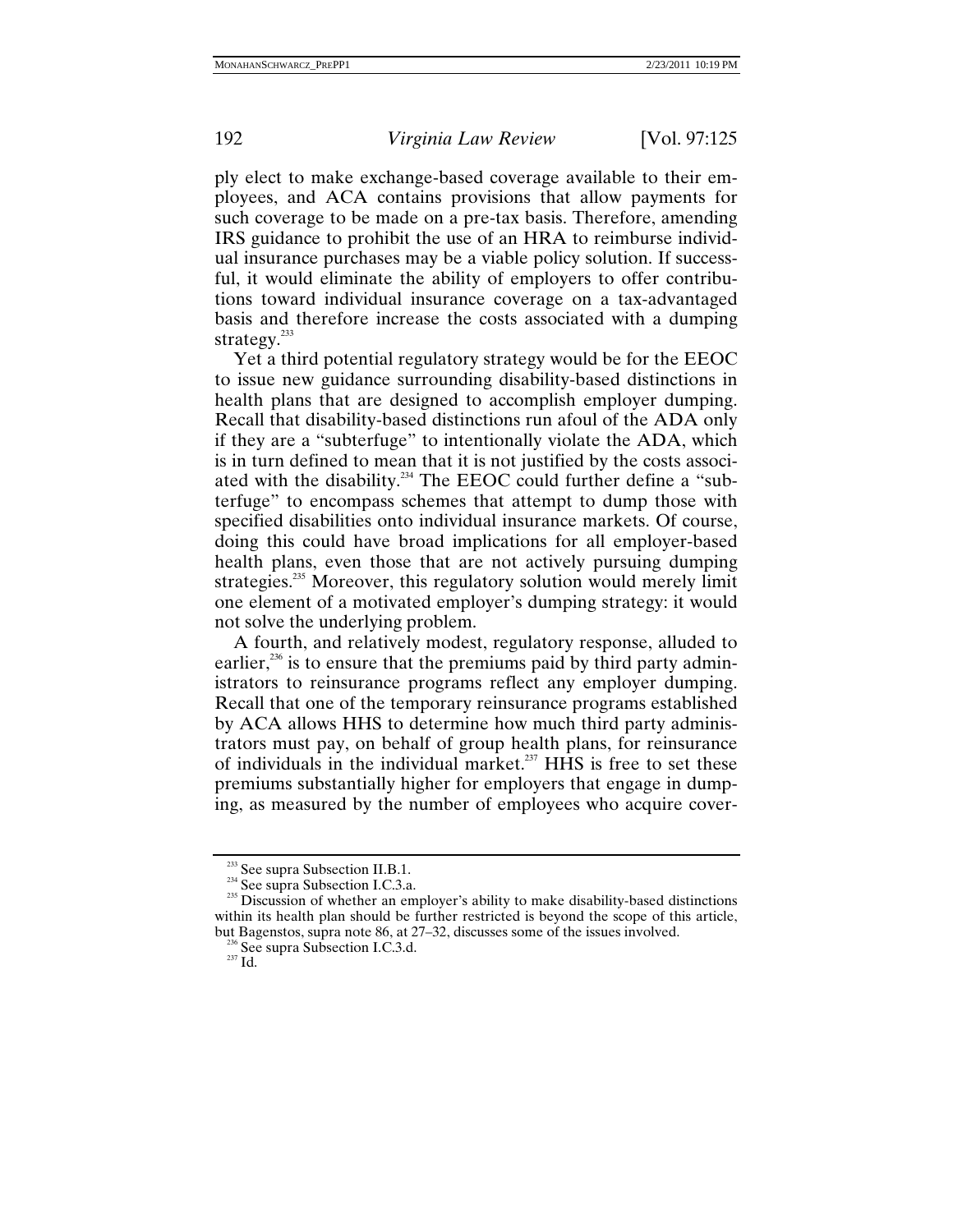ply elect to make exchange-based coverage available to their employees, and ACA contains provisions that allow payments for such coverage to be made on a pre-tax basis. Therefore, amending IRS guidance to prohibit the use of an HRA to reimburse individual insurance purchases may be a viable policy solution. If successful, it would eliminate the ability of employers to offer contributions toward individual insurance coverage on a tax-advantaged basis and therefore increase the costs associated with a dumping strategy.[233]

Yet a third potential regulatory strategy would be for the EEOC to issue new guidance surrounding disability-based distinctions in health plans that are designed to accomplish employer dumping. Recall that disability-based distinctions run afoul of the ADA only if they are a "subterfuge" to intentionally violate the ADA, which is in turn defined to mean that it is not justified by the costs associated with the disability.[234] The EEOC could further define a "subterfuge" to encompass schemes that attempt to dump those with specified disabilities onto individual insurance markets. Of course, doing this could have broad implications for all employer-based health plans, even those that are not actively pursuing dumping strategies.[235] Moreover, this regulatory solution would merely limit one element of a motivated employer's dumping strategy: it would not solve the underlying problem.

A fourth, and relatively modest, regulatory response, alluded to earlier,[236] is to ensure that the premiums paid by third party administrators to reinsurance programs reflect any employer dumping. Recall that one of the temporary reinsurance programs established by ACA allows HHS to determine how much third party administrators must pay, on behalf of group health plans, for reinsurance of individuals in the individual market.[237] HHS is free to set these premiums substantially higher for employers that engage in dumping, as measured by the number of employees who acquire cover-

[233] See supra Subsection II.B.1.

[234] See supra Subsection I.C.3.a.

[235] Discussion of whether an employer's ability to make disability-based distinctions within its health plan should be further restricted is beyond the scope of this article, but Bagenstos, supra note 86, at 27–32, discusses some of the issues involved.

[236] See supra Subsection I.C.3.d.

[237] Id.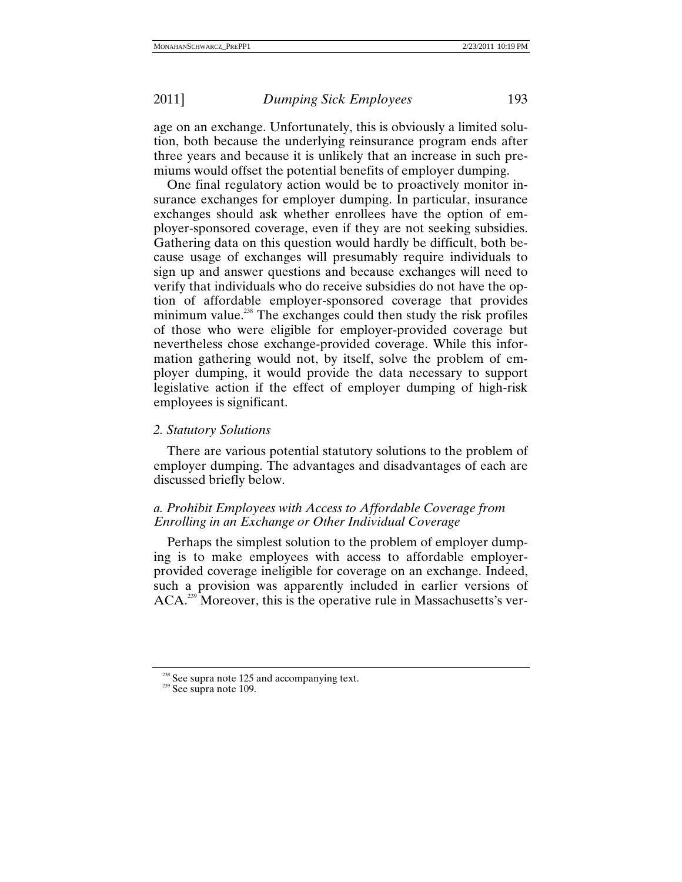age on an exchange. Unfortunately, this is obviously a limited solution, both because the underlying reinsurance program ends after three years and because it is unlikely that an increase in such premiums would offset the potential benefits of employer dumping.

One final regulatory action would be to proactively monitor insurance exchanges for employer dumping. In particular, insurance exchanges should ask whether enrollees have the option of employer-sponsored coverage, even if they are not seeking subsidies. Gathering data on this question would hardly be difficult, both because usage of exchanges will presumably require individuals to sign up and answer questions and because exchanges will need to verify that individuals who do receive subsidies do not have the option of affordable employer-sponsored coverage that provides minimum value.[238] The exchanges could then study the risk profiles of those who were eligible for employer-provided coverage but nevertheless chose exchange-provided coverage. While this information gathering would not, by itself, solve the problem of employer dumping, it would provide the data necessary to support legislative action if the effect of employer dumping of high-risk employees is significant.

### *2. Statutory Solutions*

There are various potential statutory solutions to the problem of employer dumping. The advantages and disadvantages of each are discussed briefly below.

#### *a. Prohibit Employees with Access to Affordable Coverage from Enrolling in an Exchange or Other Individual Coverage*

Perhaps the simplest solution to the problem of employer dumping is to make employees with access to affordable employer-provided coverage ineligible for coverage on an exchange. Indeed, such a provision was apparently included in earlier versions of ACA.[239] Moreover, this is the operative rule in Massachusetts's ver-

---

[238] See supra note 125 and accompanying text.

[239] See supra note 109.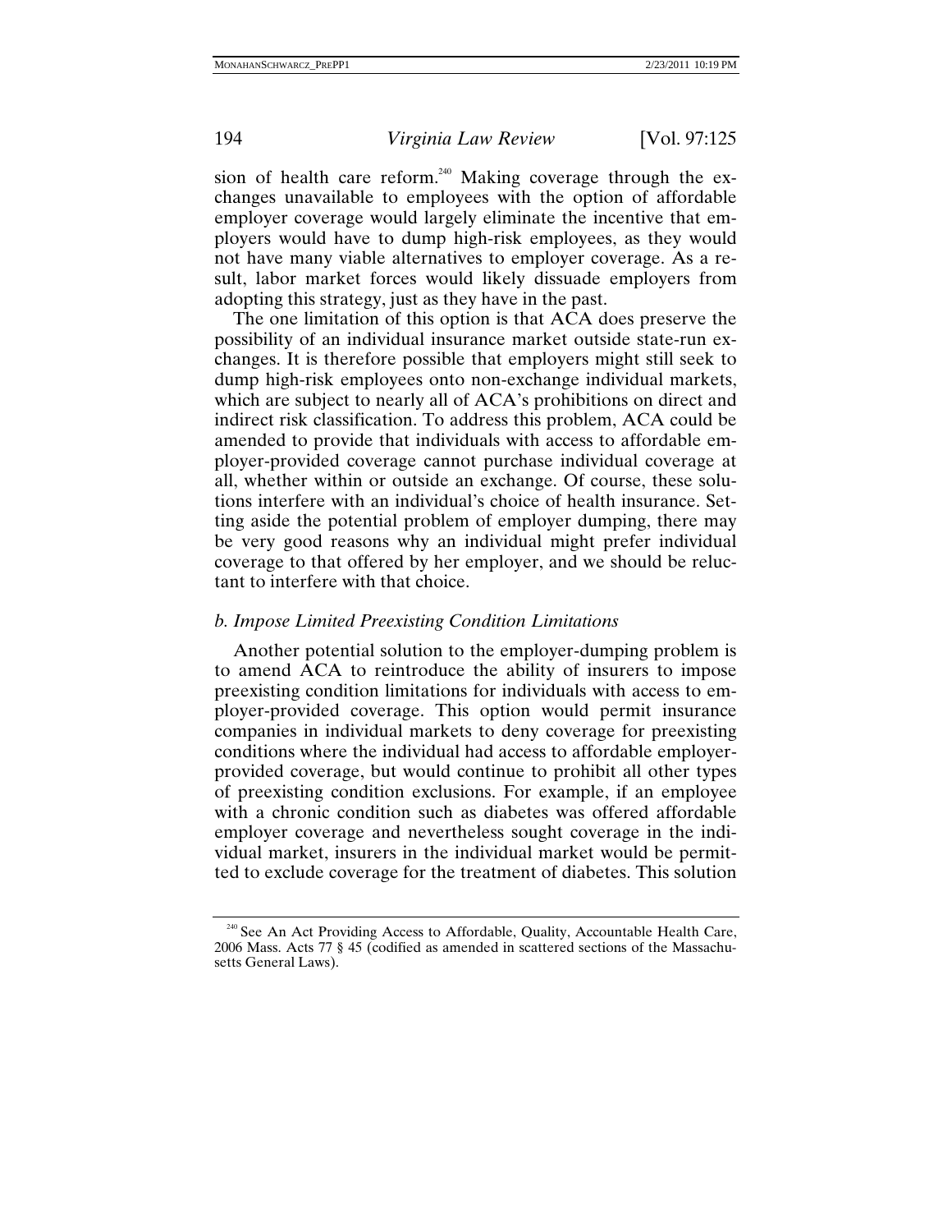sion of health care reform.[240] Making coverage through the exchanges unavailable to employees with the option of affordable employer coverage would largely eliminate the incentive that employers would have to dump high-risk employees, as they would not have many viable alternatives to employer coverage. As a result, labor market forces would likely dissuade employers from adopting this strategy, just as they have in the past.

The one limitation of this option is that ACA does preserve the possibility of an individual insurance market outside state-run exchanges. It is therefore possible that employers might still seek to dump high-risk employees onto non-exchange individual markets, which are subject to nearly all of ACA's prohibitions on direct and indirect risk classification. To address this problem, ACA could be amended to provide that individuals with access to affordable employer-provided coverage cannot purchase individual coverage at all, whether within or outside an exchange. Of course, these solutions interfere with an individual's choice of health insurance. Setting aside the potential problem of employer dumping, there may be very good reasons why an individual might prefer individual coverage to that offered by her employer, and we should be reluctant to interfere with that choice.

*b. Impose Limited Preexisting Condition Limitations*

Another potential solution to the employer-dumping problem is to amend ACA to reintroduce the ability of insurers to impose preexisting condition limitations for individuals with access to employer-provided coverage. This option would permit insurance companies in individual markets to deny coverage for preexisting conditions where the individual had access to affordable employer-provided coverage, but would continue to prohibit all other types of preexisting condition exclusions. For example, if an employee with a chronic condition such as diabetes was offered affordable employer coverage and nevertheless sought coverage in the individual market, insurers in the individual market would be permitted to exclude coverage for the treatment of diabetes. This solution

[240] See An Act Providing Access to Affordable, Quality, Accountable Health Care, 2006 Mass. Acts 77 § 45 (codified as amended in scattered sections of the Massachusetts General Laws).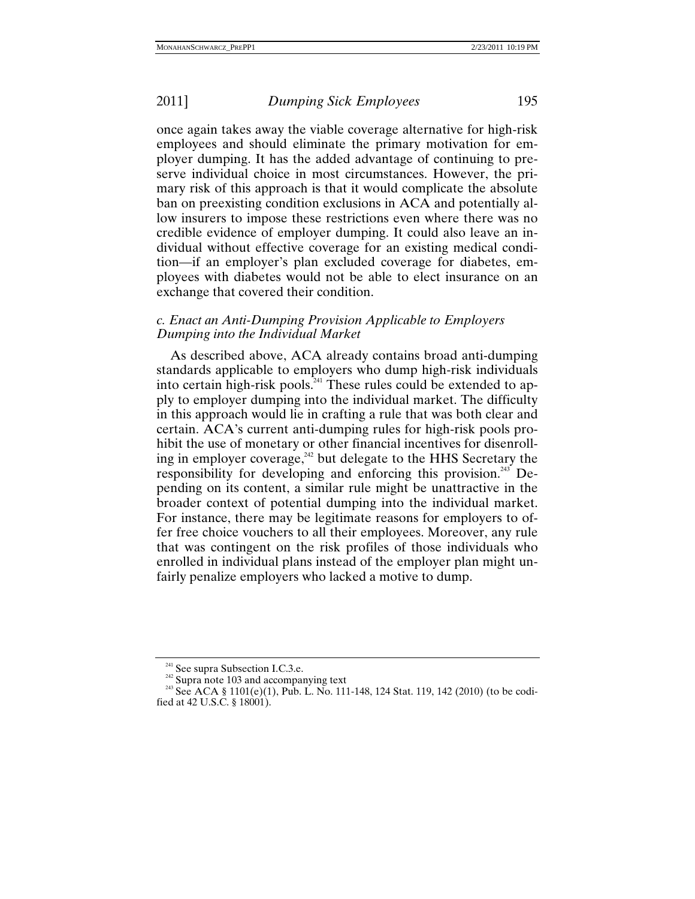once again takes away the viable coverage alternative for high-risk employees and should eliminate the primary motivation for employer dumping. It has the added advantage of continuing to preserve individual choice in most circumstances. However, the primary risk of this approach is that it would complicate the absolute ban on preexisting condition exclusions in ACA and potentially allow insurers to impose these restrictions even where there was no credible evidence of employer dumping. It could also leave an individual without effective coverage for an existing medical condition—if an employer's plan excluded coverage for diabetes, employees with diabetes would not be able to elect insurance on an exchange that covered their condition.

#### *c. Enact an Anti-Dumping Provision Applicable to Employers Dumping into the Individual Market*

As described above, ACA already contains broad anti-dumping standards applicable to employers who dump high-risk individuals into certain high-risk pools.[241] These rules could be extended to apply to employer dumping into the individual market. The difficulty in this approach would lie in crafting a rule that was both clear and certain. ACA's current anti-dumping rules for high-risk pools prohibit the use of monetary or other financial incentives for disenrolling in employer coverage,[242] but delegate to the HHS Secretary the responsibility for developing and enforcing this provision.[243] Depending on its content, a similar rule might be unattractive in the broader context of potential dumping into the individual market. For instance, there may be legitimate reasons for employers to offer free choice vouchers to all their employees. Moreover, any rule that was contingent on the risk profiles of those individuals who enrolled in individual plans instead of the employer plan might unfairly penalize employers who lacked a motive to dump.

---

[241] See supra Subsection I.C.3.e.

[242] Supra note 103 and accompanying text

[243] See ACA § 1101(e)(1), Pub. L. No. 111-148, 124 Stat. 119, 142 (2010) (to be codified at 42 U.S.C. § 18001).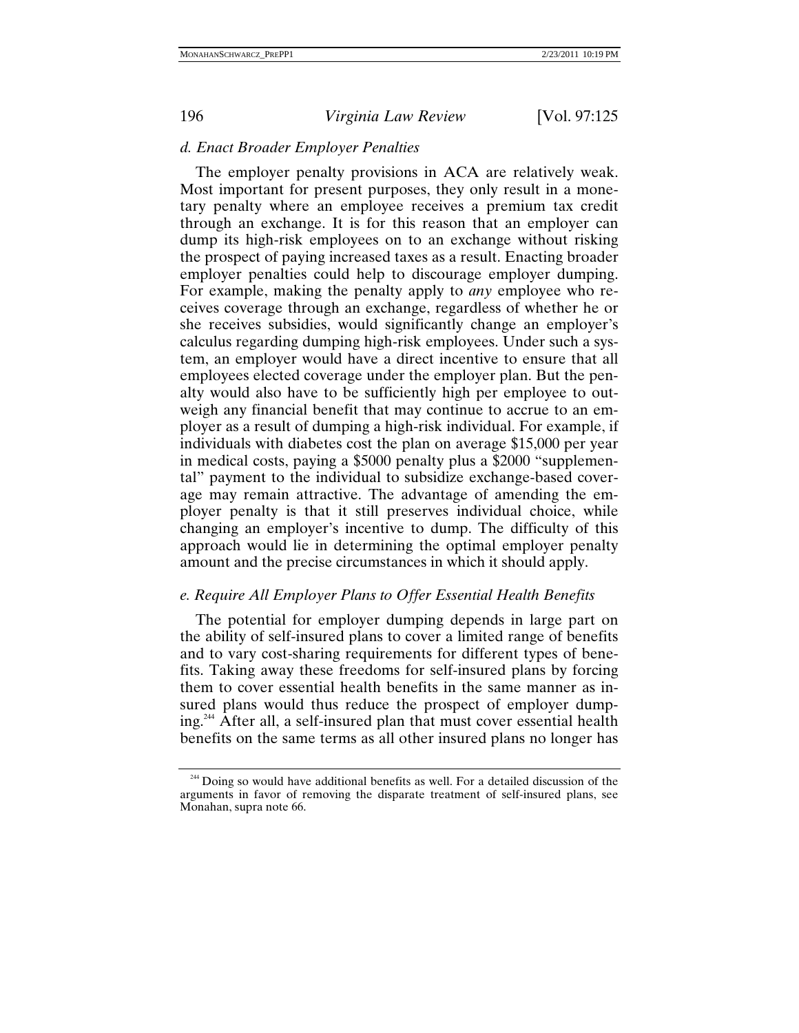### *d. Enact Broader Employer Penalties*

The employer penalty provisions in ACA are relatively weak. Most important for present purposes, they only result in a monetary penalty where an employee receives a premium tax credit through an exchange. It is for this reason that an employer can dump its high-risk employees on to an exchange without risking the prospect of paying increased taxes as a result. Enacting broader employer penalties could help to discourage employer dumping. For example, making the penalty apply to *any* employee who receives coverage through an exchange, regardless of whether he or she receives subsidies, would significantly change an employer's calculus regarding dumping high-risk employees. Under such a system, an employer would have a direct incentive to ensure that all employees elected coverage under the employer plan. But the penalty would also have to be sufficiently high per employee to outweigh any financial benefit that may continue to accrue to an employer as a result of dumping a high-risk individual. For example, if individuals with diabetes cost the plan on average $15,000 per year in medical costs, paying a $5000 penalty plus a $2000 "supplemental" payment to the individual to subsidize exchange-based coverage may remain attractive. The advantage of amending the employer penalty is that it still preserves individual choice, while changing an employer's incentive to dump. The difficulty of this approach would lie in determining the optimal employer penalty amount and the precise circumstances in which it should apply.

### *e. Require All Employer Plans to Offer Essential Health Benefits*

The potential for employer dumping depends in large part on the ability of self-insured plans to cover a limited range of benefits and to vary cost-sharing requirements for different types of benefits. Taking away these freedoms for self-insured plans by forcing them to cover essential health benefits in the same manner as insured plans would thus reduce the prospect of employer dumping.[244] After all, a self-insured plan that must cover essential health benefits on the same terms as all other insured plans no longer has

---

[244] Doing so would have additional benefits as well. For a detailed discussion of the arguments in favor of removing the disparate treatment of self-insured plans, see Monahan, supra note 66.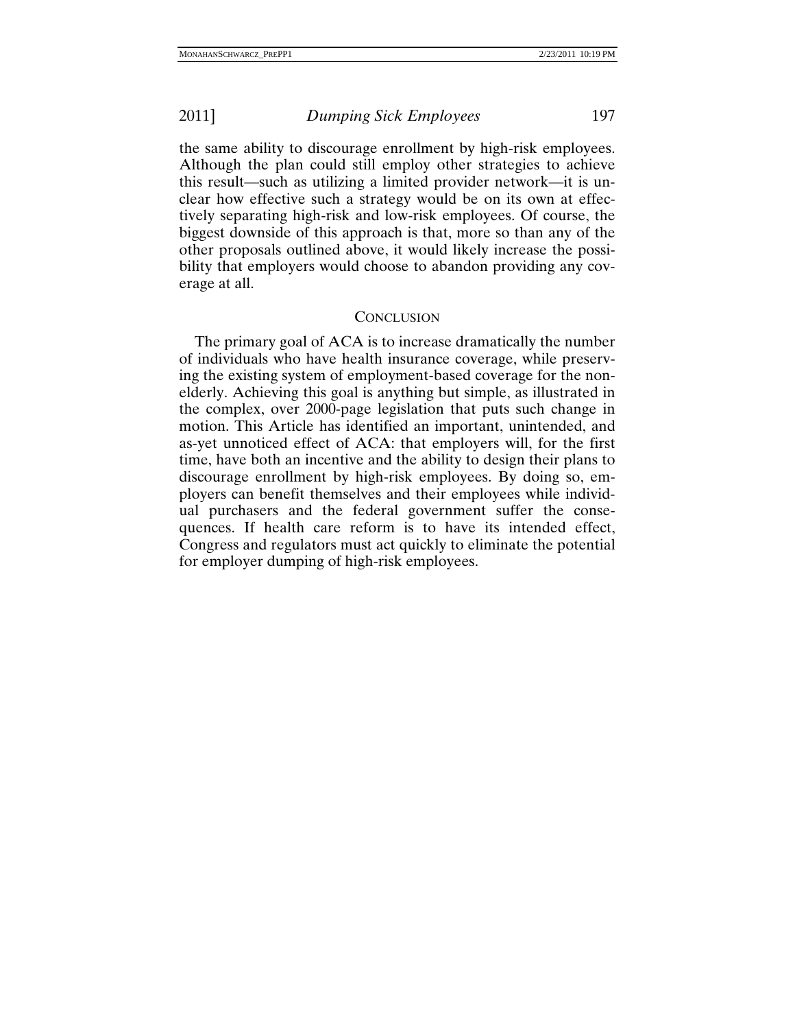the same ability to discourage enrollment by high-risk employees. Although the plan could still employ other strategies to achieve this result—such as utilizing a limited provider network—it is unclear how effective such a strategy would be on its own at effectively separating high-risk and low-risk employees. Of course, the biggest downside of this approach is that, more so than any of the other proposals outlined above, it would likely increase the possibility that employers would choose to abandon providing any coverage at all.

## CONCLUSION

The primary goal of ACA is to increase dramatically the number of individuals who have health insurance coverage, while preserving the existing system of employment-based coverage for the non-elderly. Achieving this goal is anything but simple, as illustrated in the complex, over 2000-page legislation that puts such change in motion. This Article has identified an important, unintended, and as-yet unnoticed effect of ACA: that employers will, for the first time, have both an incentive and the ability to design their plans to discourage enrollment by high-risk employees. By doing so, employers can benefit themselves and their employees while individual purchasers and the federal government suffer the consequences. If health care reform is to have its intended effect, Congress and regulators must act quickly to eliminate the potential for employer dumping of high-risk employees.